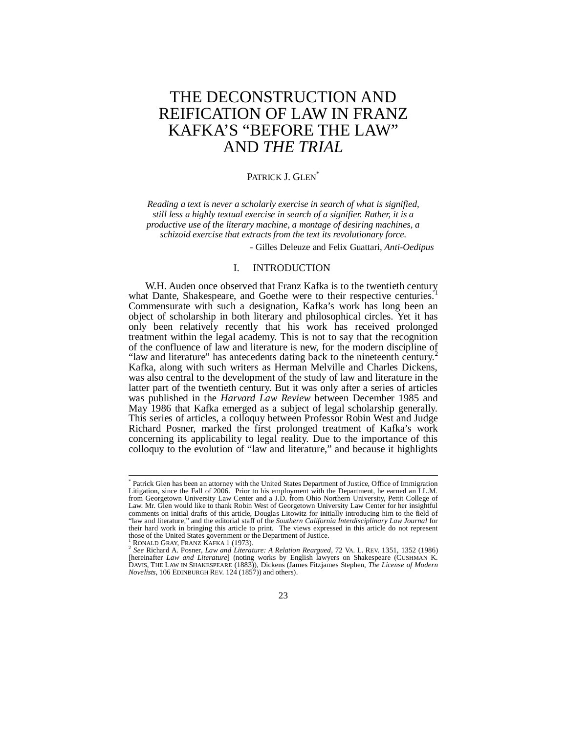# THE DECONSTRUCTION AND REIFICATION OF LAW IN FRANZ KAFKA'S "BEFORE THE LAW" AND *THE TRIAL*

PATRICK J. GLEN[*]

> *Reading a text is never a scholarly exercise in search of what is signified, still less a highly textual exercise in search of a signifier. Rather, it is a productive use of the literary machine, a montage of desiring machines, a schizoid exercise that extracts from the text its revolutionary force.*
>
> - Gilles Deleuze and Felix Guattari, *Anti-Oedipus*

## I. INTRODUCTION

W.H. Auden once observed that Franz Kafka is to the twentieth century what Dante, Shakespeare, and Goethe were to their respective centuries.[1] Commensurate with such a designation, Kafka's work has long been an object of scholarship in both literary and philosophical circles. Yet it has only been relatively recently that his work has received prolonged treatment within the legal academy. This is not to say that the recognition of the confluence of law and literature is new, for the modern discipline of "law and literature" has antecedents dating back to the nineteenth century.[2] Kafka, along with such writers as Herman Melville and Charles Dickens, was also central to the development of the study of law and literature in the latter part of the twentieth century. But it was only after a series of articles was published in the *Harvard Law Review* between December 1985 and May 1986 that Kafka emerged as a subject of legal scholarship generally. This series of articles, a colloquy between Professor Robin West and Judge Richard Posner, marked the first prolonged treatment of Kafka's work concerning its applicability to legal reality. Due to the importance of this colloquy to the evolution of "law and literature," and because it highlights

---

[*] Patrick Glen has been an attorney with the United States Department of Justice, Office of Immigration Litigation, since the Fall of 2006. Prior to his employment with the Department, he earned an LL.M. from Georgetown University Law Center and a J.D. from Ohio Northern University, Pettit College of Law. Mr. Glen would like to thank Robin West of Georgetown University Law Center for her insightful comments on initial drafts of this article, Douglas Litowitz for initially introducing him to the field of "law and literature," and the editorial staff of the *Southern California Interdisciplinary Law Journal* for their hard work in bringing this article to print. The views expressed in this article do not represent those of the United States government or the Department of Justice.

[1] RONALD GRAY, FRANZ KAFKA 1 (1973).

[2] *See* Richard A. Posner, *Law and Literature: A Relation Reargued*, 72 VA. L. REV. 1351, 1352 (1986) [hereinafter *Law and Literature*] (noting works by English lawyers on Shakespeare (CUSHMAN K. DAVIS, THE LAW IN SHAKESPEARE (1883)), Dickens (James Fitzjames Stephen, *The License of Modern Novelists*, 106 EDINBURGH REV. 124 (1857)) and others).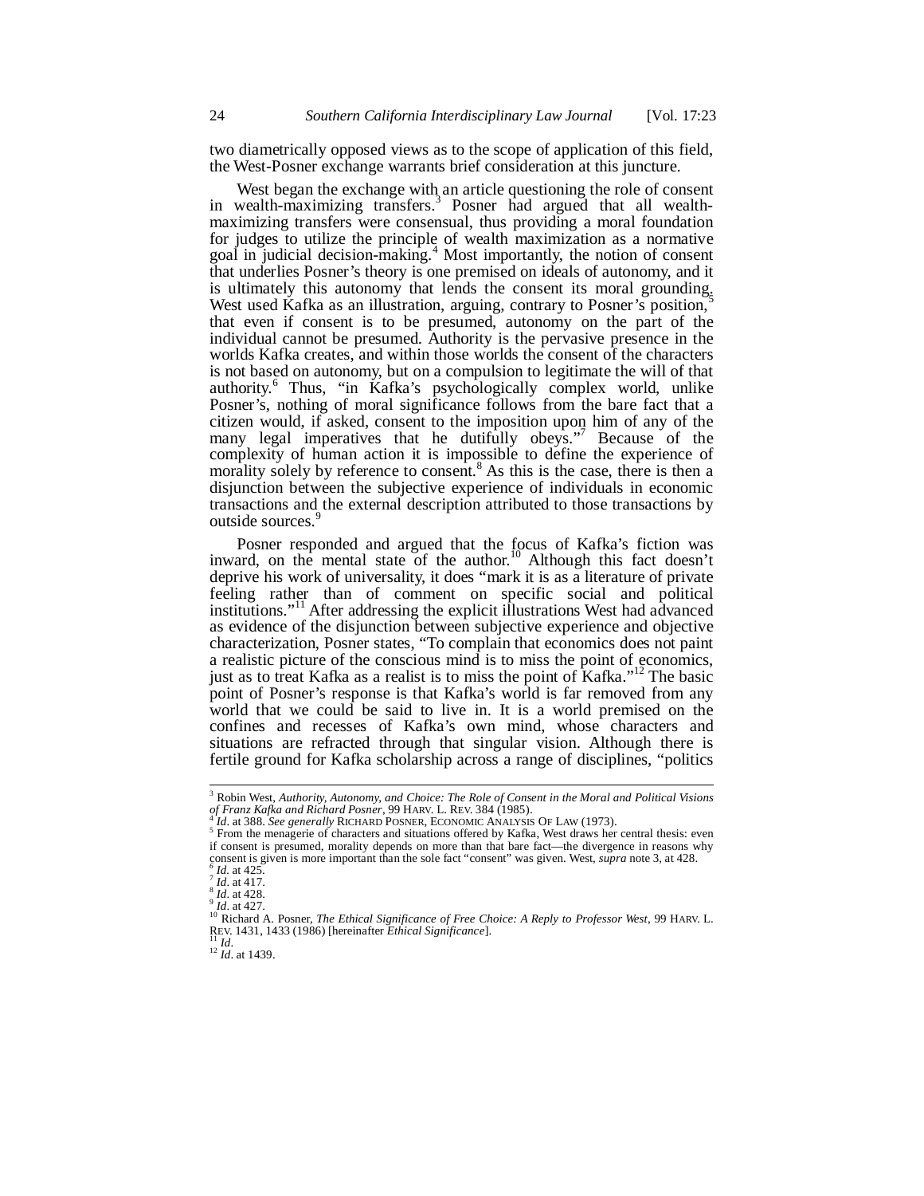two diametrically opposed views as to the scope of application of this field, the West-Posner exchange warrants brief consideration at this juncture.

West began the exchange with an article questioning the role of consent in wealth-maximizing transfers.[3] Posner had argued that all wealth-maximizing transfers were consensual, thus providing a moral foundation for judges to utilize the principle of wealth maximization as a normative goal in judicial decision-making.[4] Most importantly, the notion of consent that underlies Posner's theory is one premised on ideals of autonomy, and it is ultimately this autonomy that lends the consent its moral grounding. West used Kafka as an illustration, arguing, contrary to Posner's position,[5] that even if consent is to be presumed, autonomy on the part of the individual cannot be presumed. Authority is the pervasive presence in the worlds Kafka creates, and within those worlds the consent of the characters is not based on autonomy, but on a compulsion to legitimate the will of that authority.[6] Thus, "in Kafka's psychologically complex world, unlike Posner's, nothing of moral significance follows from the bare fact that a citizen would, if asked, consent to the imposition upon him of any of the many legal imperatives that he dutifully obeys."[7] Because of the complexity of human action it is impossible to define the experience of morality solely by reference to consent.[8] As this is the case, there is then a disjunction between the subjective experience of individuals in economic transactions and the external description attributed to those transactions by outside sources.[9]

Posner responded and argued that the focus of Kafka's fiction was inward, on the mental state of the author.[10] Although this fact doesn't deprive his work of universality, it does "mark it is as a literature of private feeling rather than of comment on specific social and political institutions."[11] After addressing the explicit illustrations West had advanced as evidence of the disjunction between subjective experience and objective characterization, Posner states, "To complain that economics does not paint a realistic picture of the conscious mind is to miss the point of economics, just as to treat Kafka as a realist is to miss the point of Kafka."[12] The basic point of Posner's response is that Kafka's world is far removed from any world that we could be said to live in. It is a world premised on the confines and recesses of Kafka's own mind, whose characters and situations are refracted through that singular vision. Although there is fertile ground for Kafka scholarship across a range of disciplines, "politics

---

[3] Robin West, *Authority, Autonomy, and Choice: The Role of Consent in the Moral and Political Visions of Franz Kafka and Richard Posner*, 99 HARV. L. REV. 384 (1985).

[4] *Id.* at 388. *See generally* RICHARD POSNER, ECONOMIC ANALYSIS OF LAW (1973).

[5] From the menagerie of characters and situations offered by Kafka, West draws her central thesis: even if consent is presumed, morality depends on more than that bare fact—the divergence in reasons why consent is given is more important than the sole fact "consent" was given. West, *supra* note 3, at 428.

[6] *Id.* at 425.

[7] *Id.* at 417.

[8] *Id.* at 428.

[9] *Id.* at 427.

[10] Richard A. Posner, *The Ethical Significance of Free Choice: A Reply to Professor West*, 99 HARV. L. REV. 1431, 1433 (1986) [hereinafter *Ethical Significance*].

[11] *Id.*

[12] *Id.* at 1439.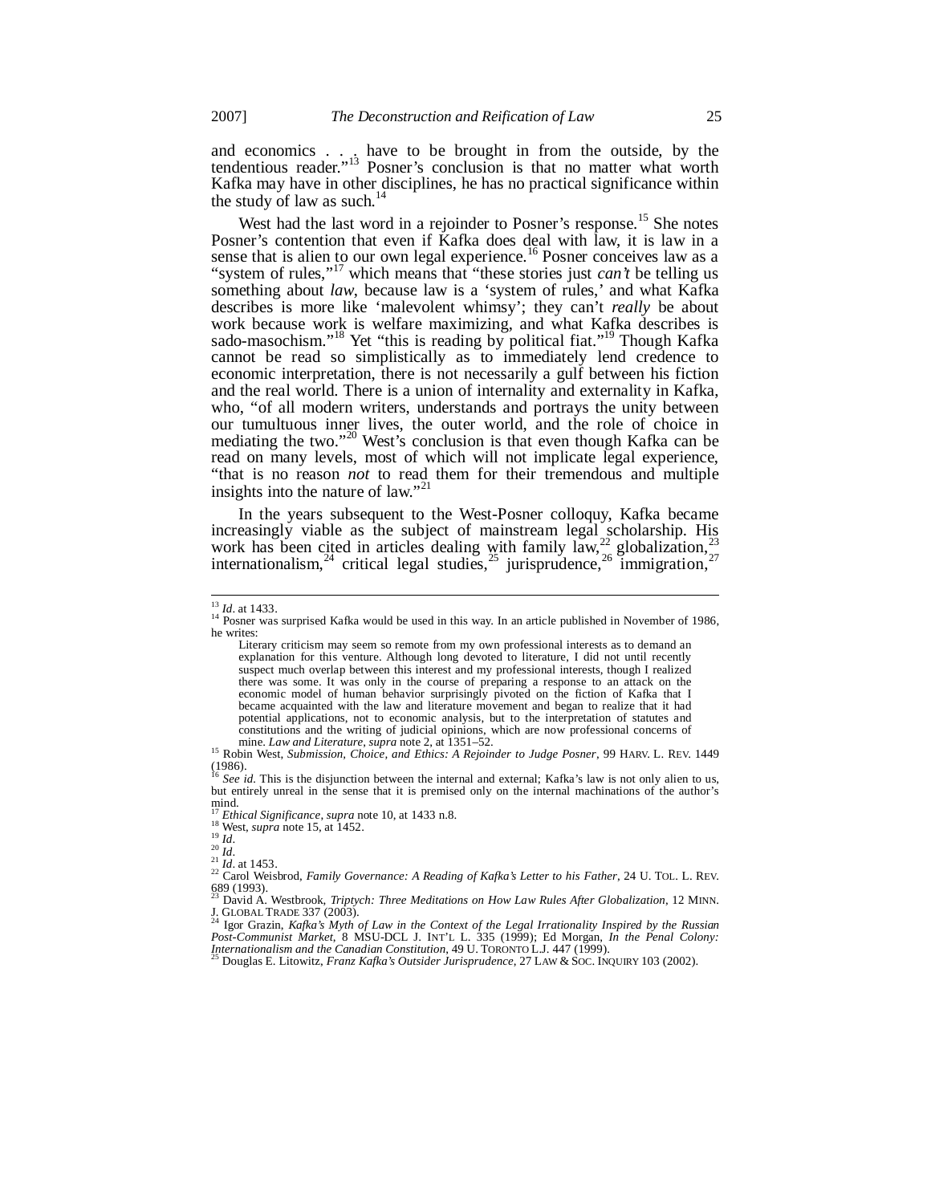and economics . . . have to be brought in from the outside, by the tendentious reader."[13] Posner's conclusion is that no matter what worth Kafka may have in other disciplines, he has no practical significance within the study of law as such.[14]

West had the last word in a rejoinder to Posner's response.[15] She notes Posner's contention that even if Kafka does deal with law, it is law in a sense that is alien to our own legal experience.[16] Posner conceives law as a "system of rules,"[17] which means that "these stories just *can't* be telling us something about *law*, because law is a 'system of rules,' and what Kafka describes is more like 'malevolent whimsy'; they can't *really* be about work because work is welfare maximizing, and what Kafka describes is sado-masochism."[18] Yet "this is reading by political fiat."[19] Though Kafka cannot be read so simplistically as to immediately lend credence to economic interpretation, there is not necessarily a gulf between his fiction and the real world. There is a union of internality and externality in Kafka, who, "of all modern writers, understands and portrays the unity between our tumultuous inner lives, the outer world, and the role of choice in mediating the two."[20] West's conclusion is that even though Kafka can be read on many levels, most of which will not implicate legal experience, "that is no reason *not* to read them for their tremendous and multiple insights into the nature of law."[21]

In the years subsequent to the West-Posner colloquy, Kafka became increasingly viable as the subject of mainstream legal scholarship. His work has been cited in articles dealing with family law,[22] globalization,[23] internationalism,[24] critical legal studies,[25] jurisprudence,[26] immigration,[27]

---

[13] *Id*. at 1433.

[14] Posner was surprised Kafka would be used in this way. In an article published in November of 1986, he writes:

> Literary criticism may seem so remote from my own professional interests as to demand an explanation for this venture. Although long devoted to literature, I did not until recently suspect much overlap between this interest and my professional interests, though I realized there was some. It was only in the course of preparing a response to an attack on the economic model of human behavior surprisingly pivoted on the fiction of Kafka that I became acquainted with the law and literature movement and began to realize that it had potential applications, not to economic analysis, but to the interpretation of statutes and constitutions and the writing of judicial opinions, which are now professional concerns of mine. *Law and Literature*, *supra* note 2, at 1351–52.

[15] Robin West, *Submission, Choice, and Ethics: A Rejoinder to Judge Posner*, 99 HARV. L. REV. 1449 (1986).

[16] *See id*. This is the disjunction between the internal and external; Kafka's law is not only alien to us, but entirely unreal in the sense that it is premised only on the internal machinations of the author's mind.

[17] *Ethical Significance*, *supra* note 10, at 1433 n.8.

[18] West, *supra* note 15, at 1452.

[19] *Id*.

[20] *Id*.

[21] *Id*. at 1453.

[22] Carol Weisbrod, *Family Governance: A Reading of Kafka's Letter to his Father*, 24 U. TOL. L. REV. 689 (1993).

[23] David A. Westbrook, *Triptych: Three Meditations on How Law Rules After Globalization*, 12 MINN. J. GLOBAL TRADE 337 (2003).

[24] Igor Grazin, *Kafka's Myth of Law in the Context of the Legal Irrationality Inspired by the Russian Post-Communist Market*, 8 MSU-DCL J. INT'L L. 335 (1999); Ed Morgan, *In the Penal Colony: Internationalism and the Canadian Constitution*, 49 U. TORONTO L.J. 447 (1999).

[25] Douglas E. Litowitz, *Franz Kafka's Outsider Jurisprudence*, 27 LAW & SOC. INQUIRY 103 (2002).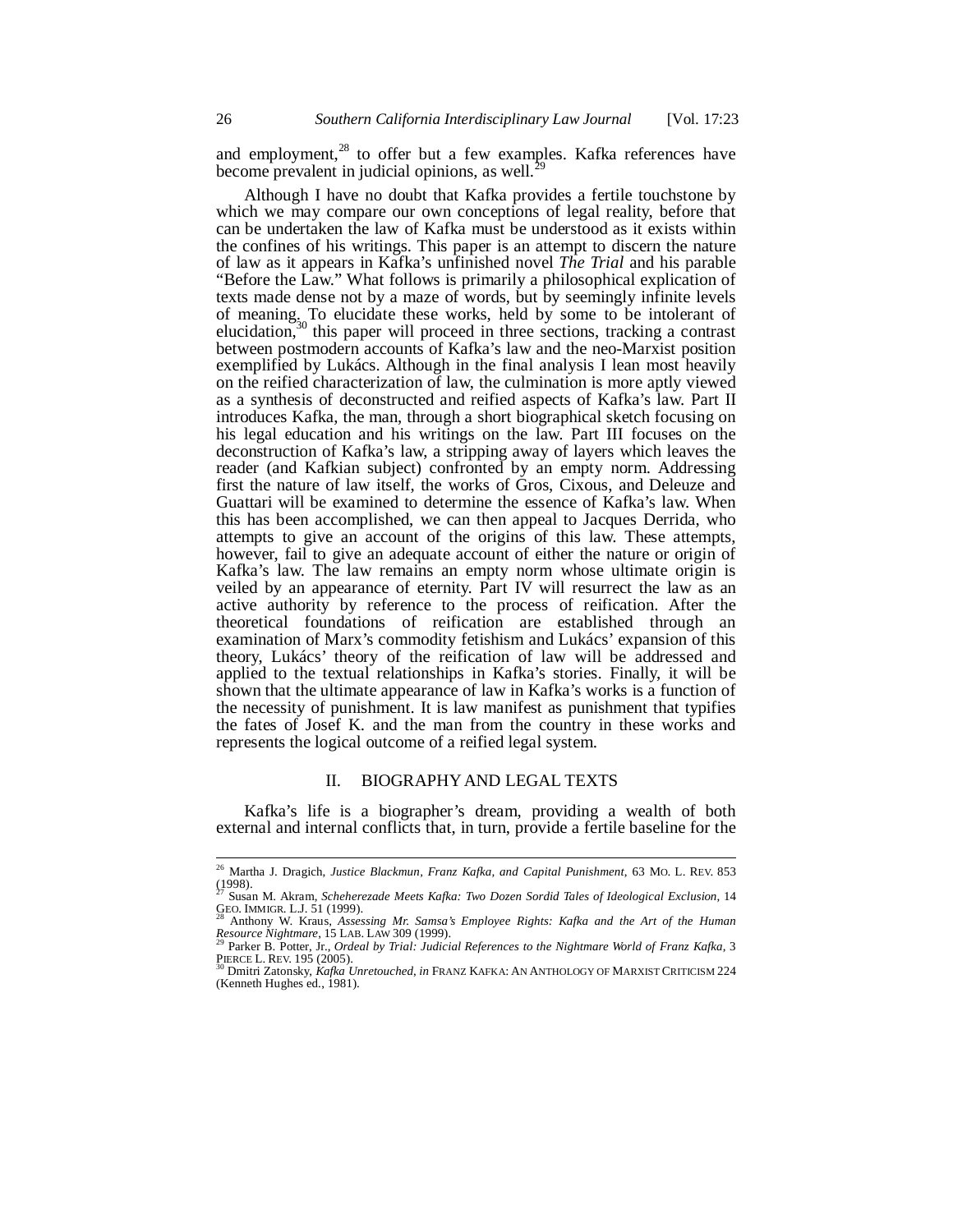and employment,[28] to offer but a few examples. Kafka references have become prevalent in judicial opinions, as well.[29]

Although I have no doubt that Kafka provides a fertile touchstone by which we may compare our own conceptions of legal reality, before that can be undertaken the law of Kafka must be understood as it exists within the confines of his writings. This paper is an attempt to discern the nature of law as it appears in Kafka's unfinished novel *The Trial* and his parable "Before the Law." What follows is primarily a philosophical explication of texts made dense not by a maze of words, but by seemingly infinite levels of meaning. To elucidate these works, held by some to be intolerant of elucidation,[30] this paper will proceed in three sections, tracking a contrast between postmodern accounts of Kafka's law and the neo-Marxist position exemplified by Lukács. Although in the final analysis I lean most heavily on the reified characterization of law, the culmination is more aptly viewed as a synthesis of deconstructed and reified aspects of Kafka's law. Part II introduces Kafka, the man, through a short biographical sketch focusing on his legal education and his writings on the law. Part III focuses on the deconstruction of Kafka's law, a stripping away of layers which leaves the reader (and Kafkian subject) confronted by an empty norm. Addressing first the nature of law itself, the works of Gros, Cixous, and Deleuze and Guattari will be examined to determine the essence of Kafka's law. When this has been accomplished, we can then appeal to Jacques Derrida, who attempts to give an account of the origins of this law. These attempts, however, fail to give an adequate account of either the nature or origin of Kafka's law. The law remains an empty norm whose ultimate origin is veiled by an appearance of eternity. Part IV will resurrect the law as an active authority by reference to the process of reification. After the theoretical foundations of reification are established through an examination of Marx's commodity fetishism and Lukács' expansion of this theory, Lukács' theory of the reification of law will be addressed and applied to the textual relationships in Kafka's stories. Finally, it will be shown that the ultimate appearance of law in Kafka's works is a function of the necessity of punishment. It is law manifest as punishment that typifies the fates of Josef K. and the man from the country in these works and represents the logical outcome of a reified legal system.

## II. BIOGRAPHY AND LEGAL TEXTS

Kafka's life is a biographer's dream, providing a wealth of both external and internal conflicts that, in turn, provide a fertile baseline for the

---

[26] Martha J. Dragich, *Justice Blackmun, Franz Kafka, and Capital Punishment*, 63 MO. L. REV. 853 (1998).

[27] Susan M. Akram, *Scheherezade Meets Kafka: Two Dozen Sordid Tales of Ideological Exclusion*, 14 GEO. IMMIGR. L.J. 51 (1999).

[28] Anthony W. Kraus, *Assessing Mr. Samsa's Employee Rights: Kafka and the Art of the Human Resource Nightmare*, 15 LAB. LAW 309 (1999).

[29] Parker B. Potter, Jr., *Ordeal by Trial: Judicial References to the Nightmare World of Franz Kafka*, 3 PIERCE L. REV. 195 (2005).

[30] Dmitri Zatonsky, *Kafka Unretouched*, *in* FRANZ KAFKA: AN ANTHOLOGY OF MARXIST CRITICISM 224 (Kenneth Hughes ed., 1981).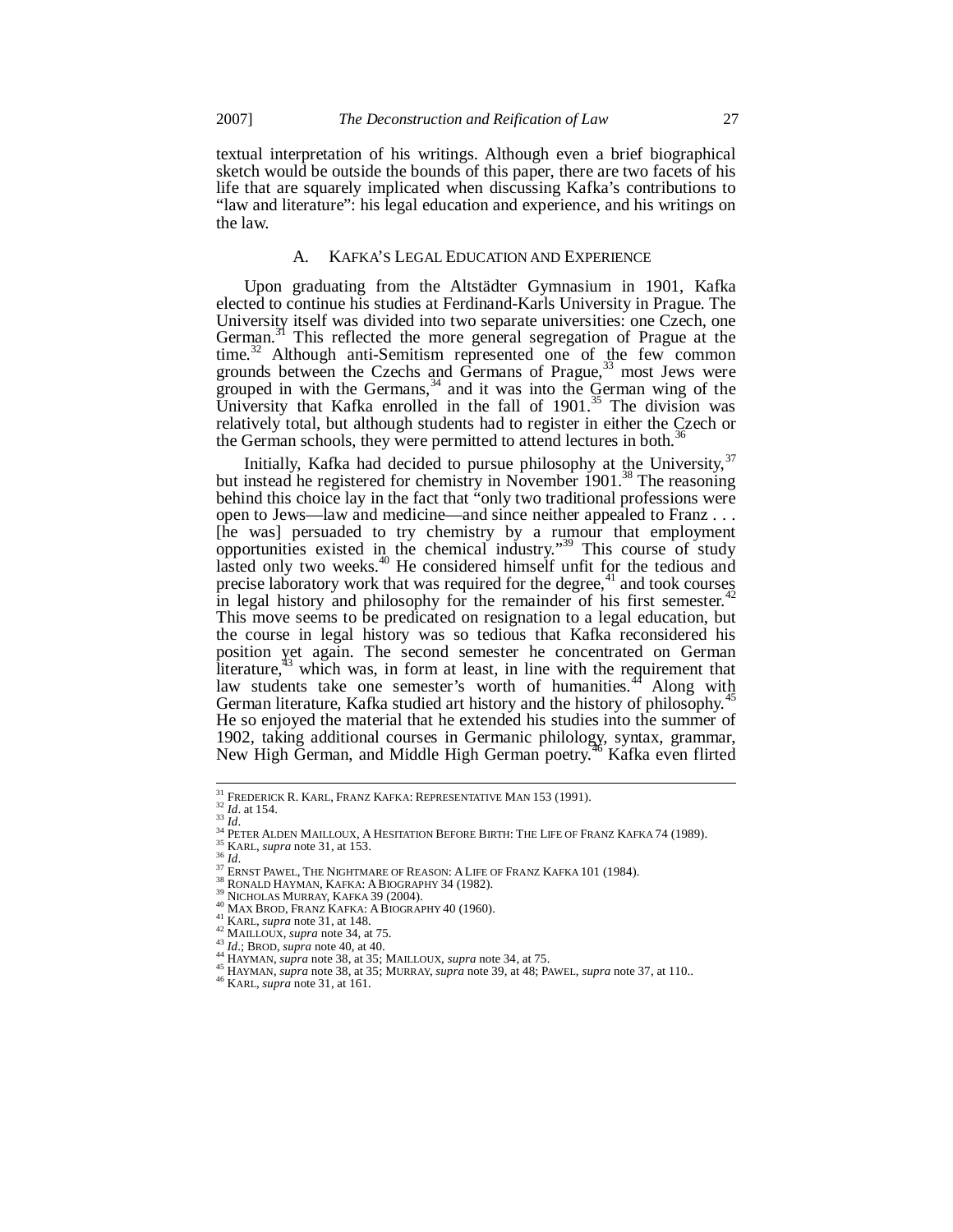textual interpretation of his writings. Although even a brief biographical sketch would be outside the bounds of this paper, there are two facets of his life that are squarely implicated when discussing Kafka's contributions to "law and literature": his legal education and experience, and his writings on the law.

### A. Kafka's Legal Education and Experience

Upon graduating from the Altstädter Gymnasium in 1901, Kafka elected to continue his studies at Ferdinand-Karls University in Prague. The University itself was divided into two separate universities: one Czech, one German.[31] This reflected the more general segregation of Prague at the time.[32] Although anti-Semitism represented one of the few common grounds between the Czechs and Germans of Prague,[33] most Jews were grouped in with the Germans,[34] and it was into the German wing of the University that Kafka enrolled in the fall of 1901.[35] The division was relatively total, but although students had to register in either the Czech or the German schools, they were permitted to attend lectures in both.[36]

Initially, Kafka had decided to pursue philosophy at the University,[37] but instead he registered for chemistry in November 1901.[38] The reasoning behind this choice lay in the fact that "only two traditional professions were open to Jews—law and medicine—and since neither appealed to Franz . . . [he was] persuaded to try chemistry by a rumour that employment opportunities existed in the chemical industry."[39] This course of study lasted only two weeks.[40] He considered himself unfit for the tedious and precise laboratory work that was required for the degree,[41] and took courses in legal history and philosophy for the remainder of his first semester.[42] This move seems to be predicated on resignation to a legal education, but the course in legal history was so tedious that Kafka reconsidered his position yet again. The second semester he concentrated on German literature,[43] which was, in form at least, in line with the requirement that law students take one semester's worth of humanities.[44] Along with German literature, Kafka studied art history and the history of philosophy.[45] He so enjoyed the material that he extended his studies into the summer of 1902, taking additional courses in Germanic philology, syntax, grammar, New High German, and Middle High German poetry.[46] Kafka even flirted

---

[31] Frederick R. Karl, Franz Kafka: Representative Man 153 (1991).
[32] *Id*. at 154.
[33] *Id*.
[34] Peter Alden Mailloux, A Hesitation Before Birth: The Life of Franz Kafka 74 (1989).
[35] Karl, *supra* note 31, at 153.
[36] *Id*.
[37] Ernst Pawel, The Nightmare of Reason: A Life of Franz Kafka 101 (1984).
[38] Ronald Hayman, Kafka: A Biography 34 (1982).
[39] Nicholas Murray, Kafka 39 (2004).
[40] Max Brod, Franz Kafka: A Biography 40 (1960).
[41] Karl, *supra* note 31, at 148.
[42] Mailloux, *supra* note 34, at 75.
[43] *Id*.; Brod, *supra* note 40, at 40.
[44] Hayman, *supra* note 38, at 35; Mailloux, *supra* note 34, at 75.
[45] Hayman, *supra* note 38, at 35; Murray, *supra* note 39, at 48; Pawel, *supra* note 37, at 110..
[46] Karl, *supra* note 31, at 161.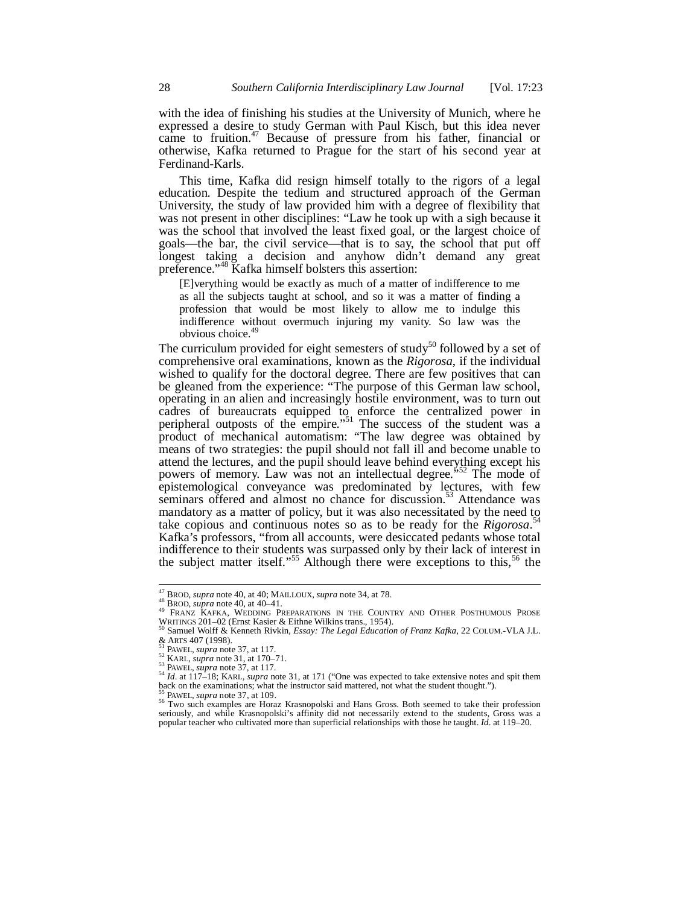with the idea of finishing his studies at the University of Munich, where he expressed a desire to study German with Paul Kisch, but this idea never came to fruition.[47] Because of pressure from his father, financial or otherwise, Kafka returned to Prague for the start of his second year at Ferdinand-Karls.

This time, Kafka did resign himself totally to the rigors of a legal education. Despite the tedium and structured approach of the German University, the study of law provided him with a degree of flexibility that was not present in other disciplines: "Law he took up with a sigh because it was the school that involved the least fixed goal, or the largest choice of goals—the bar, the civil service—that is to say, the school that put off longest taking a decision and anyhow didn't demand any great preference."[48] Kafka himself bolsters this assertion:

> [E]verything would be exactly as much of a matter of indifference to me as all the subjects taught at school, and so it was a matter of finding a profession that would be most likely to allow me to indulge this indifference without overmuch injuring my vanity. So law was the obvious choice.[49]

The curriculum provided for eight semesters of study[50] followed by a set of comprehensive oral examinations, known as the *Rigorosa*, if the individual wished to qualify for the doctoral degree. There are few positives that can be gleaned from the experience: "The purpose of this German law school, operating in an alien and increasingly hostile environment, was to turn out cadres of bureaucrats equipped to enforce the centralized power in peripheral outposts of the empire."[51] The success of the student was a product of mechanical automatism: "The law degree was obtained by means of two strategies: the pupil should not fall ill and become unable to attend the lectures, and the pupil should leave behind everything except his powers of memory. Law was not an intellectual degree."[52] The mode of epistemological conveyance was predominated by lectures, with few seminars offered and almost no chance for discussion.[53] Attendance was mandatory as a matter of policy, but it was also necessitated by the need to take copious and continuous notes so as to be ready for the *Rigorosa*.[54] Kafka's professors, "from all accounts, were desiccated pedants whose total indifference to their students was surpassed only by their lack of interest in the subject matter itself."[55] Although there were exceptions to this,[56] the

---

[47] BROD, *supra* note 40, at 40; MAILLOUX, *supra* note 34, at 78.

[48] BROD, *supra* note 40, at 40–41.

[49] FRANZ KAFKA, WEDDING PREPARATIONS IN THE COUNTRY AND OTHER POSTHUMOUS PROSE WRITINGS 201–02 (Ernst Kasier & Eithne Wilkins trans., 1954).

[50] Samuel Wolff & Kenneth Rivkin, *Essay: The Legal Education of Franz Kafka*, 22 COLUM.-VLA J.L. & ARTS 407 (1998).

[51] PAWEL, *supra* note 37, at 117.

[52] KARL, *supra* note 31, at 170–71.

[53] PAWEL, *supra* note 37, at 117.

[54] *Id*. at 117–18; KARL, *supra* note 31, at 171 ("One was expected to take extensive notes and spit them back on the examinations; what the instructor said mattered, not what the student thought.").

[55] PAWEL, *supra* note 37, at 109.

[56] Two such examples are Horaz Krasnopolski and Hans Gross. Both seemed to take their profession seriously, and while Krasnopolski's affinity did not necessarily extend to the students, Gross was a popular teacher who cultivated more than superficial relationships with those he taught. *Id*. at 119–20.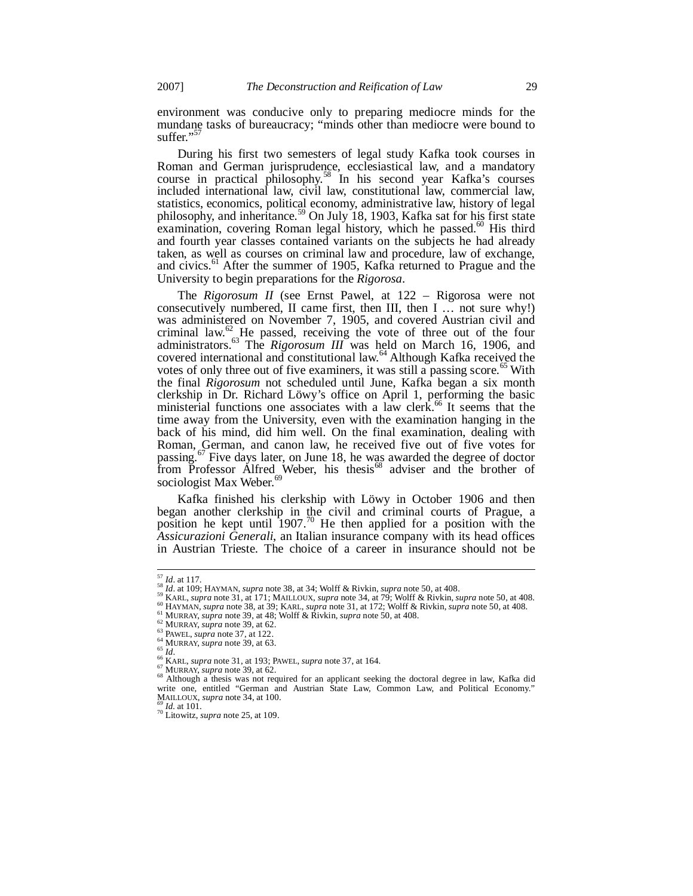environment was conducive only to preparing mediocre minds for the mundane tasks of bureaucracy; "minds other than mediocre were bound to suffer."[57]

During his first two semesters of legal study Kafka took courses in Roman and German jurisprudence, ecclesiastical law, and a mandatory course in practical philosophy.[58] In his second year Kafka's courses included international law, civil law, constitutional law, commercial law, statistics, economics, political economy, administrative law, history of legal philosophy, and inheritance.[59] On July 18, 1903, Kafka sat for his first state examination, covering Roman legal history, which he passed.[60] His third and fourth year classes contained variants on the subjects he had already taken, as well as courses on criminal law and procedure, law of exchange, and civics.[61] After the summer of 1905, Kafka returned to Prague and the University to begin preparations for the *Rigorosa*.

The *Rigorosum II* (see Ernst Pawel, at 122 – Rigorosa were not consecutively numbered, II came first, then III, then I … not sure why!) was administered on November 7, 1905, and covered Austrian civil and criminal law.[62] He passed, receiving the vote of three out of the four administrators.[63] The *Rigorosum III* was held on March 16, 1906, and covered international and constitutional law.[64] Although Kafka received the votes of only three out of five examiners, it was still a passing score.[65] With the final *Rigorosum* not scheduled until June, Kafka began a six month clerkship in Dr. Richard Löwy's office on April 1, performing the basic ministerial functions one associates with a law clerk.[66] It seems that the time away from the University, even with the examination hanging in the back of his mind, did him well. On the final examination, dealing with Roman, German, and canon law, he received five out of five votes for passing.[67] Five days later, on June 18, he was awarded the degree of doctor from Professor Alfred Weber, his thesis[68] adviser and the brother of sociologist Max Weber.[69]

Kafka finished his clerkship with Löwy in October 1906 and then began another clerkship in the civil and criminal courts of Prague, a position he kept until 1907.[70] He then applied for a position with the *Assicurazioni Generali*, an Italian insurance company with its head offices in Austrian Trieste. The choice of a career in insurance should not be

---

[57] *Id*. at 117.
[58] *Id*. at 109; HAYMAN, *supra* note 38, at 34; Wolff & Rivkin, *supra* note 50, at 408.
[59] KARL, *supra* note 31, at 171; MAILLOUX, *supra* note 34, at 79; Wolff & Rivkin, *supra* note 50, at 408.
[60] HAYMAN, *supra* note 38, at 39; KARL, *supra* note 31, at 172; Wolff & Rivkin, *supra* note 50, at 408.
[61] MURRAY, *supra* note 39, at 48; Wolff & Rivkin, *supra* note 50, at 408.
[62] MURRAY, *supra* note 39, at 62.
[63] PAWEL, *supra* note 37, at 122.
[64] MURRAY, *supra* note 39, at 63.
[65] *Id*.
[66] KARL, *supra* note 31, at 193; PAWEL, *supra* note 37, at 164.
[67] MURRAY, *supra* note 39, at 62.
[68] Although a thesis was not required for an applicant seeking the doctoral degree in law, Kafka did write one, entitled "German and Austrian State Law, Common Law, and Political Economy." MAILLOUX, *supra* note 34, at 100.
[69] *Id*. at 101.
[70] Litowitz, *supra* note 25, at 109.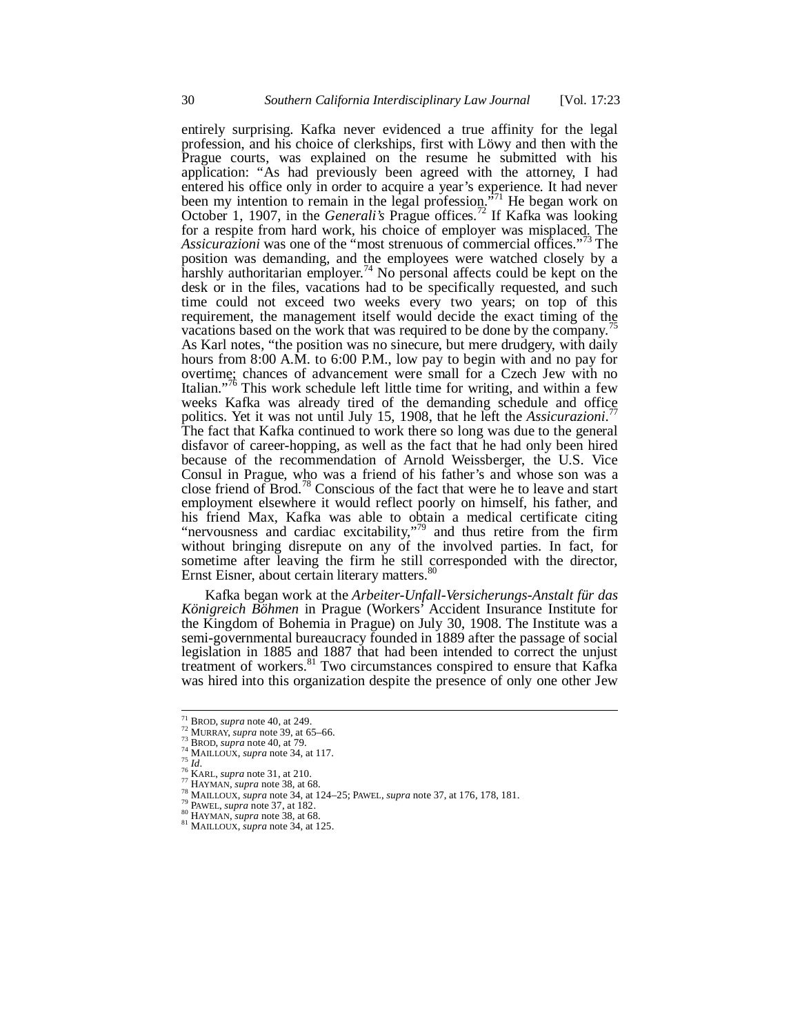entirely surprising. Kafka never evidenced a true affinity for the legal profession, and his choice of clerkships, first with Löwy and then with the Prague courts, was explained on the resume he submitted with his application: "As had previously been agreed with the attorney, I had entered his office only in order to acquire a year's experience. It had never been my intention to remain in the legal profession."[71] He began work on October 1, 1907, in the *Generali's* Prague offices.[72] If Kafka was looking for a respite from hard work, his choice of employer was misplaced. The *Assicurazioni* was one of the "most strenuous of commercial offices."[73] The position was demanding, and the employees were watched closely by a harshly authoritarian employer.[74] No personal affects could be kept on the desk or in the files, vacations had to be specifically requested, and such time could not exceed two weeks every two years; on top of this requirement, the management itself would decide the exact timing of the vacations based on the work that was required to be done by the company.[75] As Karl notes, "the position was no sinecure, but mere drudgery, with daily hours from 8:00 A.M. to 6:00 P.M., low pay to begin with and no pay for overtime; chances of advancement were small for a Czech Jew with no Italian."[76] This work schedule left little time for writing, and within a few weeks Kafka was already tired of the demanding schedule and office politics. Yet it was not until July 15, 1908, that he left the *Assicurazioni*.[77] The fact that Kafka continued to work there so long was due to the general disfavor of career-hopping, as well as the fact that he had only been hired because of the recommendation of Arnold Weissberger, the U.S. Vice Consul in Prague, who was a friend of his father's and whose son was a close friend of Brod.[78] Conscious of the fact that were he to leave and start employment elsewhere it would reflect poorly on himself, his father, and his friend Max, Kafka was able to obtain a medical certificate citing "nervousness and cardiac excitability,"[79] and thus retire from the firm without bringing disrepute on any of the involved parties. In fact, for sometime after leaving the firm he still corresponded with the director, Ernst Eisner, about certain literary matters.[80]

Kafka began work at the *Arbeiter-Unfall-Versicherungs-Anstalt für das Königreich Böhmen* in Prague (Workers' Accident Insurance Institute for the Kingdom of Bohemia in Prague) on July 30, 1908. The Institute was a semi-governmental bureaucracy founded in 1889 after the passage of social legislation in 1885 and 1887 that had been intended to correct the unjust treatment of workers.[81] Two circumstances conspired to ensure that Kafka was hired into this organization despite the presence of only one other Jew

---

[71] BROD, *supra* note 40, at 249.
[72] MURRAY, *supra* note 39, at 65–66.
[73] BROD, *supra* note 40, at 79.
[74] MAILLOUX, *supra* note 34, at 117.
[75] *Id.*
[76] KARL, *supra* note 31, at 210.
[77] HAYMAN, *supra* note 38, at 68.
[78] MAILLOUX, *supra* note 34, at 124–25; PAWEL, *supra* note 37, at 176, 178, 181.
[79] PAWEL, *supra* note 37, at 182.
[80] HAYMAN, *supra* note 38, at 68.
[81] MAILLOUX, *supra* note 34, at 125.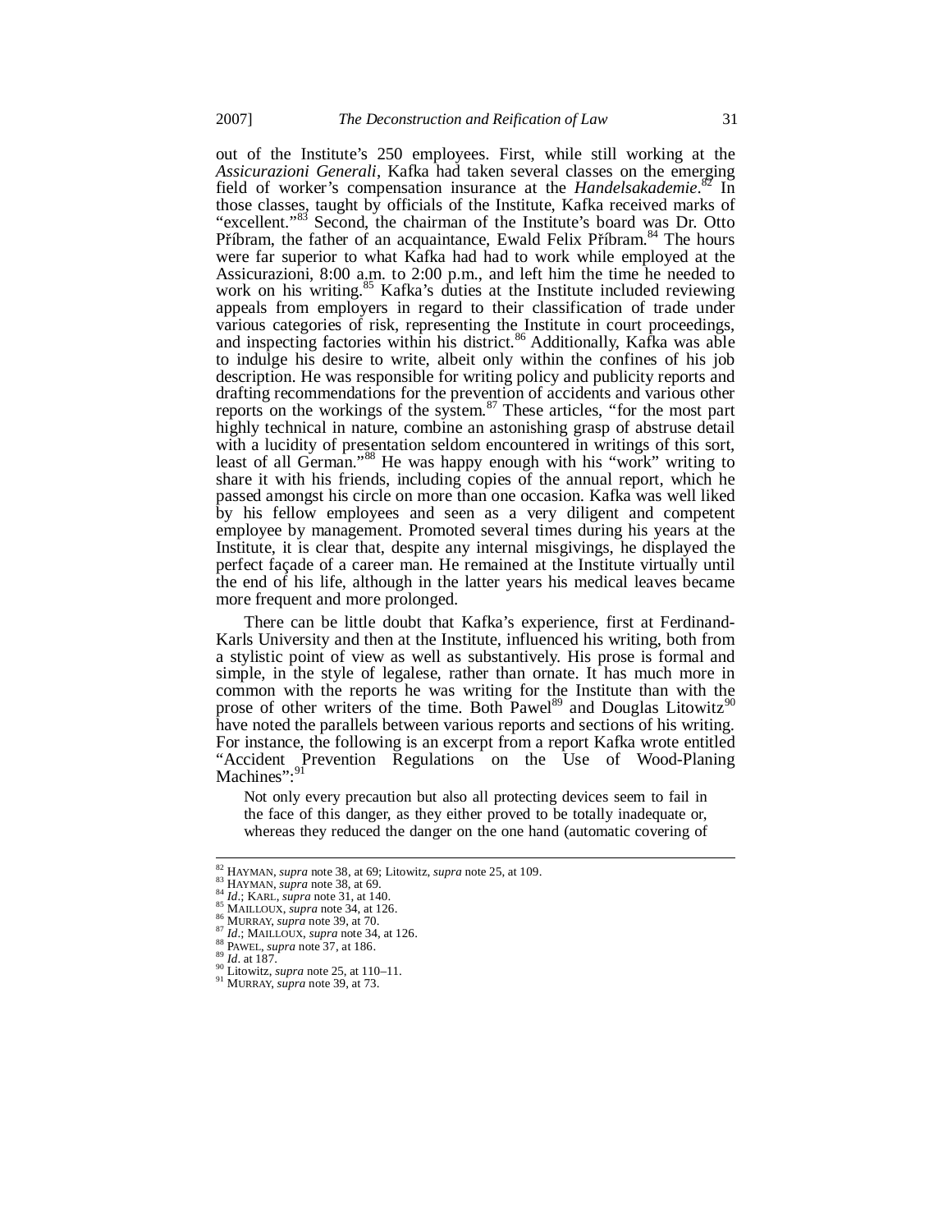out of the Institute's 250 employees. First, while still working at the *Assicurazioni Generali*, Kafka had taken several classes on the emerging field of worker's compensation insurance at the *Handelsakademie*.[82] In those classes, taught by officials of the Institute, Kafka received marks of "excellent."[83] Second, the chairman of the Institute's board was Dr. Otto Příbram, the father of an acquaintance, Ewald Felix Příbram.[84] The hours were far superior to what Kafka had had to work while employed at the Assicurazioni, 8:00 a.m. to 2:00 p.m., and left him the time he needed to work on his writing.[85] Kafka's duties at the Institute included reviewing appeals from employers in regard to their classification of trade under various categories of risk, representing the Institute in court proceedings, and inspecting factories within his district.[86] Additionally, Kafka was able to indulge his desire to write, albeit only within the confines of his job description. He was responsible for writing policy and publicity reports and drafting recommendations for the prevention of accidents and various other reports on the workings of the system.[87] These articles, "for the most part highly technical in nature, combine an astonishing grasp of abstruse detail with a lucidity of presentation seldom encountered in writings of this sort, least of all German."[88] He was happy enough with his "work" writing to share it with his friends, including copies of the annual report, which he passed amongst his circle on more than one occasion. Kafka was well liked by his fellow employees and seen as a very diligent and competent employee by management. Promoted several times during his years at the Institute, it is clear that, despite any internal misgivings, he displayed the perfect façade of a career man. He remained at the Institute virtually until the end of his life, although in the latter years his medical leaves became more frequent and more prolonged.

There can be little doubt that Kafka's experience, first at Ferdinand-Karls University and then at the Institute, influenced his writing, both from a stylistic point of view as well as substantively. His prose is formal and simple, in the style of legalese, rather than ornate. It has much more in common with the reports he was writing for the Institute than with the prose of other writers of the time. Both Pawel[89] and Douglas Litowitz[90] have noted the parallels between various reports and sections of his writing. For instance, the following is an excerpt from a report Kafka wrote entitled "Accident Prevention Regulations on the Use of Wood-Planing Machines":[91]

> Not only every precaution but also all protecting devices seem to fail in the face of this danger, as they either proved to be totally inadequate or, whereas they reduced the danger on the one hand (automatic covering of

---

[82] HAYMAN, *supra* note 38, at 69; Litowitz, *supra* note 25, at 109.
[83] HAYMAN, *supra* note 38, at 69.
[84] *Id.*; KARL, *supra* note 31, at 140.
[85] MAILLOUX, *supra* note 34, at 126.
[86] MURRAY, *supra* note 39, at 70.
[87] *Id.*; MAILLOUX, *supra* note 34, at 126.
[88] PAWEL, *supra* note 37, at 186.
[89] *Id.* at 187.
[90] Litowitz, *supra* note 25, at 110–11.
[91] MURRAY, *supra* note 39, at 73.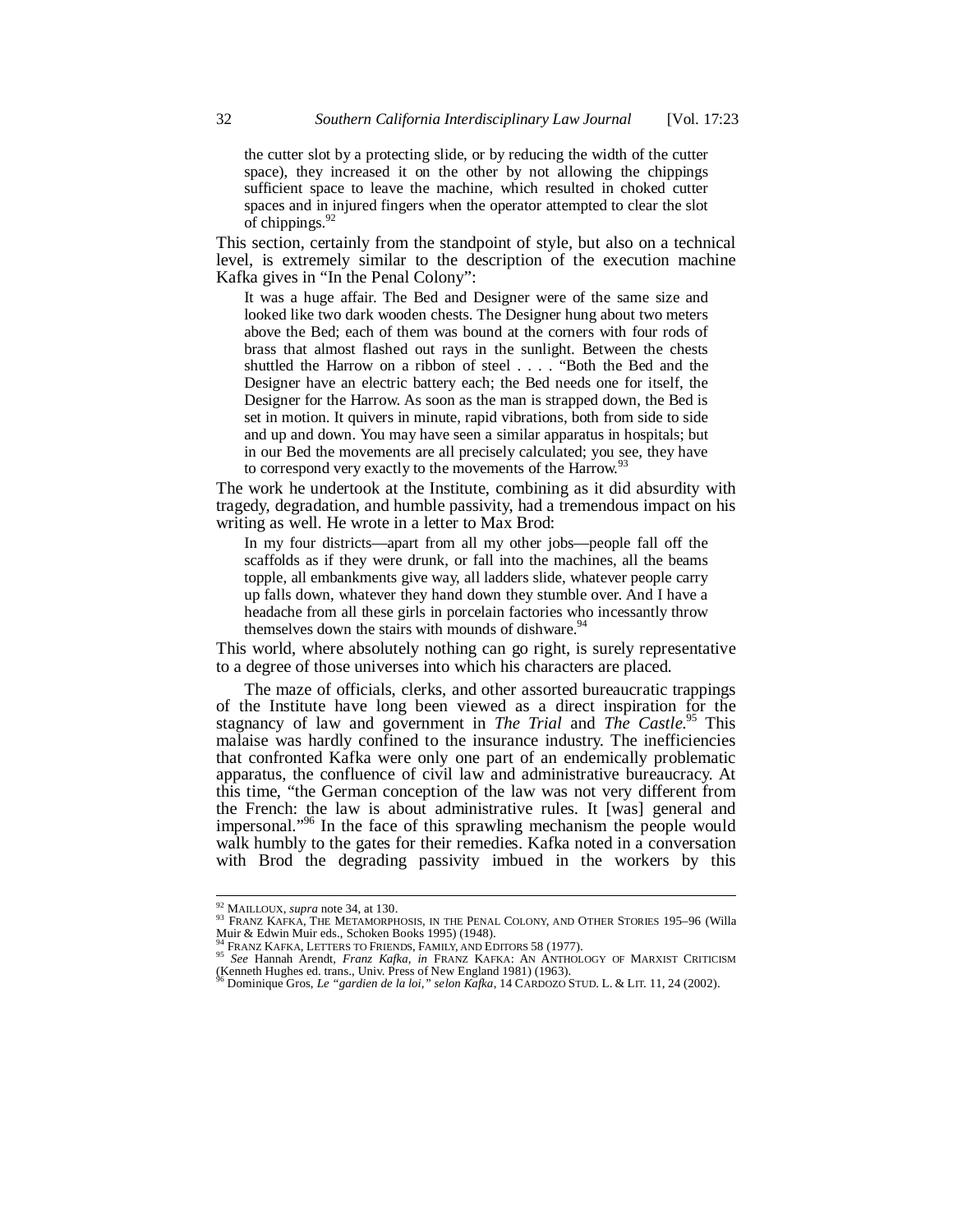> the cutter slot by a protecting slide, or by reducing the width of the cutter space), they increased it on the other by not allowing the chippings sufficient space to leave the machine, which resulted in choked cutter spaces and in injured fingers when the operator attempted to clear the slot of chippings.[92]

This section, certainly from the standpoint of style, but also on a technical level, is extremely similar to the description of the execution machine Kafka gives in "In the Penal Colony":

> It was a huge affair. The Bed and Designer were of the same size and looked like two dark wooden chests. The Designer hung about two meters above the Bed; each of them was bound at the corners with four rods of brass that almost flashed out rays in the sunlight. Between the chests shuttled the Harrow on a ribbon of steel . . . . "Both the Bed and the Designer have an electric battery each; the Bed needs one for itself, the Designer for the Harrow. As soon as the man is strapped down, the Bed is set in motion. It quivers in minute, rapid vibrations, both from side to side and up and down. You may have seen a similar apparatus in hospitals; but in our Bed the movements are all precisely calculated; you see, they have to correspond very exactly to the movements of the Harrow.[93]

The work he undertook at the Institute, combining as it did absurdity with tragedy, degradation, and humble passivity, had a tremendous impact on his writing as well. He wrote in a letter to Max Brod:

> In my four districts—apart from all my other jobs—people fall off the scaffolds as if they were drunk, or fall into the machines, all the beams topple, all embankments give way, all ladders slide, whatever people carry up falls down, whatever they hand down they stumble over. And I have a headache from all these girls in porcelain factories who incessantly throw themselves down the stairs with mounds of dishware.[94]

This world, where absolutely nothing can go right, is surely representative to a degree of those universes into which his characters are placed.

The maze of officials, clerks, and other assorted bureaucratic trappings of the Institute have long been viewed as a direct inspiration for the stagnancy of law and government in *The Trial* and *The Castle*.[95] This malaise was hardly confined to the insurance industry. The inefficiencies that confronted Kafka were only one part of an endemically problematic apparatus, the confluence of civil law and administrative bureaucracy. At this time, "the German conception of the law was not very different from the French: the law is about administrative rules. It [was] general and impersonal."[96] In the face of this sprawling mechanism the people would walk humbly to the gates for their remedies. Kafka noted in a conversation with Brod the degrading passivity imbued in the workers by this

---

[92] MAILLOUX, *supra* note 34, at 130.

[93] FRANZ KAFKA, THE METAMORPHOSIS, IN THE PENAL COLONY, AND OTHER STORIES 195–96 (Willa Muir & Edwin Muir eds., Schoken Books 1995) (1948).

[94] FRANZ KAFKA, LETTERS TO FRIENDS, FAMILY, AND EDITORS 58 (1977).

[95] *See* Hannah Arendt, *Franz Kafka*, *in* FRANZ KAFKA: AN ANTHOLOGY OF MARXIST CRITICISM (Kenneth Hughes ed. trans., Univ. Press of New England 1981) (1963).

[96] Dominique Gros, *Le "gardien de la loi," selon Kafka*, 14 CARDOZO STUD. L. & LIT. 11, 24 (2002).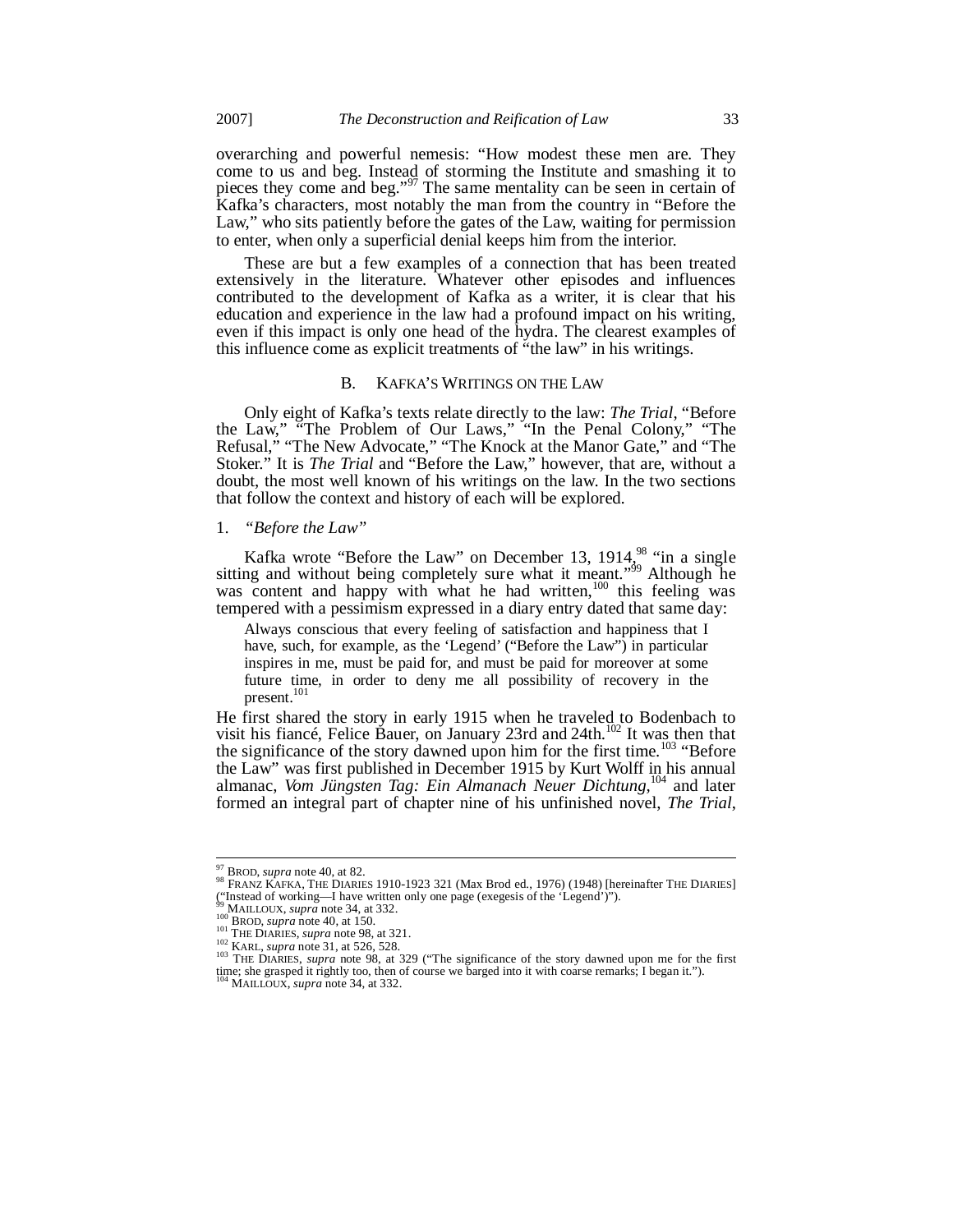overarching and powerful nemesis: "How modest these men are. They come to us and beg. Instead of storming the Institute and smashing it to pieces they come and beg."[97] The same mentality can be seen in certain of Kafka's characters, most notably the man from the country in "Before the Law," who sits patiently before the gates of the Law, waiting for permission to enter, when only a superficial denial keeps him from the interior.

These are but a few examples of a connection that has been treated extensively in the literature. Whatever other episodes and influences contributed to the development of Kafka as a writer, it is clear that his education and experience in the law had a profound impact on his writing, even if this impact is only one head of the hydra. The clearest examples of this influence come as explicit treatments of "the law" in his writings.

### B. Kafka's Writings on the Law

Only eight of Kafka's texts relate directly to the law: *The Trial*, "Before the Law," "The Problem of Our Laws," "In the Penal Colony," "The Refusal," "The New Advocate," "The Knock at the Manor Gate," and "The Stoker." It is *The Trial* and "Before the Law," however, that are, without a doubt, the most well known of his writings on the law. In the two sections that follow the context and history of each will be explored.

#### 1. *"Before the Law"*

Kafka wrote "Before the Law" on December 13, 1914,[98] "in a single sitting and without being completely sure what it meant."[99] Although he was content and happy with what he had written,[100] this feeling was tempered with a pessimism expressed in a diary entry dated that same day:

> Always conscious that every feeling of satisfaction and happiness that I have, such, for example, as the 'Legend' ("Before the Law") in particular inspires in me, must be paid for, and must be paid for moreover at some future time, in order to deny me all possibility of recovery in the present.[101]

He first shared the story in early 1915 when he traveled to Bodenbach to visit his fiancé, Felice Bauer, on January 23rd and 24th.[102] It was then that the significance of the story dawned upon him for the first time.[103] "Before the Law" was first published in December 1915 by Kurt Wolff in his annual almanac, *Vom Jüngsten Tag: Ein Almanach Neuer Dichtung*,[104] and later formed an integral part of chapter nine of his unfinished novel, *The Trial*,

---

[97] BROD, *supra* note 40, at 82.
[98] FRANZ KAFKA, THE DIARIES 1910-1923 321 (Max Brod ed., 1976) (1948) [hereinafter THE DIARIES] ("Instead of working—I have written only one page (exegesis of the 'Legend')").
[99] MAILLOUX, *supra* note 34, at 332.
[100] BROD, *supra* note 40, at 150.
[101] THE DIARIES, *supra* note 98, at 321.
[102] KARL, *supra* note 31, at 526, 528.
[103] THE DIARIES, *supra* note 98, at 329 ("The significance of the story dawned upon me for the first time; she grasped it rightly too, then of course we barged into it with coarse remarks; I began it.").
[104] MAILLOUX, *supra* note 34, at 332.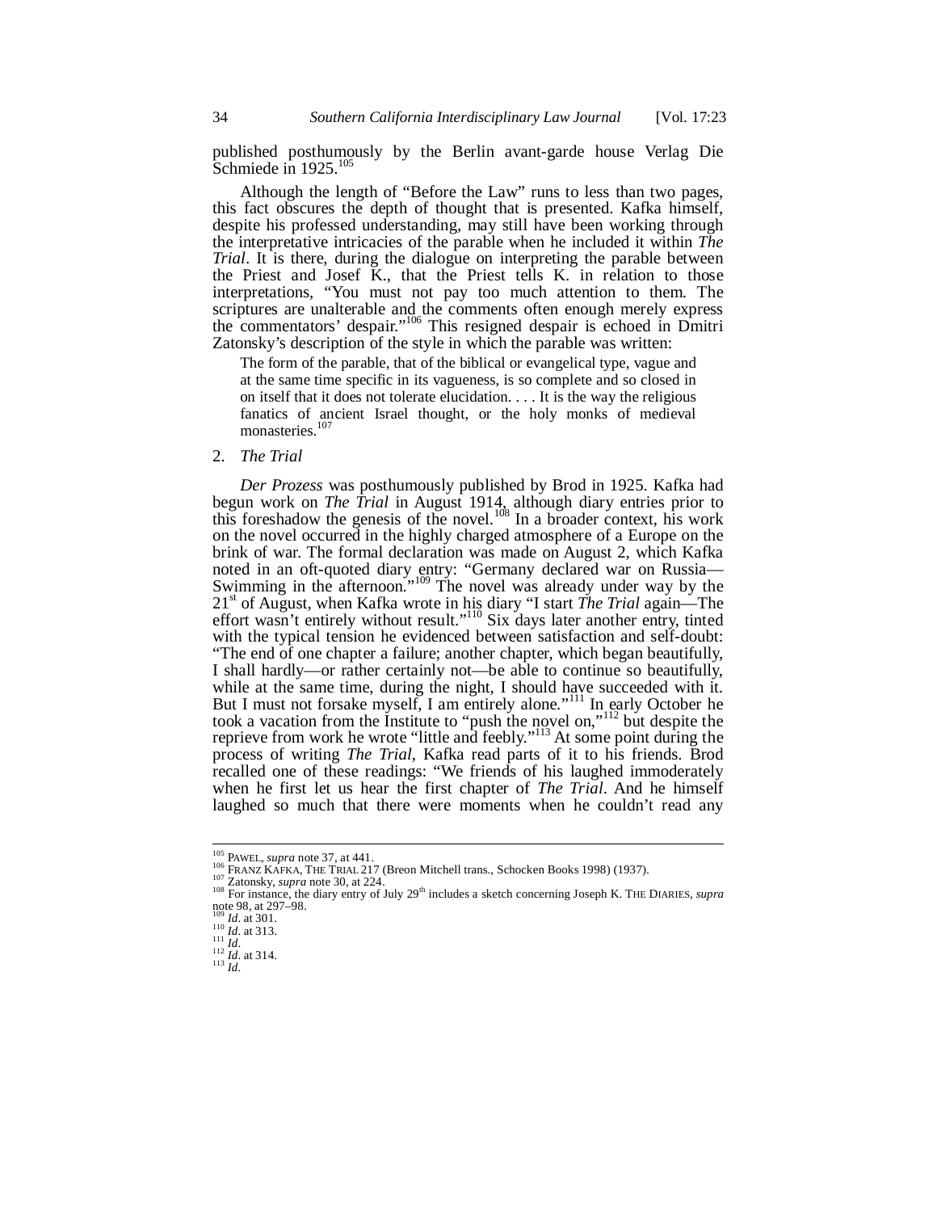published posthumously by the Berlin avant-garde house Verlag Die Schmiede in 1925.[105]

Although the length of "Before the Law" runs to less than two pages, this fact obscures the depth of thought that is presented. Kafka himself, despite his professed understanding, may still have been working through the interpretative intricacies of the parable when he included it within *The Trial*. It is there, during the dialogue on interpreting the parable between the Priest and Josef K., that the Priest tells K. in relation to those interpretations, "You must not pay too much attention to them. The scriptures are unalterable and the comments often enough merely express the commentators' despair."[106] This resigned despair is echoed in Dmitri Zatonsky's description of the style in which the parable was written:

> The form of the parable, that of the biblical or evangelical type, vague and at the same time specific in its vagueness, is so complete and so closed in on itself that it does not tolerate elucidation. . . . It is the way the religious fanatics of ancient Israel thought, or the holy monks of medieval monasteries.[107]

2. *The Trial*

*Der Prozess* was posthumously published by Brod in 1925. Kafka had begun work on *The Trial* in August 1914, although diary entries prior to this foreshadow the genesis of the novel.[108] In a broader context, his work on the novel occurred in the highly charged atmosphere of a Europe on the brink of war. The formal declaration was made on August 2, which Kafka noted in an oft-quoted diary entry: "Germany declared war on Russia—Swimming in the afternoon."[109] The novel was already under way by the 21st of August, when Kafka wrote in his diary "I start *The Trial* again—The effort wasn't entirely without result."[110] Six days later another entry, tinted with the typical tension he evidenced between satisfaction and self-doubt: "The end of one chapter a failure; another chapter, which began beautifully, I shall hardly—or rather certainly not—be able to continue so beautifully, while at the same time, during the night, I should have succeeded with it. But I must not forsake myself, I am entirely alone."[111] In early October he took a vacation from the Institute to "push the novel on,"[112] but despite the reprieve from work he wrote "little and feebly."[113] At some point during the process of writing *The Trial*, Kafka read parts of it to his friends. Brod recalled one of these readings: "We friends of his laughed immoderately when he first let us hear the first chapter of *The Trial*. And he himself laughed so much that there were moments when he couldn't read any

---

[105] PAWEL, *supra* note 37, at 441.

[106] FRANZ KAFKA, THE TRIAL 217 (Breon Mitchell trans., Schocken Books 1998) (1937).

[107] Zatonsky, *supra* note 30, at 224.

[108] For instance, the diary entry of July 29th includes a sketch concerning Joseph K. THE DIARIES, *supra* note 98, at 297–98.

[109] *Id*. at 301.

[110] *Id*. at 313.

[111] *Id*.

[112] *Id*. at 314.

[113] *Id*.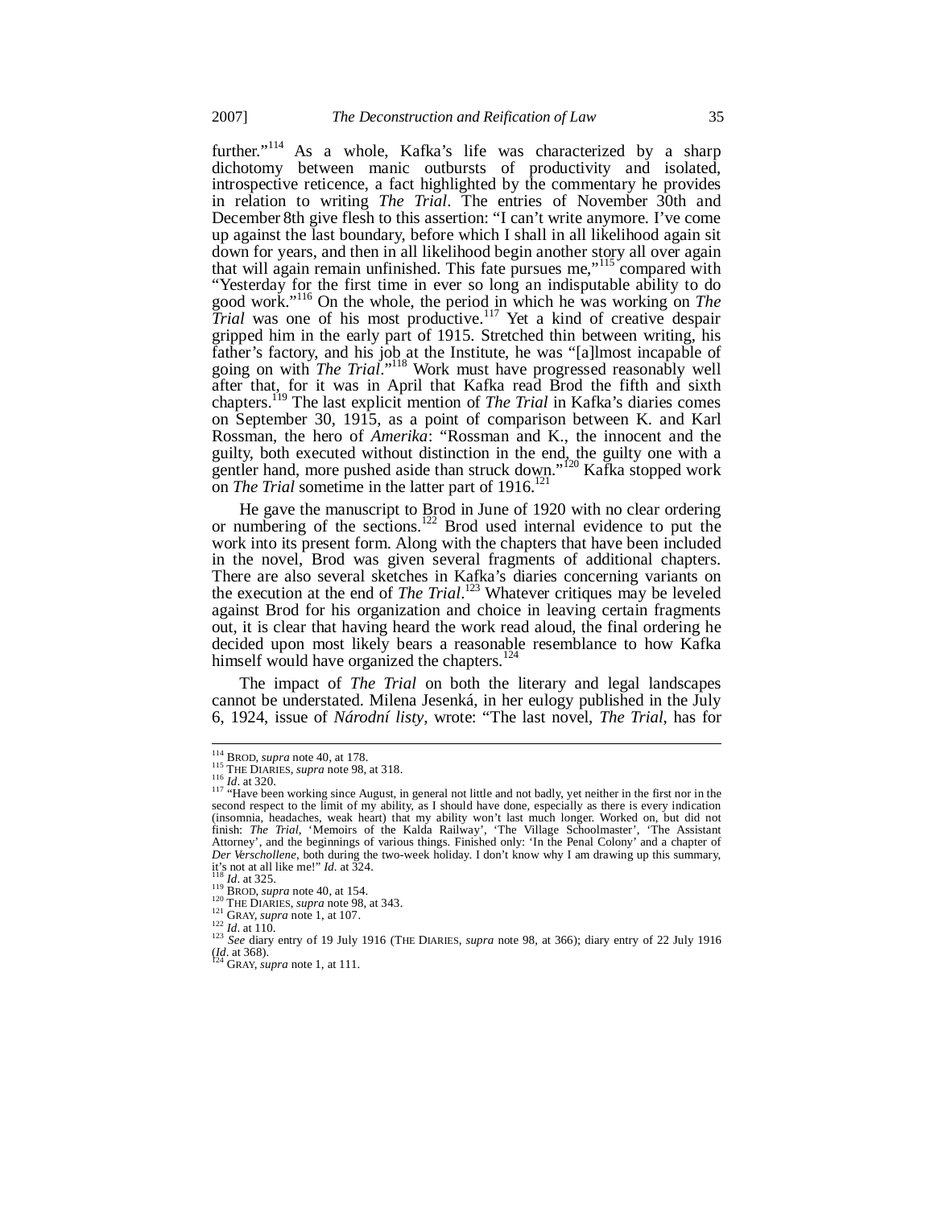further."[114] As a whole, Kafka's life was characterized by a sharp dichotomy between manic outbursts of productivity and isolated, introspective reticence, a fact highlighted by the commentary he provides in relation to writing *The Trial*. The entries of November 30th and December 8th give flesh to this assertion: "I can't write anymore. I've come up against the last boundary, before which I shall in all likelihood again sit down for years, and then in all likelihood begin another story all over again that will again remain unfinished. This fate pursues me,"[115] compared with "Yesterday for the first time in ever so long an indisputable ability to do good work."[116] On the whole, the period in which he was working on *The Trial* was one of his most productive.[117] Yet a kind of creative despair gripped him in the early part of 1915. Stretched thin between writing, his father's factory, and his job at the Institute, he was "[a]lmost incapable of going on with *The Trial*."[118] Work must have progressed reasonably well after that, for it was in April that Kafka read Brod the fifth and sixth chapters.[119] The last explicit mention of *The Trial* in Kafka's diaries comes on September 30, 1915, as a point of comparison between K. and Karl Rossman, the hero of *Amerika*: "Rossman and K., the innocent and the guilty, both executed without distinction in the end, the guilty one with a gentler hand, more pushed aside than struck down."[120] Kafka stopped work on *The Trial* sometime in the latter part of 1916.[121]

He gave the manuscript to Brod in June of 1920 with no clear ordering or numbering of the sections.[122] Brod used internal evidence to put the work into its present form. Along with the chapters that have been included in the novel, Brod was given several fragments of additional chapters. There are also several sketches in Kafka's diaries concerning variants on the execution at the end of *The Trial*.[123] Whatever critiques may be leveled against Brod for his organization and choice in leaving certain fragments out, it is clear that having heard the work read aloud, the final ordering he decided upon most likely bears a reasonable resemblance to how Kafka himself would have organized the chapters.[124]

The impact of *The Trial* on both the literary and legal landscapes cannot be understated. Milena Jesenká, in her eulogy published in the July 6, 1924, issue of *Národní listy*, wrote: "The last novel, *The Trial*, has for

---

[114] BROD, *supra* note 40, at 178.
[115] THE DIARIES, *supra* note 98, at 318.
[116] *Id*. at 320.
[117] "Have been working since August, in general not little and not badly, yet neither in the first nor in the second respect to the limit of my ability, as I should have done, especially as there is every indication (insomnia, headaches, weak heart) that my ability won't last much longer. Worked on, but did not finish: *The Trial*, 'Memoirs of the Kalda Railway', 'The Village Schoolmaster', 'The Assistant Attorney', and the beginnings of various things. Finished only: 'In the Penal Colony' and a chapter of *Der Verschollene*, both during the two-week holiday. I don't know why I am drawing up this summary, it's not at all like me!" *Id*. at 324.
[118] *Id*. at 325.
[119] BROD, *supra* note 40, at 154.
[120] THE DIARIES, *supra* note 98, at 343.
[121] GRAY, *supra* note 1, at 107.
[122] *Id*. at 110.
[123] *See* diary entry of 19 July 1916 (THE DIARIES, *supra* note 98, at 366); diary entry of 22 July 1916 (*Id*. at 368).
[124] GRAY, *supra* note 1, at 111.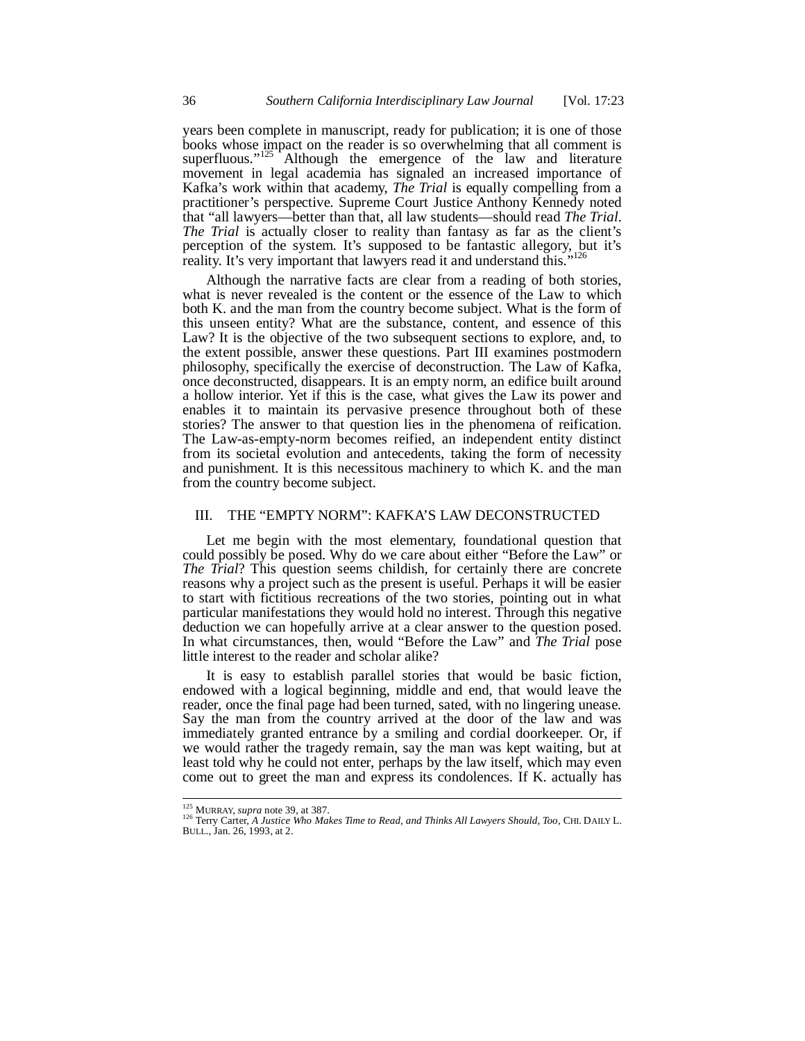years been complete in manuscript, ready for publication; it is one of those books whose impact on the reader is so overwhelming that all comment is superfluous."[125] Although the emergence of the law and literature movement in legal academia has signaled an increased importance of Kafka's work within that academy, *The Trial* is equally compelling from a practitioner's perspective. Supreme Court Justice Anthony Kennedy noted that "all lawyers—better than that, all law students—should read *The Trial*. *The Trial* is actually closer to reality than fantasy as far as the client's perception of the system. It's supposed to be fantastic allegory, but it's reality. It's very important that lawyers read it and understand this."[126]

Although the narrative facts are clear from a reading of both stories, what is never revealed is the content or the essence of the Law to which both K. and the man from the country become subject. What is the form of this unseen entity? What are the substance, content, and essence of this Law? It is the objective of the two subsequent sections to explore, and, to the extent possible, answer these questions. Part III examines postmodern philosophy, specifically the exercise of deconstruction. The Law of Kafka, once deconstructed, disappears. It is an empty norm, an edifice built around a hollow interior. Yet if this is the case, what gives the Law its power and enables it to maintain its pervasive presence throughout both of these stories? The answer to that question lies in the phenomena of reification. The Law-as-empty-norm becomes reified, an independent entity distinct from its societal evolution and antecedents, taking the form of necessity and punishment. It is this necessitous machinery to which K. and the man from the country become subject.

## III. THE "EMPTY NORM": KAFKA'S LAW DECONSTRUCTED

Let me begin with the most elementary, foundational question that could possibly be posed. Why do we care about either "Before the Law" or *The Trial*? This question seems childish, for certainly there are concrete reasons why a project such as the present is useful. Perhaps it will be easier to start with fictitious recreations of the two stories, pointing out in what particular manifestations they would hold no interest. Through this negative deduction we can hopefully arrive at a clear answer to the question posed. In what circumstances, then, would "Before the Law" and *The Trial* pose little interest to the reader and scholar alike?

It is easy to establish parallel stories that would be basic fiction, endowed with a logical beginning, middle and end, that would leave the reader, once the final page had been turned, sated, with no lingering unease. Say the man from the country arrived at the door of the law and was immediately granted entrance by a smiling and cordial doorkeeper. Or, if we would rather the tragedy remain, say the man was kept waiting, but at least told why he could not enter, perhaps by the law itself, which may even come out to greet the man and express its condolences. If K. actually has

---

[125] MURRAY, *supra* note 39, at 387.

[126] Terry Carter, *A Justice Who Makes Time to Read, and Thinks All Lawyers Should, Too*, CHI. DAILY L. BULL., Jan. 26, 1993, at 2.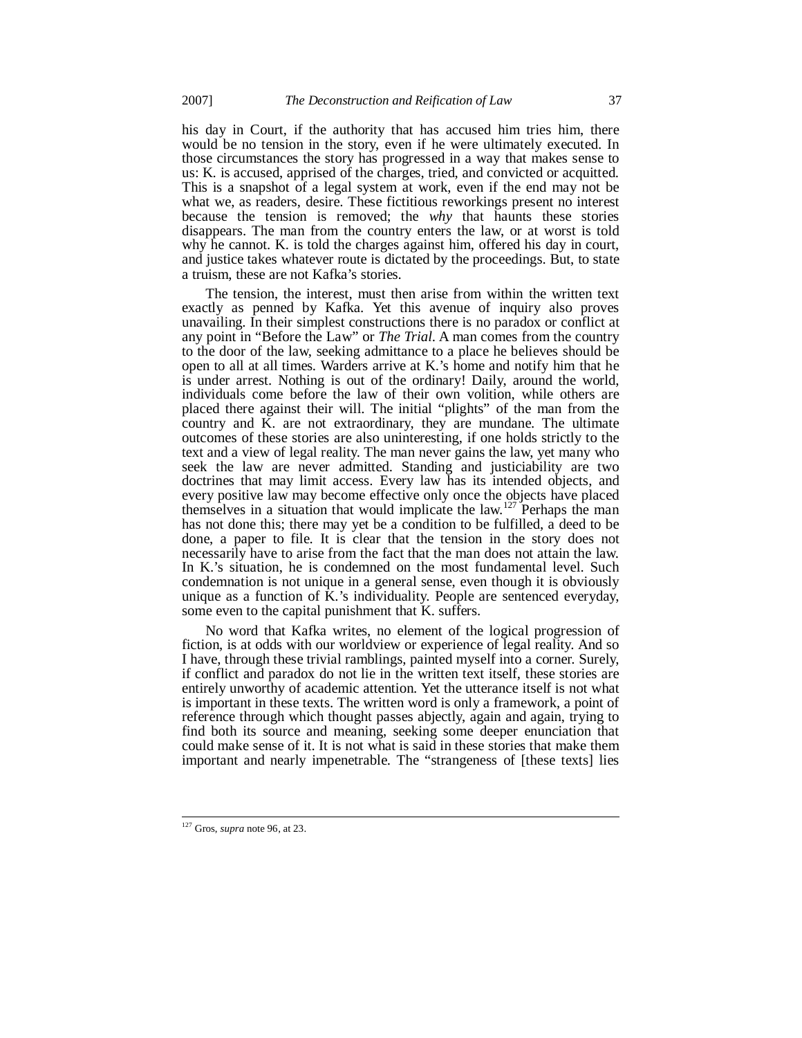his day in Court, if the authority that has accused him tries him, there would be no tension in the story, even if he were ultimately executed. In those circumstances the story has progressed in a way that makes sense to us: K. is accused, apprised of the charges, tried, and convicted or acquitted. This is a snapshot of a legal system at work, even if the end may not be what we, as readers, desire. These fictitious reworkings present no interest because the tension is removed; the *why* that haunts these stories disappears. The man from the country enters the law, or at worst is told why he cannot. K. is told the charges against him, offered his day in court, and justice takes whatever route is dictated by the proceedings. But, to state a truism, these are not Kafka's stories.

The tension, the interest, must then arise from within the written text exactly as penned by Kafka. Yet this avenue of inquiry also proves unavailing. In their simplest constructions there is no paradox or conflict at any point in "Before the Law" or *The Trial*. A man comes from the country to the door of the law, seeking admittance to a place he believes should be open to all at all times. Warders arrive at K.'s home and notify him that he is under arrest. Nothing is out of the ordinary! Daily, around the world, individuals come before the law of their own volition, while others are placed there against their will. The initial "plights" of the man from the country and K. are not extraordinary, they are mundane. The ultimate outcomes of these stories are also uninteresting, if one holds strictly to the text and a view of legal reality. The man never gains the law, yet many who seek the law are never admitted. Standing and justiciability are two doctrines that may limit access. Every law has its intended objects, and every positive law may become effective only once the objects have placed themselves in a situation that would implicate the law.[127] Perhaps the man has not done this; there may yet be a condition to be fulfilled, a deed to be done, a paper to file. It is clear that the tension in the story does not necessarily have to arise from the fact that the man does not attain the law. In K.'s situation, he is condemned on the most fundamental level. Such condemnation is not unique in a general sense, even though it is obviously unique as a function of K.'s individuality. People are sentenced everyday, some even to the capital punishment that K. suffers.

No word that Kafka writes, no element of the logical progression of fiction, is at odds with our worldview or experience of legal reality. And so I have, through these trivial ramblings, painted myself into a corner. Surely, if conflict and paradox do not lie in the written text itself, these stories are entirely unworthy of academic attention. Yet the utterance itself is not what is important in these texts. The written word is only a framework, a point of reference through which thought passes abjectly, again and again, trying to find both its source and meaning, seeking some deeper enunciation that could make sense of it. It is not what is said in these stories that make them important and nearly impenetrable. The "strangeness of [these texts] lies

---

[127] Gros, *supra* note 96, at 23.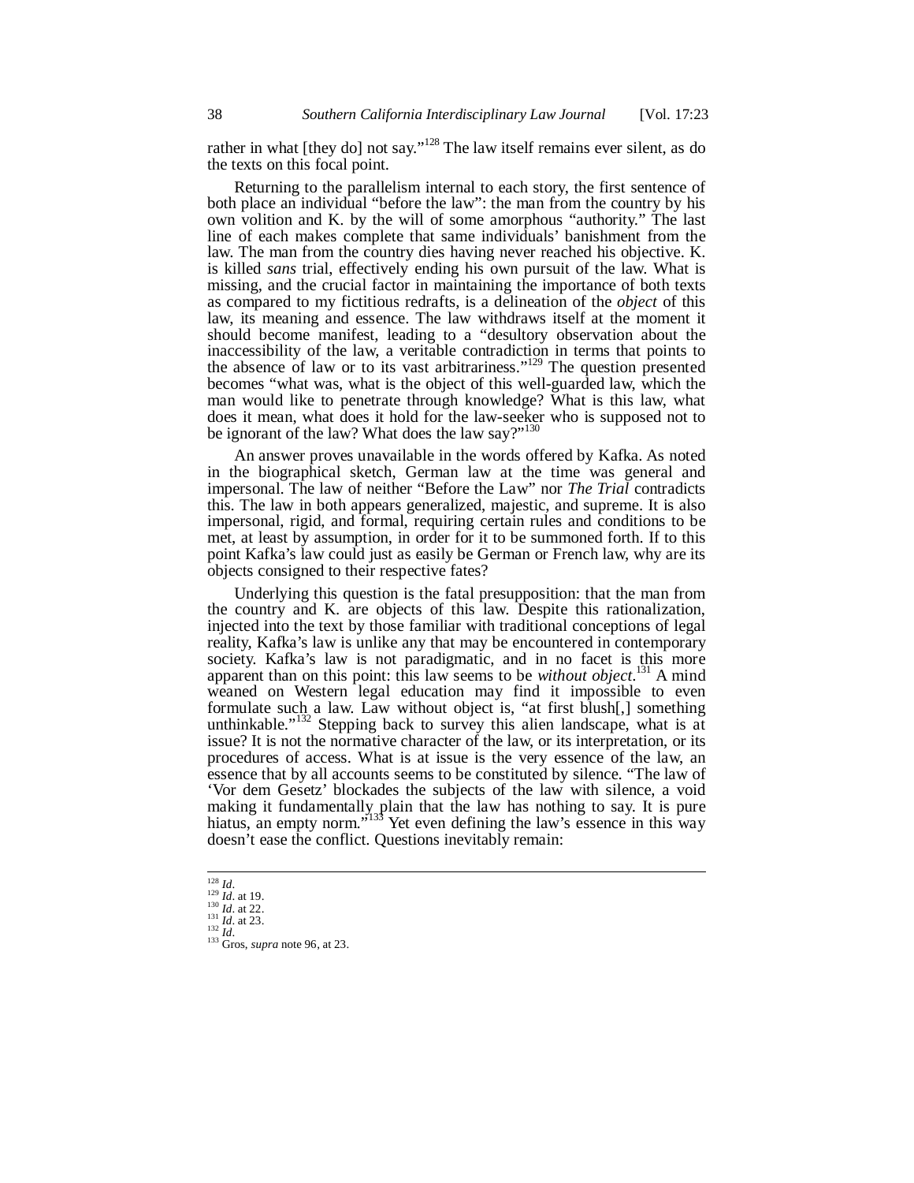rather in what [they do] not say."[128] The law itself remains ever silent, as do the texts on this focal point.

Returning to the parallelism internal to each story, the first sentence of both place an individual "before the law": the man from the country by his own volition and K. by the will of some amorphous "authority." The last line of each makes complete that same individuals' banishment from the law. The man from the country dies having never reached his objective. K. is killed *sans* trial, effectively ending his own pursuit of the law. What is missing, and the crucial factor in maintaining the importance of both texts as compared to my fictitious redrafts, is a delineation of the *object* of this law, its meaning and essence. The law withdraws itself at the moment it should become manifest, leading to a "desultory observation about the inaccessibility of the law, a veritable contradiction in terms that points to the absence of law or to its vast arbitrariness."[129] The question presented becomes "what was, what is the object of this well-guarded law, which the man would like to penetrate through knowledge? What is this law, what does it mean, what does it hold for the law-seeker who is supposed not to be ignorant of the law? What does the law say?"[130]

An answer proves unavailable in the words offered by Kafka. As noted in the biographical sketch, German law at the time was general and impersonal. The law of neither "Before the Law" nor *The Trial* contradicts this. The law in both appears generalized, majestic, and supreme. It is also impersonal, rigid, and formal, requiring certain rules and conditions to be met, at least by assumption, in order for it to be summoned forth. If to this point Kafka's law could just as easily be German or French law, why are its objects consigned to their respective fates?

Underlying this question is the fatal presupposition: that the man from the country and K. are objects of this law. Despite this rationalization, injected into the text by those familiar with traditional conceptions of legal reality, Kafka's law is unlike any that may be encountered in contemporary society. Kafka's law is not paradigmatic, and in no facet is this more apparent than on this point: this law seems to be *without object*.[131] A mind weaned on Western legal education may find it impossible to even formulate such a law. Law without object is, "at first blush[,] something unthinkable."[132] Stepping back to survey this alien landscape, what is at issue? It is not the normative character of the law, or its interpretation, or its procedures of access. What is at issue is the very essence of the law, an essence that by all accounts seems to be constituted by silence. "The law of 'Vor dem Gesetz' blockades the subjects of the law with silence, a void making it fundamentally plain that the law has nothing to say. It is pure hiatus, an empty norm."[133] Yet even defining the law's essence in this way doesn't ease the conflict. Questions inevitably remain:

---

[128] *Id*.
[129] *Id*. at 19.
[130] *Id*. at 22.
[131] *Id*. at 23.
[132] *Id*.
[133] Gros, *supra* note 96, at 23.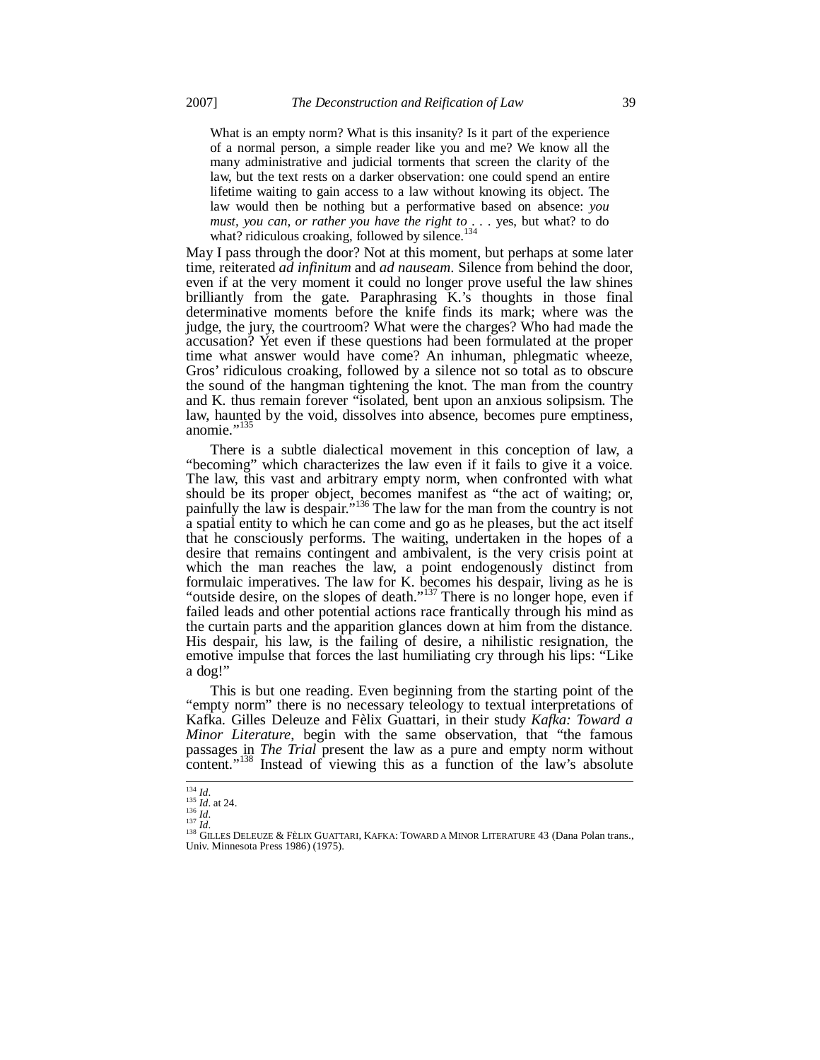> What is an empty norm? What is this insanity? Is it part of the experience of a normal person, a simple reader like you and me? We know all the many administrative and judicial torments that screen the clarity of the law, but the text rests on a darker observation: one could spend an entire lifetime waiting to gain access to a law without knowing its object. The law would then be nothing but a performative based on absence: *you must, you can, or rather you have the right to* . . . yes, but what? to do what? ridiculous croaking, followed by silence.[134]

May I pass through the door? Not at this moment, but perhaps at some later time, reiterated *ad infinitum* and *ad nauseam*. Silence from behind the door, even if at the very moment it could no longer prove useful the law shines brilliantly from the gate. Paraphrasing K.'s thoughts in those final determinative moments before the knife finds its mark; where was the judge, the jury, the courtroom? What were the charges? Who had made the accusation? Yet even if these questions had been formulated at the proper time what answer would have come? An inhuman, phlegmatic wheeze, Gros' ridiculous croaking, followed by a silence not so total as to obscure the sound of the hangman tightening the knot. The man from the country and K. thus remain forever "isolated, bent upon an anxious solipsism. The law, haunted by the void, dissolves into absence, becomes pure emptiness, anomie."[135]

There is a subtle dialectical movement in this conception of law, a "becoming" which characterizes the law even if it fails to give it a voice. The law, this vast and arbitrary empty norm, when confronted with what should be its proper object, becomes manifest as "the act of waiting; or, painfully the law is despair."[136] The law for the man from the country is not a spatial entity to which he can come and go as he pleases, but the act itself that he consciously performs. The waiting, undertaken in the hopes of a desire that remains contingent and ambivalent, is the very crisis point at which the man reaches the law, a point endogenously distinct from formulaic imperatives. The law for K. becomes his despair, living as he is "outside desire, on the slopes of death."[137] There is no longer hope, even if failed leads and other potential actions race frantically through his mind as the curtain parts and the apparition glances down at him from the distance. His despair, his law, is the failing of desire, a nihilistic resignation, the emotive impulse that forces the last humiliating cry through his lips: "Like a dog!"

This is but one reading. Even beginning from the starting point of the "empty norm" there is no necessary teleology to textual interpretations of Kafka. Gilles Deleuze and Fèlix Guattari, in their study *Kafka: Toward a Minor Literature*, begin with the same observation, that "the famous passages in *The Trial* present the law as a pure and empty norm without content."[138] Instead of viewing this as a function of the law's absolute

---

[134] *Id*.
[135] *Id*. at 24.
[136] *Id*.
[137] *Id*.
[138] GILLES DELEUZE & FÈLIX GUATTARI, KAFKA: TOWARD A MINOR LITERATURE 43 (Dana Polan trans., Univ. Minnesota Press 1986) (1975).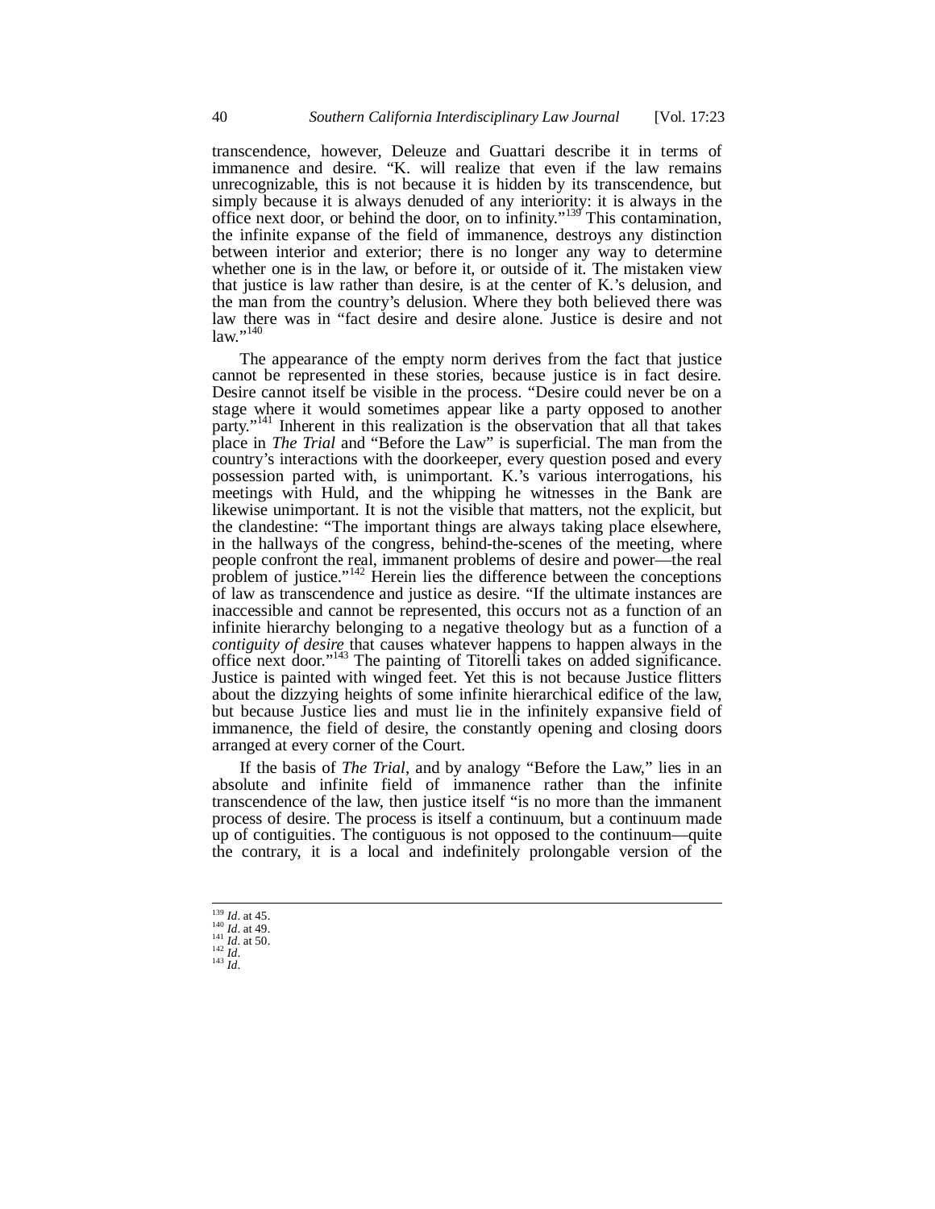transcendence, however, Deleuze and Guattari describe it in terms of immanence and desire. "K. will realize that even if the law remains unrecognizable, this is not because it is hidden by its transcendence, but simply because it is always denuded of any interiority: it is always in the office next door, or behind the door, on to infinity."[139] This contamination, the infinite expanse of the field of immanence, destroys any distinction between interior and exterior; there is no longer any way to determine whether one is in the law, or before it, or outside of it. The mistaken view that justice is law rather than desire, is at the center of K.'s delusion, and the man from the country's delusion. Where they both believed there was law there was in "fact desire and desire alone. Justice is desire and not law."[140]

The appearance of the empty norm derives from the fact that justice cannot be represented in these stories, because justice is in fact desire. Desire cannot itself be visible in the process. "Desire could never be on a stage where it would sometimes appear like a party opposed to another party."[141] Inherent in this realization is the observation that all that takes place in *The Trial* and "Before the Law" is superficial. The man from the country's interactions with the doorkeeper, every question posed and every possession parted with, is unimportant. K.'s various interrogations, his meetings with Huld, and the whipping he witnesses in the Bank are likewise unimportant. It is not the visible that matters, not the explicit, but the clandestine: "The important things are always taking place elsewhere, in the hallways of the congress, behind-the-scenes of the meeting, where people confront the real, immanent problems of desire and power—the real problem of justice."[142] Herein lies the difference between the conceptions of law as transcendence and justice as desire. "If the ultimate instances are inaccessible and cannot be represented, this occurs not as a function of an infinite hierarchy belonging to a negative theology but as a function of a *contiguity of desire* that causes whatever happens to happen always in the office next door."[143] The painting of Titorelli takes on added significance. Justice is painted with winged feet. Yet this is not because Justice flitters about the dizzying heights of some infinite hierarchical edifice of the law, but because Justice lies and must lie in the infinitely expansive field of immanence, the field of desire, the constantly opening and closing doors arranged at every corner of the Court.

If the basis of *The Trial*, and by analogy "Before the Law," lies in an absolute and infinite field of immanence rather than the infinite transcendence of the law, then justice itself "is no more than the immanent process of desire. The process is itself a continuum, but a continuum made up of contiguities. The contiguous is not opposed to the continuum—quite the contrary, it is a local and indefinitely prolongable version of the

---

[139] *Id*. at 45.
[140] *Id*. at 49.
[141] *Id*. at 50.
[142] *Id*.
[143] *Id*.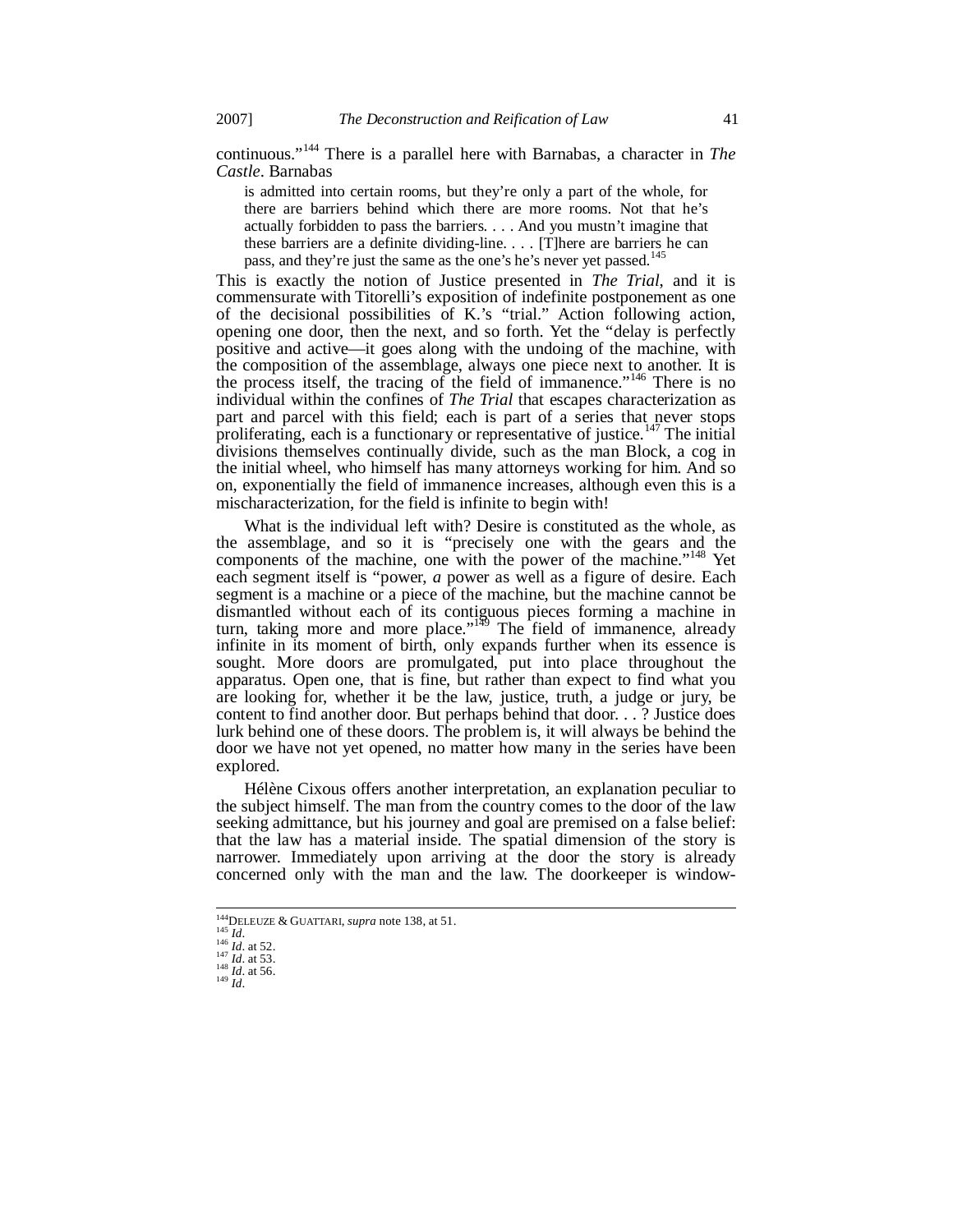continuous."[144] There is a parallel here with Barnabas, a character in *The Castle*. Barnabas

> is admitted into certain rooms, but they're only a part of the whole, for there are barriers behind which there are more rooms. Not that he's actually forbidden to pass the barriers. . . . And you mustn't imagine that these barriers are a definite dividing-line. . . . [T]here are barriers he can pass, and they're just the same as the one's he's never yet passed.[145]

This is exactly the notion of Justice presented in *The Trial*, and it is commensurate with Titorelli's exposition of indefinite postponement as one of the decisional possibilities of K.'s "trial." Action following action, opening one door, then the next, and so forth. Yet the "delay is perfectly positive and active—it goes along with the undoing of the machine, with the composition of the assemblage, always one piece next to another. It is the process itself, the tracing of the field of immanence."[146] There is no individual within the confines of *The Trial* that escapes characterization as part and parcel with this field; each is part of a series that never stops proliferating, each is a functionary or representative of justice.[147] The initial divisions themselves continually divide, such as the man Block, a cog in the initial wheel, who himself has many attorneys working for him. And so on, exponentially the field of immanence increases, although even this is a mischaracterization, for the field is infinite to begin with!

What is the individual left with? Desire is constituted as the whole, as the assemblage, and so it is "precisely one with the gears and the components of the machine, one with the power of the machine."[148] Yet each segment itself is "power, *a* power as well as a figure of desire. Each segment is a machine or a piece of the machine, but the machine cannot be dismantled without each of its contiguous pieces forming a machine in turn, taking more and more place."[149] The field of immanence, already infinite in its moment of birth, only expands further when its essence is sought. More doors are promulgated, put into place throughout the apparatus. Open one, that is fine, but rather than expect to find what you are looking for, whether it be the law, justice, truth, a judge or jury, be content to find another door. But perhaps behind that door. . . ? Justice does lurk behind one of these doors. The problem is, it will always be behind the door we have not yet opened, no matter how many in the series have been explored.

Hélène Cixous offers another interpretation, an explanation peculiar to the subject himself. The man from the country comes to the door of the law seeking admittance, but his journey and goal are premised on a false belief: that the law has a material inside. The spatial dimension of the story is narrower. Immediately upon arriving at the door the story is already concerned only with the man and the law. The doorkeeper is window-

---

[144] DELEUZE & GUATTARI, *supra* note 138, at 51.
[145] *Id*.
[146] *Id*. at 52.
[147] *Id*. at 53.
[148] *Id*. at 56.
[149] *Id*.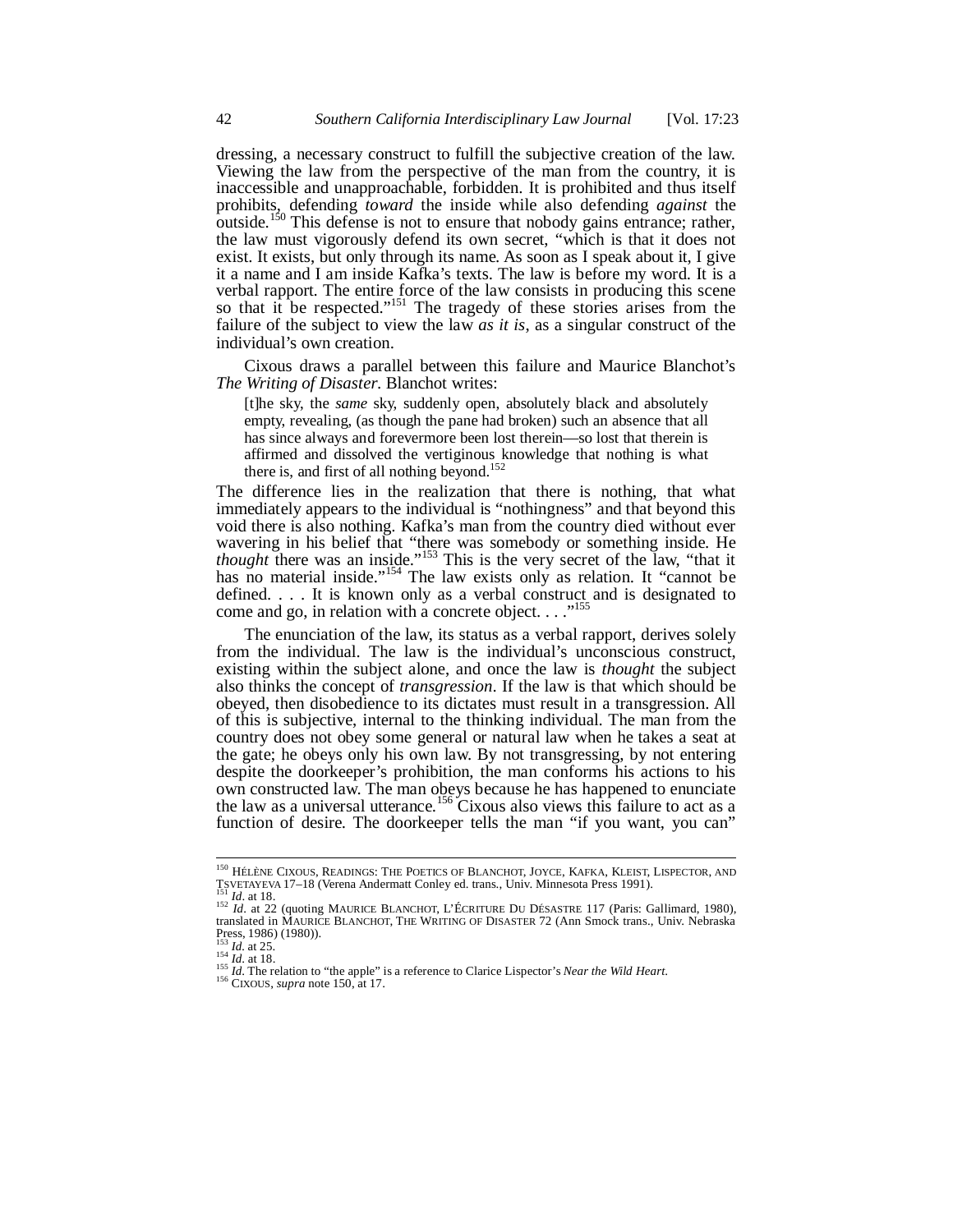dressing, a necessary construct to fulfill the subjective creation of the law. Viewing the law from the perspective of the man from the country, it is inaccessible and unapproachable, forbidden. It is prohibited and thus itself prohibits, defending *toward* the inside while also defending *against* the outside.[150] This defense is not to ensure that nobody gains entrance; rather, the law must vigorously defend its own secret, "which is that it does not exist. It exists, but only through its name. As soon as I speak about it, I give it a name and I am inside Kafka's texts. The law is before my word. It is a verbal rapport. The entire force of the law consists in producing this scene so that it be respected."[151] The tragedy of these stories arises from the failure of the subject to view the law *as it is*, as a singular construct of the individual's own creation.

Cixous draws a parallel between this failure and Maurice Blanchot's *The Writing of Disaster*. Blanchot writes:

> [t]he sky, the *same* sky, suddenly open, absolutely black and absolutely empty, revealing, (as though the pane had broken) such an absence that all has since always and forevermore been lost therein—so lost that therein is affirmed and dissolved the vertiginous knowledge that nothing is what there is, and first of all nothing beyond.[152]

The difference lies in the realization that there is nothing, that what immediately appears to the individual is "nothingness" and that beyond this void there is also nothing. Kafka's man from the country died without ever wavering in his belief that "there was somebody or something inside. He *thought* there was an inside."[153] This is the very secret of the law, "that it has no material inside."[154] The law exists only as relation. It "cannot be defined. . . . It is known only as a verbal construct and is designated to come and go, in relation with a concrete object. . . ."[155]

The enunciation of the law, its status as a verbal rapport, derives solely from the individual. The law is the individual's unconscious construct, existing within the subject alone, and once the law is *thought* the subject also thinks the concept of *transgression*. If the law is that which should be obeyed, then disobedience to its dictates must result in a transgression. All of this is subjective, internal to the thinking individual. The man from the country does not obey some general or natural law when he takes a seat at the gate; he obeys only his own law. By not transgressing, by not entering despite the doorkeeper's prohibition, the man conforms his actions to his own constructed law. The man obeys because he has happened to enunciate the law as a universal utterance.[156] Cixous also views this failure to act as a function of desire. The doorkeeper tells the man "if you want, you can"

---

[150] HÉLÈNE CIXOUS, READINGS: THE POETICS OF BLANCHOT, JOYCE, KAFKA, KLEIST, LISPECTOR, AND TSVETAYEVA 17–18 (Verena Andermatt Conley ed. trans., Univ. Minnesota Press 1991).

[151] *Id.* at 18.

[152] *Id.* at 22 (quoting MAURICE BLANCHOT, L'ÉCRITURE DU DÉSASTRE 117 (Paris: Gallimard, 1980), translated in MAURICE BLANCHOT, THE WRITING OF DISASTER 72 (Ann Smock trans., Univ. Nebraska Press, 1986) (1980)).

[153] *Id.* at 25.

[154] *Id.* at 18.

[155] *Id.* The relation to "the apple" is a reference to Clarice Lispector's *Near the Wild Heart*.

[156] CIXOUS, *supra* note 150, at 17.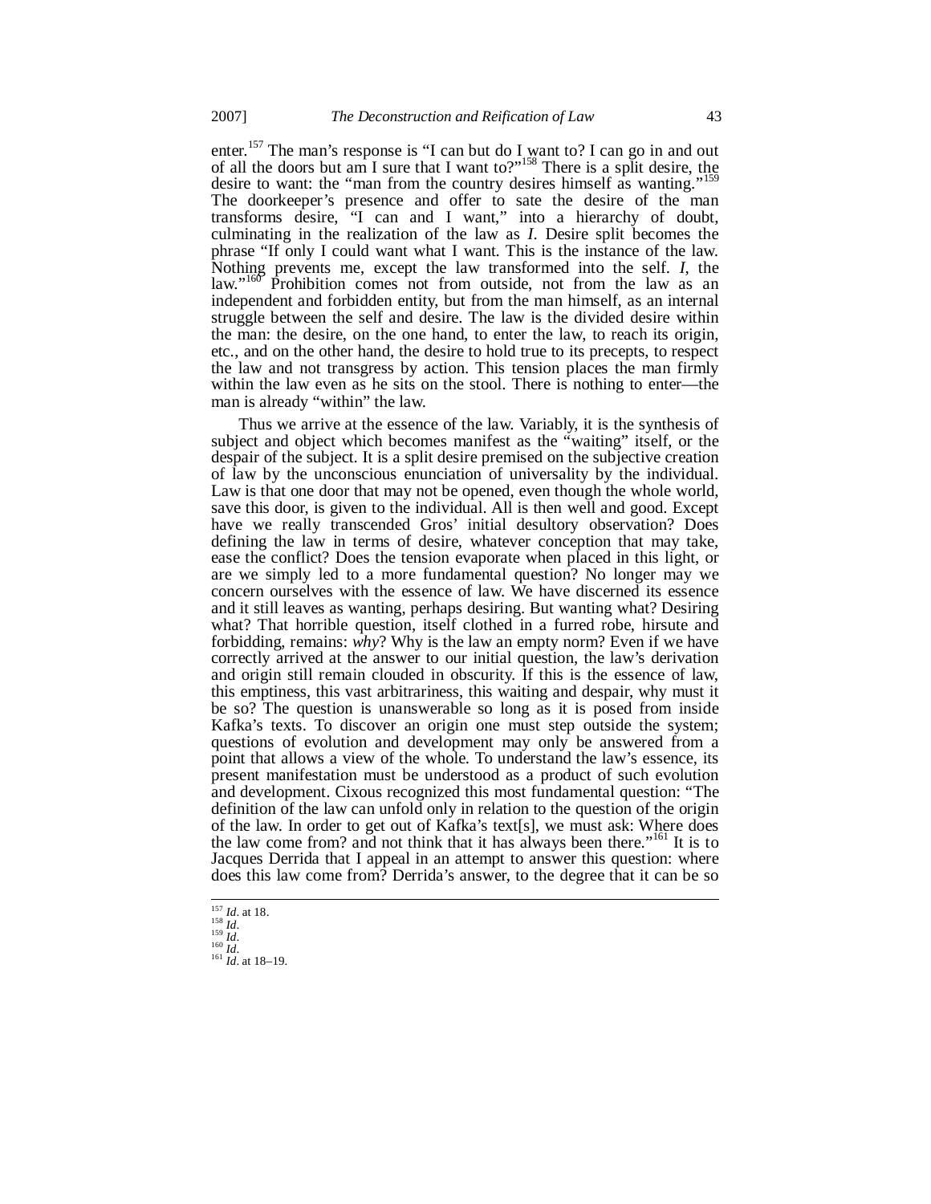enter.[157] The man's response is "I can but do I want to? I can go in and out of all the doors but am I sure that I want to?"[158] There is a split desire, the desire to want: the "man from the country desires himself as wanting."[159] The doorkeeper's presence and offer to sate the desire of the man transforms desire, "I can and I want," into a hierarchy of doubt, culminating in the realization of the law as *I*. Desire split becomes the phrase "If only I could want what I want. This is the instance of the law. Nothing prevents me, except the law transformed into the self. *I*, the law."[160] Prohibition comes not from outside, not from the law as an independent and forbidden entity, but from the man himself, as an internal struggle between the self and desire. The law is the divided desire within the man: the desire, on the one hand, to enter the law, to reach its origin, etc., and on the other hand, the desire to hold true to its precepts, to respect the law and not transgress by action. This tension places the man firmly within the law even as he sits on the stool. There is nothing to enter—the man is already "within" the law.

Thus we arrive at the essence of the law. Variably, it is the synthesis of subject and object which becomes manifest as the "waiting" itself, or the despair of the subject. It is a split desire premised on the subjective creation of law by the unconscious enunciation of universality by the individual. Law is that one door that may not be opened, even though the whole world, save this door, is given to the individual. All is then well and good. Except have we really transcended Gros' initial desultory observation? Does defining the law in terms of desire, whatever conception that may take, ease the conflict? Does the tension evaporate when placed in this light, or are we simply led to a more fundamental question? No longer may we concern ourselves with the essence of law. We have discerned its essence and it still leaves as wanting, perhaps desiring. But wanting what? Desiring what? That horrible question, itself clothed in a furred robe, hirsute and forbidding, remains: *why*? Why is the law an empty norm? Even if we have correctly arrived at the answer to our initial question, the law's derivation and origin still remain clouded in obscurity. If this is the essence of law, this emptiness, this vast arbitrariness, this waiting and despair, why must it be so? The question is unanswerable so long as it is posed from inside Kafka's texts. To discover an origin one must step outside the system; questions of evolution and development may only be answered from a point that allows a view of the whole. To understand the law's essence, its present manifestation must be understood as a product of such evolution and development. Cixous recognized this most fundamental question: "The definition of the law can unfold only in relation to the question of the origin of the law. In order to get out of Kafka's text[s], we must ask: Where does the law come from? and not think that it has always been there."[161] It is to Jacques Derrida that I appeal in an attempt to answer this question: where does this law come from? Derrida's answer, to the degree that it can be so

---

[157] *Id*. at 18.

[158] *Id*.

[159] *Id*.

[160] *Id*.

[161] *Id*. at 18–19.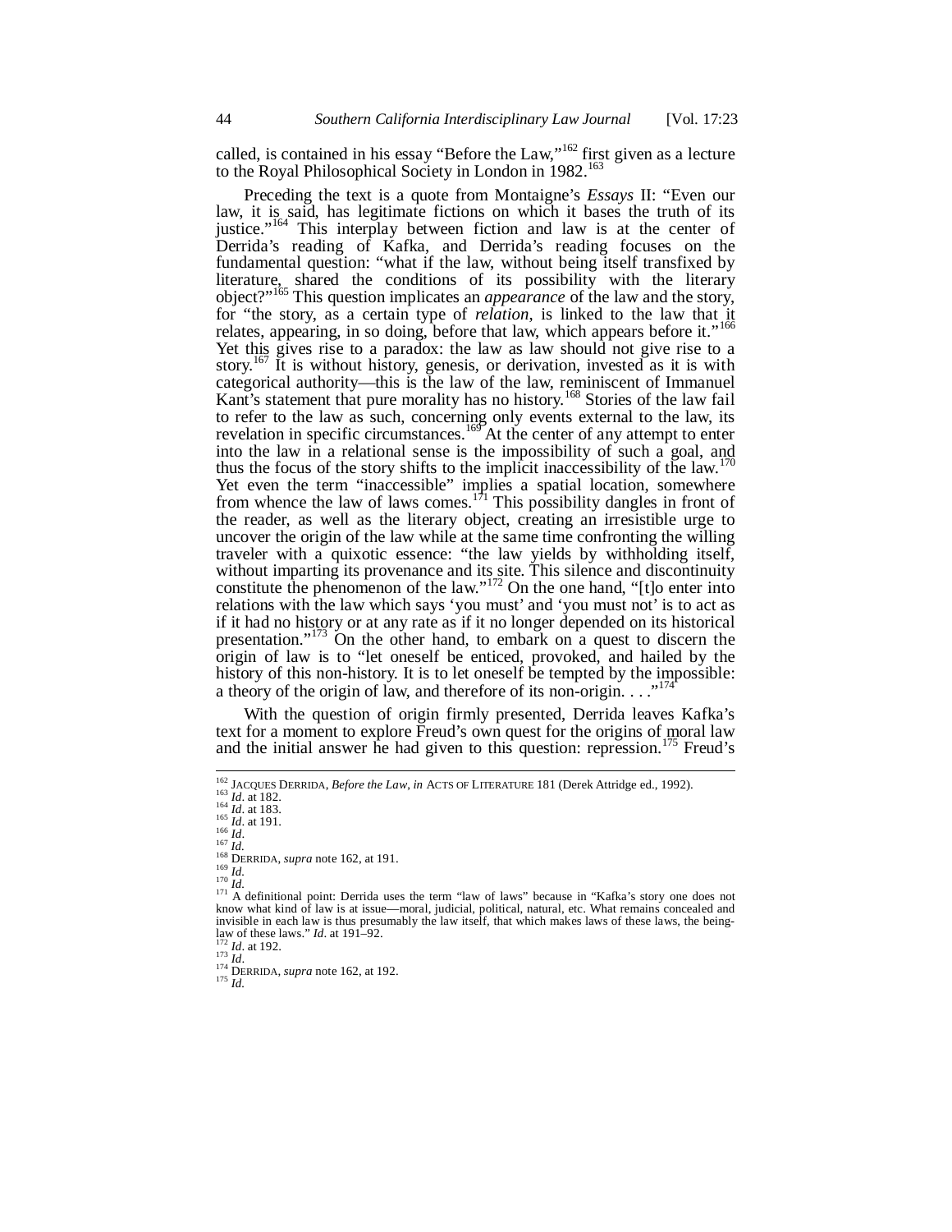called, is contained in his essay "Before the Law,"[162] first given as a lecture to the Royal Philosophical Society in London in 1982.[163]

Preceding the text is a quote from Montaigne's *Essays* II: "Even our law, it is said, has legitimate fictions on which it bases the truth of its justice."[164] This interplay between fiction and law is at the center of Derrida's reading of Kafka, and Derrida's reading focuses on the fundamental question: "what if the law, without being itself transfixed by literature, shared the conditions of its possibility with the literary object?"[165] This question implicates an *appearance* of the law and the story, for "the story, as a certain type of *relation*, is linked to the law that it relates, appearing, in so doing, before that law, which appears before it."[166] Yet this gives rise to a paradox: the law as law should not give rise to a story.[167] It is without history, genesis, or derivation, invested as it is with categorical authority—this is the law of the law, reminiscent of Immanuel Kant's statement that pure morality has no history.[168] Stories of the law fail to refer to the law as such, concerning only events external to the law, its revelation in specific circumstances.[169] At the center of any attempt to enter into the law in a relational sense is the impossibility of such a goal, and thus the focus of the story shifts to the implicit inaccessibility of the law.[170] Yet even the term "inaccessible" implies a spatial location, somewhere from whence the law of laws comes.[171] This possibility dangles in front of the reader, as well as the literary object, creating an irresistible urge to uncover the origin of the law while at the same time confronting the willing traveler with a quixotic essence: "the law yields by withholding itself, without imparting its provenance and its site. This silence and discontinuity constitute the phenomenon of the law."[172] On the one hand, "[t]o enter into relations with the law which says 'you must' and 'you must not' is to act as if it had no history or at any rate as if it no longer depended on its historical presentation."[173] On the other hand, to embark on a quest to discern the origin of law is to "let oneself be enticed, provoked, and hailed by the history of this non-history. It is to let oneself be tempted by the impossible: a theory of the origin of law, and therefore of its non-origin. . . ."[174]

With the question of origin firmly presented, Derrida leaves Kafka's text for a moment to explore Freud's own quest for the origins of moral law and the initial answer he had given to this question: repression.[175] Freud's

---

[162] JACQUES DERRIDA, *Before the Law*, *in* ACTS OF LITERATURE 181 (Derek Attridge ed., 1992).
[163] *Id*. at 182.
[164] *Id*. at 183.
[165] *Id*. at 191.
[166] *Id*.
[167] *Id*.
[168] DERRIDA, *supra* note 162, at 191.
[169] *Id*.
[170] *Id*.
[171] A definitional point: Derrida uses the term "law of laws" because in "Kafka's story one does not know what kind of law is at issue—moral, judicial, political, natural, etc. What remains concealed and invisible in each law is thus presumably the law itself, that which makes laws of these laws, the being-law of these laws." *Id*. at 191–92.
[172] *Id*. at 192.
[173] *Id*.
[174] DERRIDA, *supra* note 162, at 192.
[175] *Id*.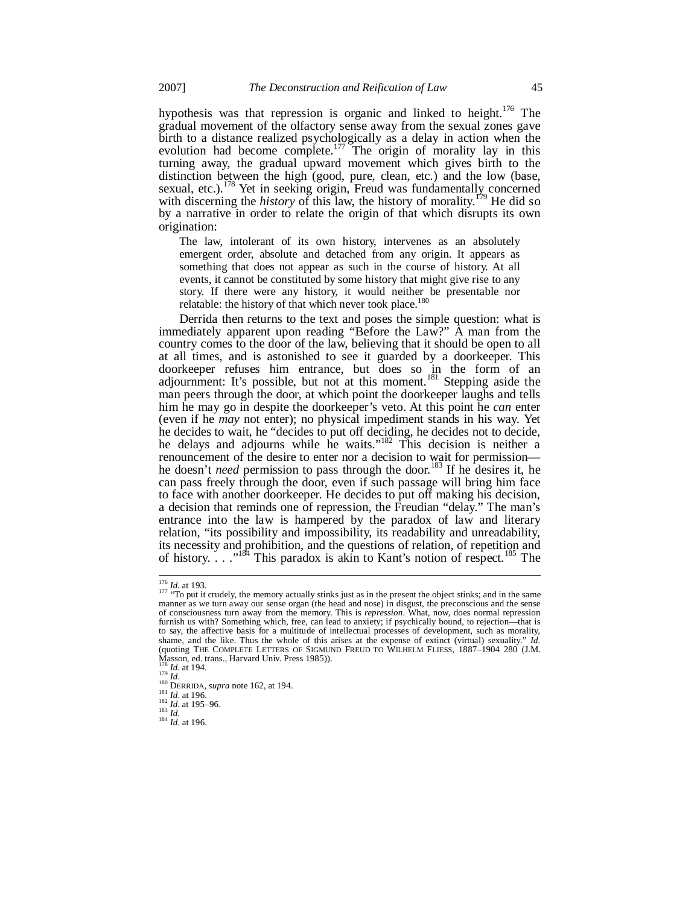hypothesis was that repression is organic and linked to height.[176] The gradual movement of the olfactory sense away from the sexual zones gave birth to a distance realized psychologically as a delay in action when the evolution had become complete.[177] The origin of morality lay in this turning away, the gradual upward movement which gives birth to the distinction between the high (good, pure, clean, etc.) and the low (base, sexual, etc.).[178] Yet in seeking origin, Freud was fundamentally concerned with discerning the *history* of this law, the history of morality.[179] He did so by a narrative in order to relate the origin of that which disrupts its own origination:

> The law, intolerant of its own history, intervenes as an absolutely emergent order, absolute and detached from any origin. It appears as something that does not appear as such in the course of history. At all events, it cannot be constituted by some history that might give rise to any story. If there were any history, it would neither be presentable nor relatable: the history of that which never took place.[180]

Derrida then returns to the text and poses the simple question: what is immediately apparent upon reading "Before the Law?" A man from the country comes to the door of the law, believing that it should be open to all at all times, and is astonished to see it guarded by a doorkeeper. This doorkeeper refuses him entrance, but does so in the form of an adjournment: It's possible, but not at this moment.[181] Stepping aside the man peers through the door, at which point the doorkeeper laughs and tells him he may go in despite the doorkeeper's veto. At this point he *can* enter (even if he *may* not enter); no physical impediment stands in his way. Yet he decides to wait, he "decides to put off deciding, he decides not to decide, he delays and adjourns while he waits."[182] This decision is neither a renouncement of the desire to enter nor a decision to wait for permission—he doesn't *need* permission to pass through the door.[183] If he desires it, he can pass freely through the door, even if such passage will bring him face to face with another doorkeeper. He decides to put off making his decision, a decision that reminds one of repression, the Freudian "delay." The man's entrance into the law is hampered by the paradox of law and literary relation, "its possibility and impossibility, its readability and unreadability, its necessity and prohibition, and the questions of relation, of repetition and of history. . . ."[184] This paradox is akin to Kant's notion of respect.[185] The

---

[176] *Id.* at 193.

[177] "To put it crudely, the memory actually stinks just as in the present the object stinks; and in the same manner as we turn away our sense organ (the head and nose) in disgust, the preconscious and the sense of consciousness turn away from the memory. This is *repression*. What, now, does normal repression furnish us with? Something which, free, can lead to anxiety; if psychically bound, to rejection—that is to say, the affective basis for a multitude of intellectual processes of development, such as morality, shame, and the like. Thus the whole of this arises at the expense of extinct (virtual) sexuality." *Id.* (quoting THE COMPLETE LETTERS OF SIGMUND FREUD TO WILHELM FLIESS, 1887–1904 280 (J.M. Masson, ed. trans., Harvard Univ. Press 1985)).

[178] *Id.* at 194.

[179] *Id.*

[180] DERRIDA, *supra* note 162, at 194.

[181] *Id.* at 196.

[182] *Id.* at 195–96.

[183] *Id.*

[184] *Id.* at 196.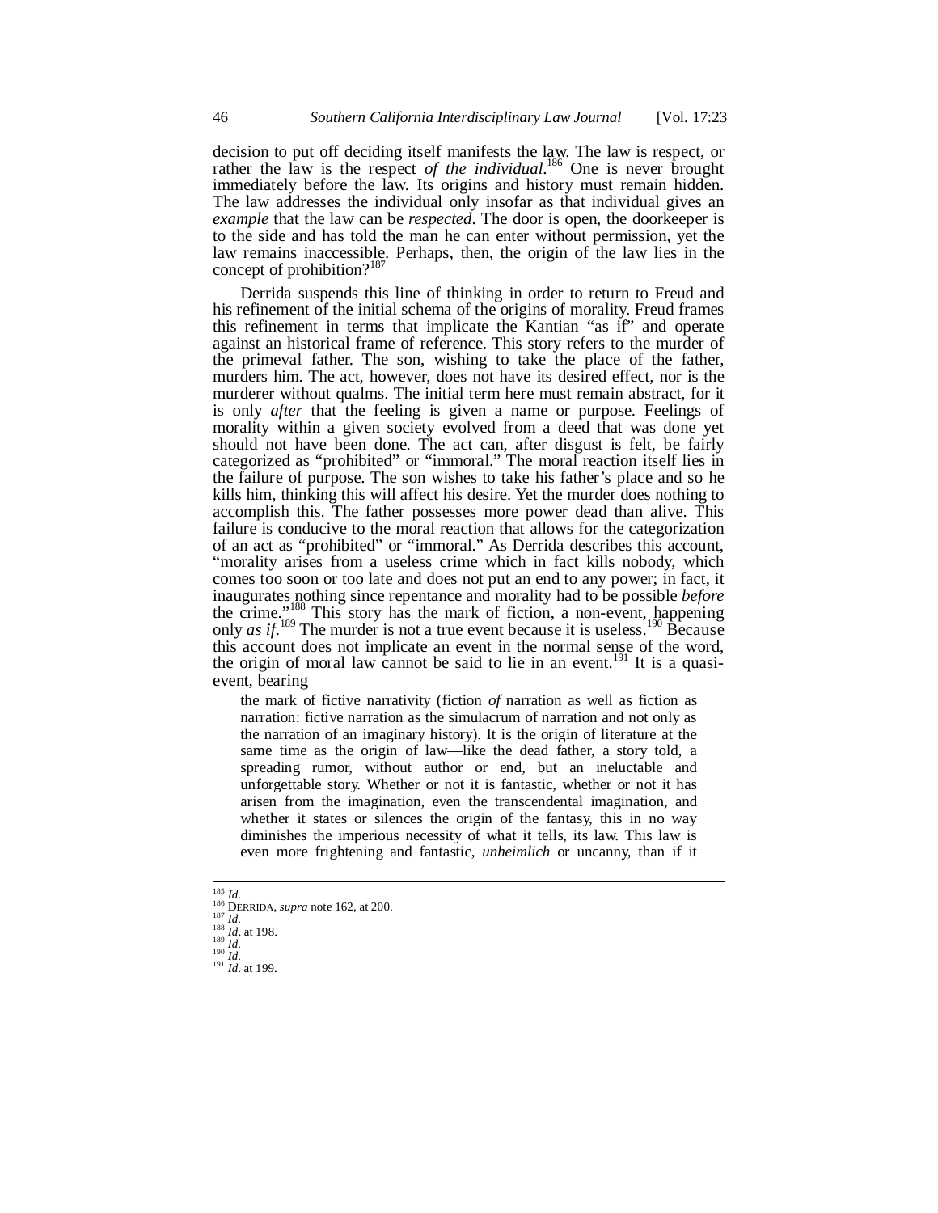decision to put off deciding itself manifests the law. The law is respect, or rather the law is the respect *of the individual*.[186] One is never brought immediately before the law. Its origins and history must remain hidden. The law addresses the individual only insofar as that individual gives an *example* that the law can be *respected*. The door is open, the doorkeeper is to the side and has told the man he can enter without permission, yet the law remains inaccessible. Perhaps, then, the origin of the law lies in the concept of prohibition?[187]

Derrida suspends this line of thinking in order to return to Freud and his refinement of the initial schema of the origins of morality. Freud frames this refinement in terms that implicate the Kantian "as if" and operate against an historical frame of reference. This story refers to the murder of the primeval father. The son, wishing to take the place of the father, murders him. The act, however, does not have its desired effect, nor is the murderer without qualms. The initial term here must remain abstract, for it is only *after* that the feeling is given a name or purpose. Feelings of morality within a given society evolved from a deed that was done yet should not have been done. The act can, after disgust is felt, be fairly categorized as "prohibited" or "immoral." The moral reaction itself lies in the failure of purpose. The son wishes to take his father's place and so he kills him, thinking this will affect his desire. Yet the murder does nothing to accomplish this. The father possesses more power dead than alive. This failure is conducive to the moral reaction that allows for the categorization of an act as "prohibited" or "immoral." As Derrida describes this account, "morality arises from a useless crime which in fact kills nobody, which comes too soon or too late and does not put an end to any power; in fact, it inaugurates nothing since repentance and morality had to be possible *before* the crime."[188] This story has the mark of fiction, a non-event, happening only *as if*.[189] The murder is not a true event because it is useless.[190] Because this account does not implicate an event in the normal sense of the word, the origin of moral law cannot be said to lie in an event.[191] It is a quasi-event, bearing

> the mark of fictive narrativity (fiction *of* narration as well as fiction as narration: fictive narration as the simulacrum of narration and not only as the narration of an imaginary history). It is the origin of literature at the same time as the origin of law—like the dead father, a story told, a spreading rumor, without author or end, but an ineluctable and unforgettable story. Whether or not it is fantastic, whether or not it has arisen from the imagination, even the transcendental imagination, and whether it states or silences the origin of the fantasy, this in no way diminishes the imperious necessity of what it tells, its law. This law is even more frightening and fantastic, *unheimlich* or uncanny, than if it

---

[185] *Id.*
[186] DERRIDA, *supra* note 162, at 200.
[187] *Id.*
[188] *Id.* at 198.
[189] *Id.*
[190] *Id.*
[191] *Id.* at 199.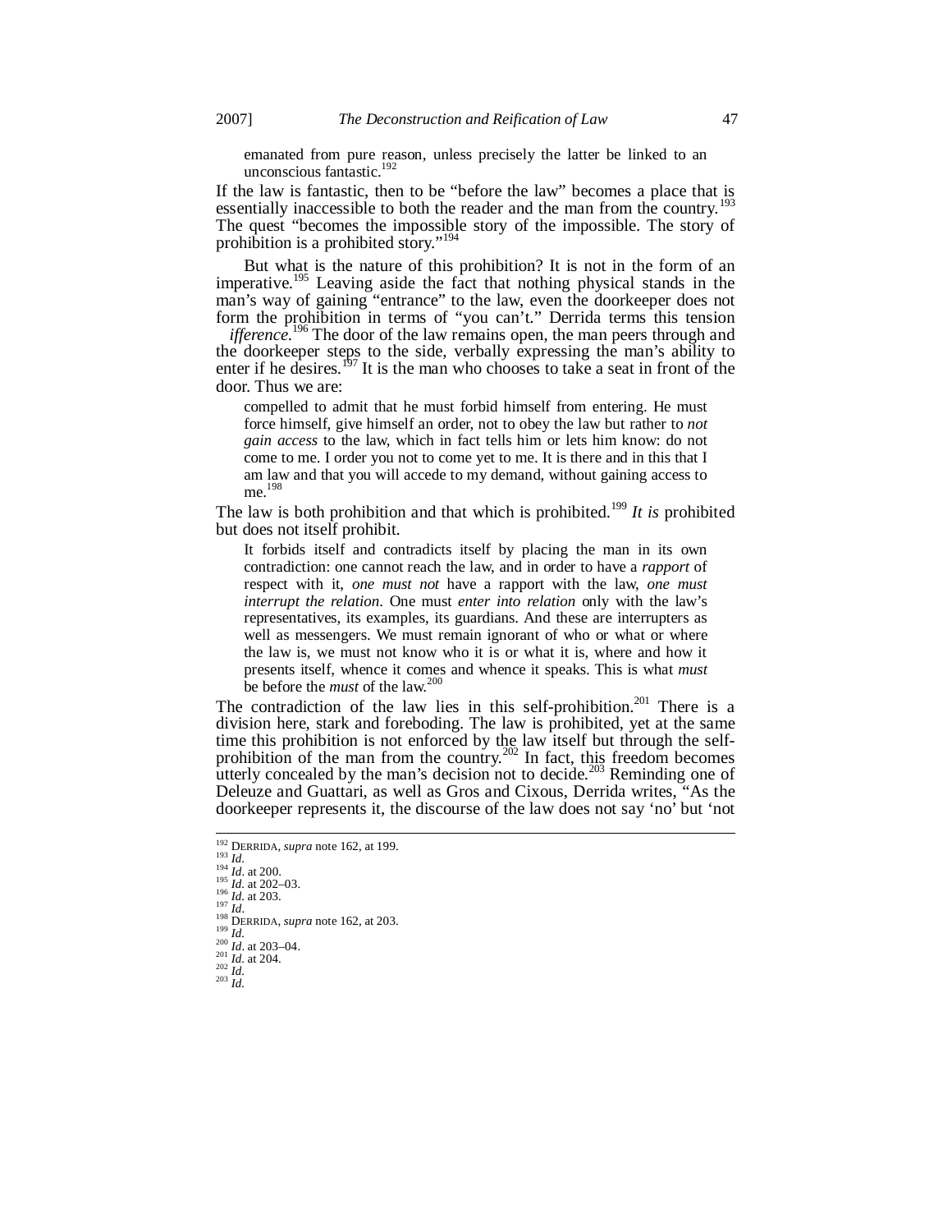> emanated from pure reason, unless precisely the latter be linked to an unconscious fantastic.[192]

If the law is fantastic, then to be "before the law" becomes a place that is essentially inaccessible to both the reader and the man from the country.[193] The quest "becomes the impossible story of the impossible. The story of prohibition is a prohibited story."[194]

But what is the nature of this prohibition? It is not in the form of an imperative.[195] Leaving aside the fact that nothing physical stands in the man's way of gaining "entrance" to the law, even the doorkeeper does not form the prohibition in terms of "you can't." Derrida terms this tension *ifference*.[196] The door of the law remains open, the man peers through and the doorkeeper steps to the side, verbally expressing the man's ability to enter if he desires.[197] It is the man who chooses to take a seat in front of the door. Thus we are:

> compelled to admit that he must forbid himself from entering. He must force himself, give himself an order, not to obey the law but rather to *not gain access* to the law, which in fact tells him or lets him know: do not come to me. I order you not to come yet to me. It is there and in this that I am law and that you will accede to my demand, without gaining access to me.[198]

The law is both prohibition and that which is prohibited.[199] *It is* prohibited but does not itself prohibit.

> It forbids itself and contradicts itself by placing the man in its own contradiction: one cannot reach the law, and in order to have a *rapport* of respect with it, *one must not* have a rapport with the law, *one must interrupt the relation*. One must *enter into relation* only with the law's representatives, its examples, its guardians. And these are interrupters as well as messengers. We must remain ignorant of who or what or where the law is, we must not know who it is or what it is, where and how it presents itself, whence it comes and whence it speaks. This is what *must* be before the *must* of the law.[200]

The contradiction of the law lies in this self-prohibition.[201] There is a division here, stark and foreboding. The law is prohibited, yet at the same time this prohibition is not enforced by the law itself but through the self-prohibition of the man from the country.[202] In fact, this freedom becomes utterly concealed by the man's decision not to decide.[203] Reminding one of Deleuze and Guattari, as well as Gros and Cixous, Derrida writes, "As the doorkeeper represents it, the discourse of the law does not say 'no' but 'not

---

[192] DERRIDA, *supra* note 162, at 199.
[193] *Id.*
[194] *Id.* at 200.
[195] *Id.* at 202–03.
[196] *Id.* at 203.
[197] *Id.*
[198] DERRIDA, *supra* note 162, at 203.
[199] *Id.*
[200] *Id.* at 203–04.
[201] *Id.* at 204.
[202] *Id.*
[203] *Id.*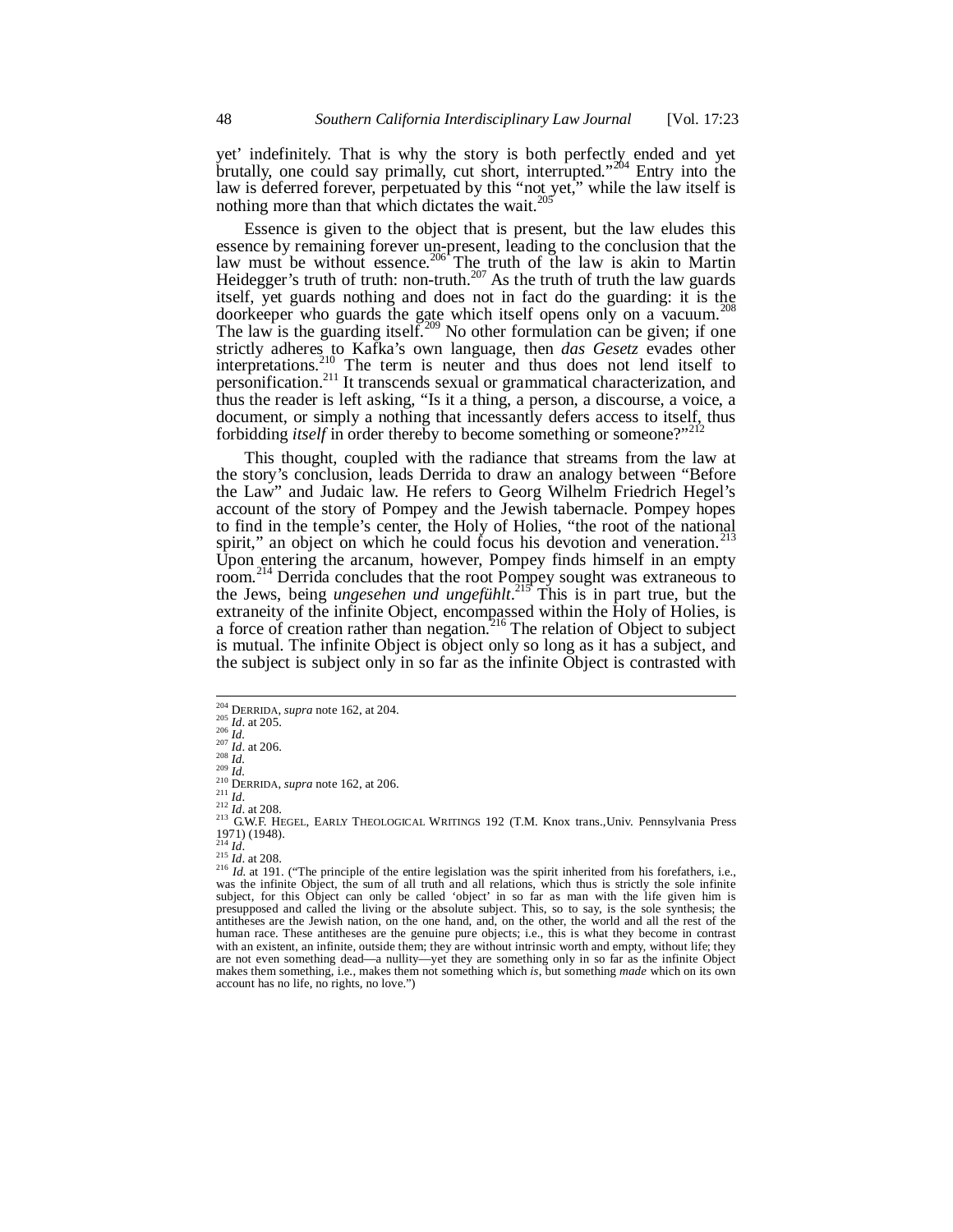yet' indefinitely. That is why the story is both perfectly ended and yet brutally, one could say primally, cut short, interrupted."[204] Entry into the law is deferred forever, perpetuated by this "not yet," while the law itself is nothing more than that which dictates the wait.[205]

Essence is given to the object that is present, but the law eludes this essence by remaining forever un-present, leading to the conclusion that the law must be without essence.[206] The truth of the law is akin to Martin Heidegger's truth of truth: non-truth.[207] As the truth of truth the law guards itself, yet guards nothing and does not in fact do the guarding: it is the doorkeeper who guards the gate which itself opens only on a vacuum.[208] The law is the guarding itself.[209] No other formulation can be given; if one strictly adheres to Kafka's own language, then *das Gesetz* evades other interpretations.[210] The term is neuter and thus does not lend itself to personification.[211] It transcends sexual or grammatical characterization, and thus the reader is left asking, "Is it a thing, a person, a discourse, a voice, a document, or simply a nothing that incessantly defers access to itself, thus forbidding *itself* in order thereby to become something or someone?"[212]

This thought, coupled with the radiance that streams from the law at the story's conclusion, leads Derrida to draw an analogy between "Before the Law" and Judaic law. He refers to Georg Wilhelm Friedrich Hegel's account of the story of Pompey and the Jewish tabernacle. Pompey hopes to find in the temple's center, the Holy of Holies, "the root of the national spirit," an object on which he could focus his devotion and veneration.[213] Upon entering the arcanum, however, Pompey finds himself in an empty room.[214] Derrida concludes that the root Pompey sought was extraneous to the Jews, being *ungesehen und ungefühlt*.[215] This is in part true, but the extraneity of the infinite Object, encompassed within the Holy of Holies, is a force of creation rather than negation.[216] The relation of Object to subject is mutual. The infinite Object is object only so long as it has a subject, and the subject is subject only in so far as the infinite Object is contrasted with

---

[204] DERRIDA, *supra* note 162, at 204.
[205] *Id*. at 205.
[206] *Id*.
[207] *Id*. at 206.
[208] *Id*.
[209] *Id*.
[210] DERRIDA, *supra* note 162, at 206.
[211] *Id*.
[212] *Id*. at 208.
[213] G.W.F. HEGEL, EARLY THEOLOGICAL WRITINGS 192 (T.M. Knox trans.,Univ. Pennsylvania Press 1971) (1948).
[214] *Id*.
[215] *Id*. at 208.
[216] *Id.* at 191. ("The principle of the entire legislation was the spirit inherited from his forefathers, i.e., was the infinite Object, the sum of all truth and all relations, which thus is strictly the sole infinite subject, for this Object can only be called 'object' in so far as man with the life given him is presupposed and called the living or the absolute subject. This, so to say, is the sole synthesis; the antitheses are the Jewish nation, on the one hand, and, on the other, the world and all the rest of the human race. These antitheses are the genuine pure objects; i.e., this is what they become in contrast with an existent, an infinite, outside them; they are without intrinsic worth and empty, without life; they are not even something dead—a nullity—yet they are something only in so far as the infinite Object makes them something, i.e., makes them not something which *is*, but something *made* which on its own account has no life, no rights, no love.")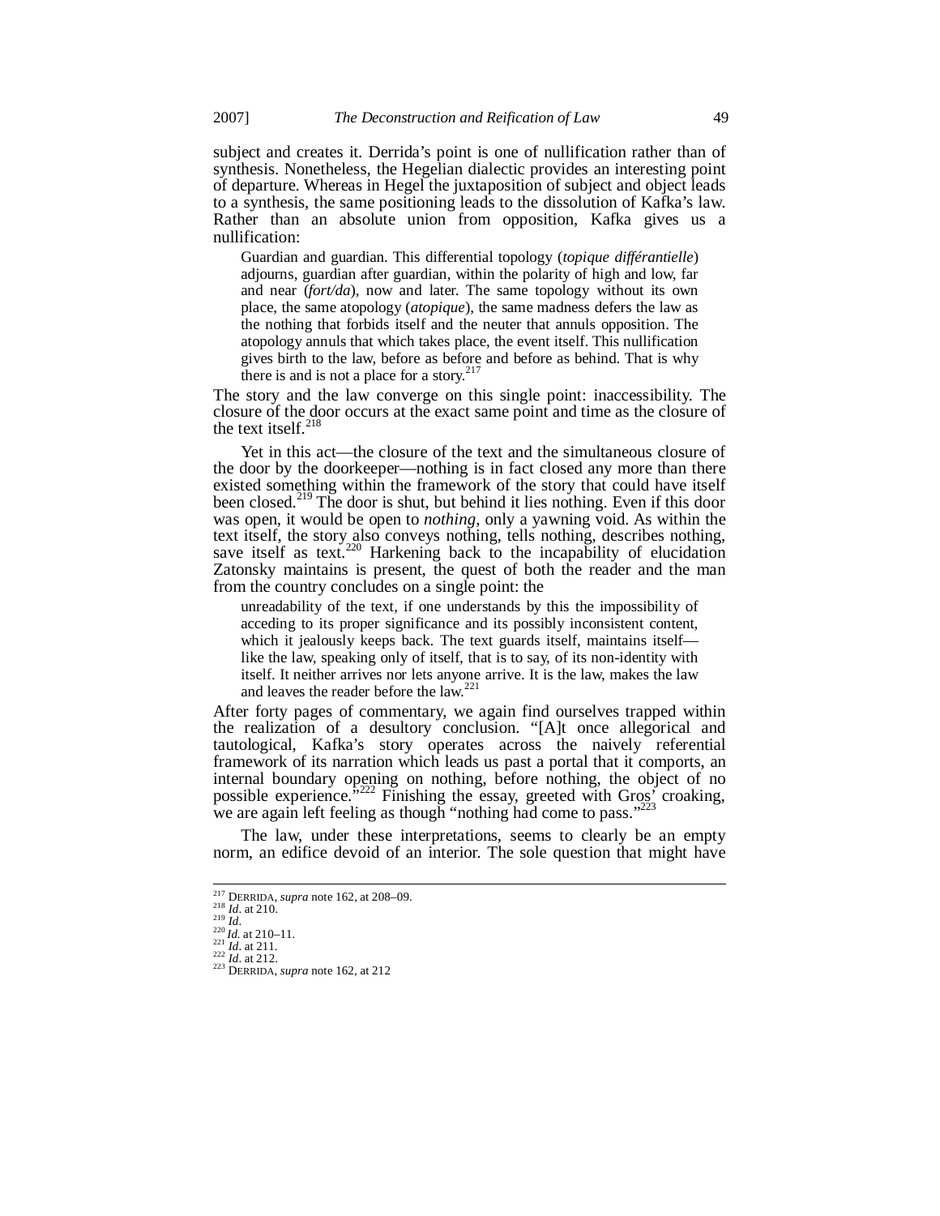subject and creates it. Derrida's point is one of nullification rather than of synthesis. Nonetheless, the Hegelian dialectic provides an interesting point of departure. Whereas in Hegel the juxtaposition of subject and object leads to a synthesis, the same positioning leads to the dissolution of Kafka's law. Rather than an absolute union from opposition, Kafka gives us a nullification:

> Guardian and guardian. This differential topology (*topique différantielle*) adjourns, guardian after guardian, within the polarity of high and low, far and near (*fort/da*), now and later. The same topology without its own place, the same atopology (*atopique*), the same madness defers the law as the nothing that forbids itself and the neuter that annuls opposition. The atopology annuls that which takes place, the event itself. This nullification gives birth to the law, before as before and before as behind. That is why there is and is not a place for a story.[217]

The story and the law converge on this single point: inaccessibility. The closure of the door occurs at the exact same point and time as the closure of the text itself.[218]

Yet in this act—the closure of the text and the simultaneous closure of the door by the doorkeeper—nothing is in fact closed any more than there existed something within the framework of the story that could have itself been closed.[219] The door is shut, but behind it lies nothing. Even if this door was open, it would be open to *nothing*, only a yawning void. As within the text itself, the story also conveys nothing, tells nothing, describes nothing, save itself as text.[220] Harkening back to the incapability of elucidation Zatonsky maintains is present, the quest of both the reader and the man from the country concludes on a single point: the

> unreadability of the text, if one understands by this the impossibility of acceding to its proper significance and its possibly inconsistent content, which it jealously keeps back. The text guards itself, maintains itself—like the law, speaking only of itself, that is to say, of its non-identity with itself. It neither arrives nor lets anyone arrive. It is the law, makes the law and leaves the reader before the law.[221]

After forty pages of commentary, we again find ourselves trapped within the realization of a desultory conclusion. "[A]t once allegorical and tautological, Kafka's story operates across the naively referential framework of its narration which leads us past a portal that it comports, an internal boundary opening on nothing, before nothing, the object of no possible experience."[222] Finishing the essay, greeted with Gros' croaking, we are again left feeling as though "nothing had come to pass."[223]

The law, under these interpretations, seems to clearly be an empty norm, an edifice devoid of an interior. The sole question that might have

---

[217] DERRIDA, *supra* note 162, at 208–09.
[218] *Id*. at 210.
[219] *Id*.
[220] *Id*. at 210–11.
[221] *Id*. at 211.
[222] *Id*. at 212.
[223] DERRIDA, *supra* note 162, at 212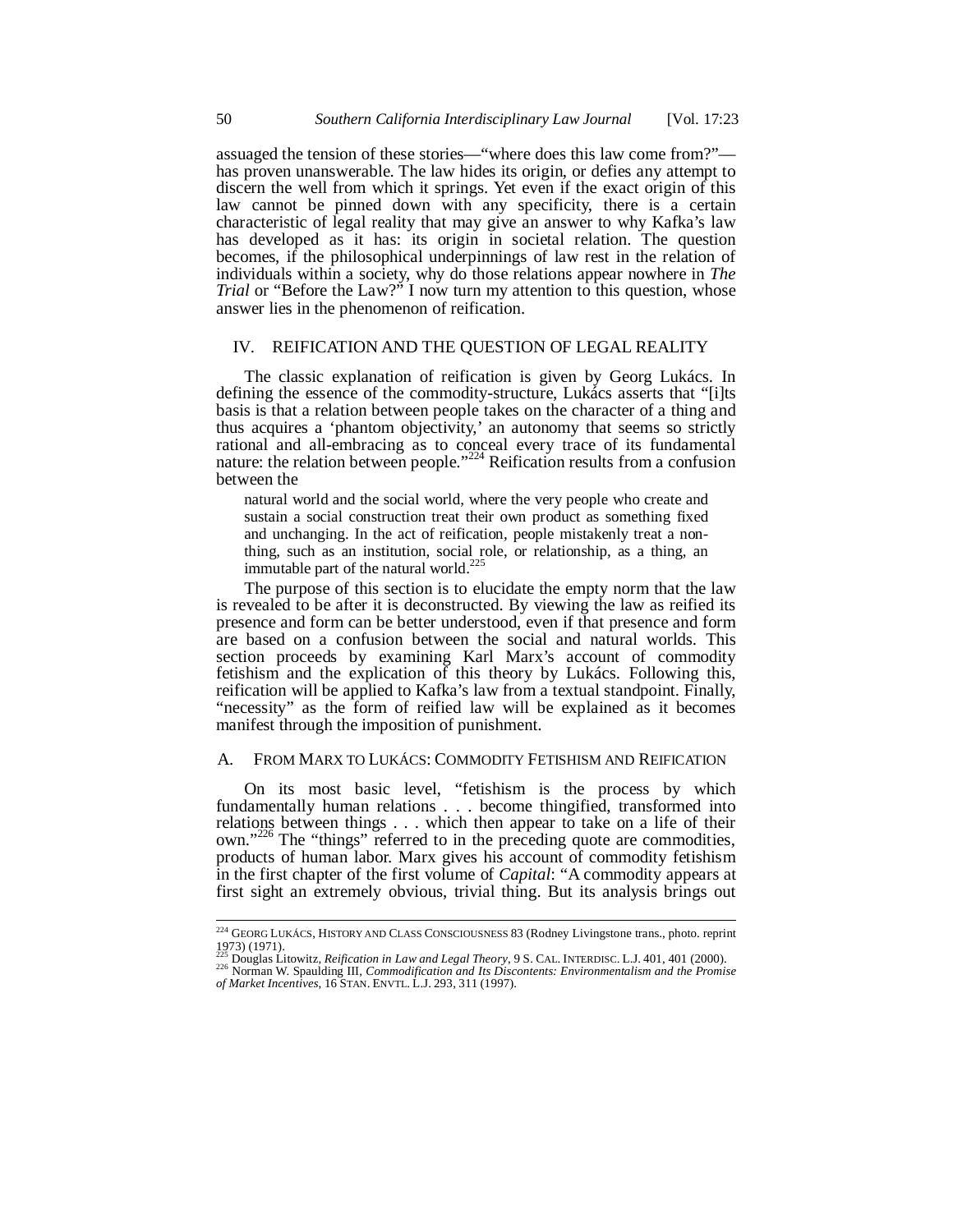assuaged the tension of these stories—"where does this law come from?"—has proven unanswerable. The law hides its origin, or defies any attempt to discern the well from which it springs. Yet even if the exact origin of this law cannot be pinned down with any specificity, there is a certain characteristic of legal reality that may give an answer to why Kafka's law has developed as it has: its origin in societal relation. The question becomes, if the philosophical underpinnings of law rest in the relation of individuals within a society, why do those relations appear nowhere in *The Trial* or "Before the Law?" I now turn my attention to this question, whose answer lies in the phenomenon of reification.

## IV. REIFICATION AND THE QUESTION OF LEGAL REALITY

The classic explanation of reification is given by Georg Lukács. In defining the essence of the commodity-structure, Lukács asserts that "[i]ts basis is that a relation between people takes on the character of a thing and thus acquires a 'phantom objectivity,' an autonomy that seems so strictly rational and all-embracing as to conceal every trace of its fundamental nature: the relation between people."[224] Reification results from a confusion between the

> natural world and the social world, where the very people who create and sustain a social construction treat their own product as something fixed and unchanging. In the act of reification, people mistakenly treat a non-thing, such as an institution, social role, or relationship, as a thing, an immutable part of the natural world.[225]

The purpose of this section is to elucidate the empty norm that the law is revealed to be after it is deconstructed. By viewing the law as reified its presence and form can be better understood, even if that presence and form are based on a confusion between the social and natural worlds. This section proceeds by examining Karl Marx's account of commodity fetishism and the explication of this theory by Lukács. Following this, reification will be applied to Kafka's law from a textual standpoint. Finally, "necessity" as the form of reified law will be explained as it becomes manifest through the imposition of punishment.

### A. FROM MARX TO LUKÁCS: COMMODITY FETISHISM AND REIFICATION

On its most basic level, "fetishism is the process by which fundamentally human relations . . . become thingified, transformed into relations between things . . . which then appear to take on a life of their own."[226] The "things" referred to in the preceding quote are commodities, products of human labor. Marx gives his account of commodity fetishism in the first chapter of the first volume of *Capital*: "A commodity appears at first sight an extremely obvious, trivial thing. But its analysis brings out

---

[224] GEORG LUKÁCS, HISTORY AND CLASS CONSCIOUSNESS 83 (Rodney Livingstone trans., photo. reprint 1973) (1971).

[225] Douglas Litowitz, *Reification in Law and Legal Theory*, 9 S. CAL. INTERDISC. L.J. 401, 401 (2000).

[226] Norman W. Spaulding III, *Commodification and Its Discontents: Environmentalism and the Promise of Market Incentives*, 16 STAN. ENVTL. L.J. 293, 311 (1997).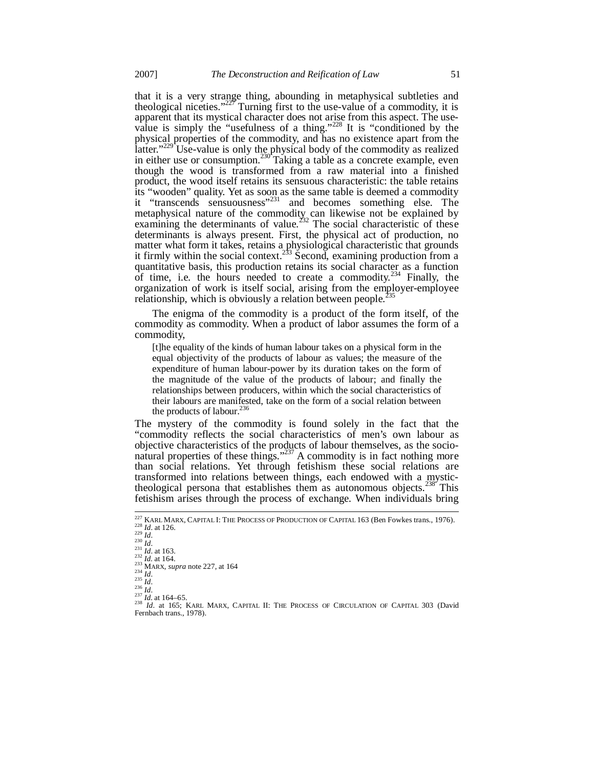that it is a very strange thing, abounding in metaphysical subtleties and theological niceties."[227] Turning first to the use-value of a commodity, it is apparent that its mystical character does not arise from this aspect. The use-value is simply the "usefulness of a thing."[228] It is "conditioned by the physical properties of the commodity, and has no existence apart from the latter."[229] Use-value is only the physical body of the commodity as realized in either use or consumption.[230] Taking a table as a concrete example, even though the wood is transformed from a raw material into a finished product, the wood itself retains its sensuous characteristic: the table retains its "wooden" quality. Yet as soon as the same table is deemed a commodity it "transcends sensuousness"[231] and becomes something else. The metaphysical nature of the commodity can likewise not be explained by examining the determinants of value.[232] The social characteristic of these determinants is always present. First, the physical act of production, no matter what form it takes, retains a physiological characteristic that grounds it firmly within the social context.[233] Second, examining production from a quantitative basis, this production retains its social character as a function of time, i.e. the hours needed to create a commodity.[234] Finally, the organization of work is itself social, arising from the employer-employee relationship, which is obviously a relation between people.[235]

The enigma of the commodity is a product of the form itself, of the commodity as commodity. When a product of labor assumes the form of a commodity,

> [t]he equality of the kinds of human labour takes on a physical form in the equal objectivity of the products of labour as values; the measure of the expenditure of human labour-power by its duration takes on the form of the magnitude of the value of the products of labour; and finally the relationships between producers, within which the social characteristics of their labours are manifested, take on the form of a social relation between the products of labour.[236]

The mystery of the commodity is found solely in the fact that the "commodity reflects the social characteristics of men's own labour as objective characteristics of the products of labour themselves, as the socio-natural properties of these things."[237] A commodity is in fact nothing more than social relations. Yet through fetishism these social relations are transformed into relations between things, each endowed with a mystic-theological persona that establishes them as autonomous objects.[238] This fetishism arises through the process of exchange. When individuals bring

---

[227] KARL MARX, CAPITAL I: THE PROCESS OF PRODUCTION OF CAPITAL 163 (Ben Fowkes trans., 1976).
[228] *Id*. at 126.
[229] *Id*.
[230] *Id*.
[231] *Id*. at 163.
[232] *Id*. at 164.
[233] MARX, *supra* note 227, at 164
[234] *Id*.
[235] *Id*.
[236] *Id*.
[237] *Id*. at 164–65.
[238] *Id*. at 165; KARL MARX, CAPITAL II: THE PROCESS OF CIRCULATION OF CAPITAL 303 (David Fernbach trans., 1978).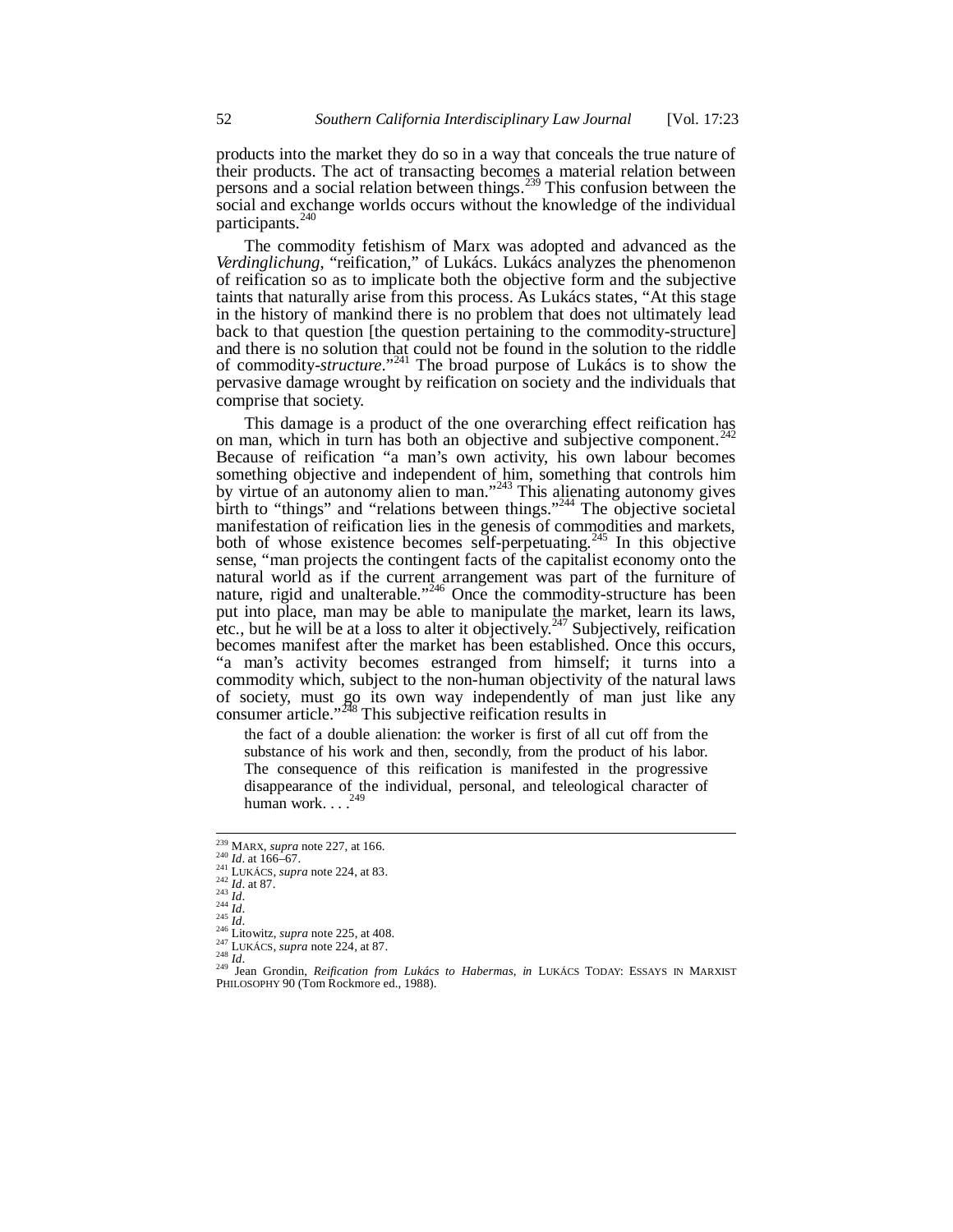products into the market they do so in a way that conceals the true nature of their products. The act of transacting becomes a material relation between persons and a social relation between things.[239] This confusion between the social and exchange worlds occurs without the knowledge of the individual participants.[240]

The commodity fetishism of Marx was adopted and advanced as the *Verdinglichung*, "reification," of Lukács. Lukács analyzes the phenomenon of reification so as to implicate both the objective form and the subjective taints that naturally arise from this process. As Lukács states, "At this stage in the history of mankind there is no problem that does not ultimately lead back to that question [the question pertaining to the commodity-structure] and there is no solution that could not be found in the solution to the riddle of commodity-*structure*."[241] The broad purpose of Lukács is to show the pervasive damage wrought by reification on society and the individuals that comprise that society.

This damage is a product of the one overarching effect reification has on man, which in turn has both an objective and subjective component.[242] Because of reification "a man's own activity, his own labour becomes something objective and independent of him, something that controls him by virtue of an autonomy alien to man."[243] This alienating autonomy gives birth to "things" and "relations between things."[244] The objective societal manifestation of reification lies in the genesis of commodities and markets, both of whose existence becomes self-perpetuating.[245] In this objective sense, "man projects the contingent facts of the capitalist economy onto the natural world as if the current arrangement was part of the furniture of nature, rigid and unalterable."[246] Once the commodity-structure has been put into place, man may be able to manipulate the market, learn its laws, etc., but he will be at a loss to alter it objectively.[247] Subjectively, reification becomes manifest after the market has been established. Once this occurs, "a man's activity becomes estranged from himself; it turns into a commodity which, subject to the non-human objectivity of the natural laws of society, must go its own way independently of man just like any consumer article."[248] This subjective reification results in

> the fact of a double alienation: the worker is first of all cut off from the substance of his work and then, secondly, from the product of his labor. The consequence of this reification is manifested in the progressive disappearance of the individual, personal, and teleological character of human work. . . .[249]

---

[239] MARX, *supra* note 227, at 166.
[240] *Id*. at 166–67.
[241] LUKÁCS, *supra* note 224, at 83.
[242] *Id*. at 87.
[243] *Id*.
[244] *Id*.
[245] *Id*.
[246] Litowitz, *supra* note 225, at 408.
[247] LUKÁCS, *supra* note 224, at 87.
[248] *Id*.
[249] Jean Grondin, *Reification from Lukács to Habermas*, *in* LUKÁCS TODAY: ESSAYS IN MARXIST PHILOSOPHY 90 (Tom Rockmore ed., 1988).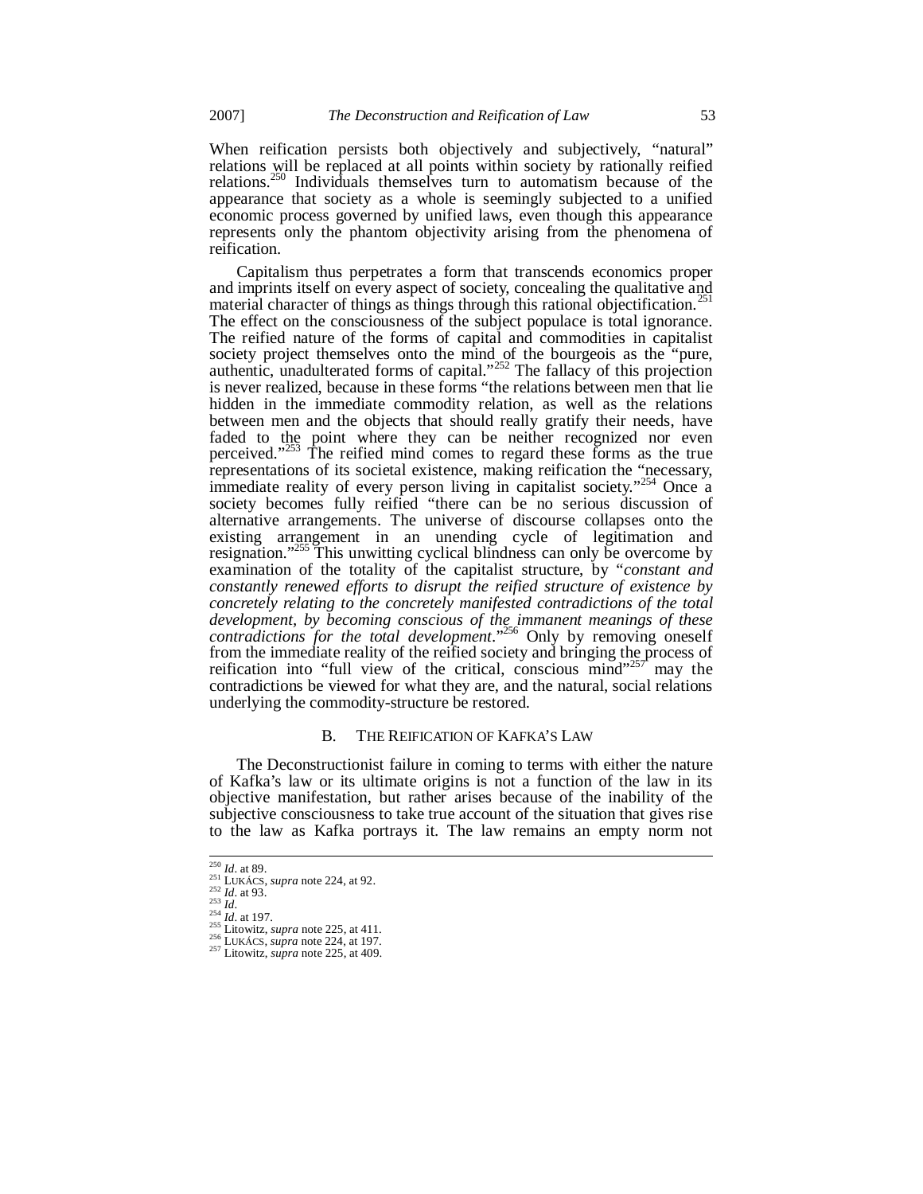When reification persists both objectively and subjectively, "natural" relations will be replaced at all points within society by rationally reified relations.[250] Individuals themselves turn to automatism because of the appearance that society as a whole is seemingly subjected to a unified economic process governed by unified laws, even though this appearance represents only the phantom objectivity arising from the phenomena of reification.

Capitalism thus perpetrates a form that transcends economics proper and imprints itself on every aspect of society, concealing the qualitative and material character of things as things through this rational objectification.[251] The effect on the consciousness of the subject populace is total ignorance. The reified nature of the forms of capital and commodities in capitalist society project themselves onto the mind of the bourgeois as the "pure, authentic, unadulterated forms of capital."[252] The fallacy of this projection is never realized, because in these forms "the relations between men that lie hidden in the immediate commodity relation, as well as the relations between men and the objects that should really gratify their needs, have faded to the point where they can be neither recognized nor even perceived."[253] The reified mind comes to regard these forms as the true representations of its societal existence, making reification the "necessary, immediate reality of every person living in capitalist society."[254] Once a society becomes fully reified "there can be no serious discussion of alternative arrangements. The universe of discourse collapses onto the existing arrangement in an unending cycle of legitimation and resignation."[255] This unwitting cyclical blindness can only be overcome by examination of the totality of the capitalist structure, by "*constant and constantly renewed efforts to disrupt the reified structure of existence by concretely relating to the concretely manifested contradictions of the total development, by becoming conscious of the immanent meanings of these contradictions for the total development*."[256] Only by removing oneself from the immediate reality of the reified society and bringing the process of reification into "full view of the critical, conscious mind"[257] may the contradictions be viewed for what they are, and the natural, social relations underlying the commodity-structure be restored.

## B. The Reification of Kafka's Law

The Deconstructionist failure in coming to terms with either the nature of Kafka's law or its ultimate origins is not a function of the law in its objective manifestation, but rather arises because of the inability of the subjective consciousness to take true account of the situation that gives rise to the law as Kafka portrays it. The law remains an empty norm not

---

[250] *Id.* at 89.
[251] LUKÁCS, *supra* note 224, at 92.
[252] *Id.* at 93.
[253] *Id.*
[254] *Id.* at 197.
[255] Litowitz, *supra* note 225, at 411.
[256] LUKÁCS, *supra* note 224, at 197.
[257] Litowitz, *supra* note 225, at 409.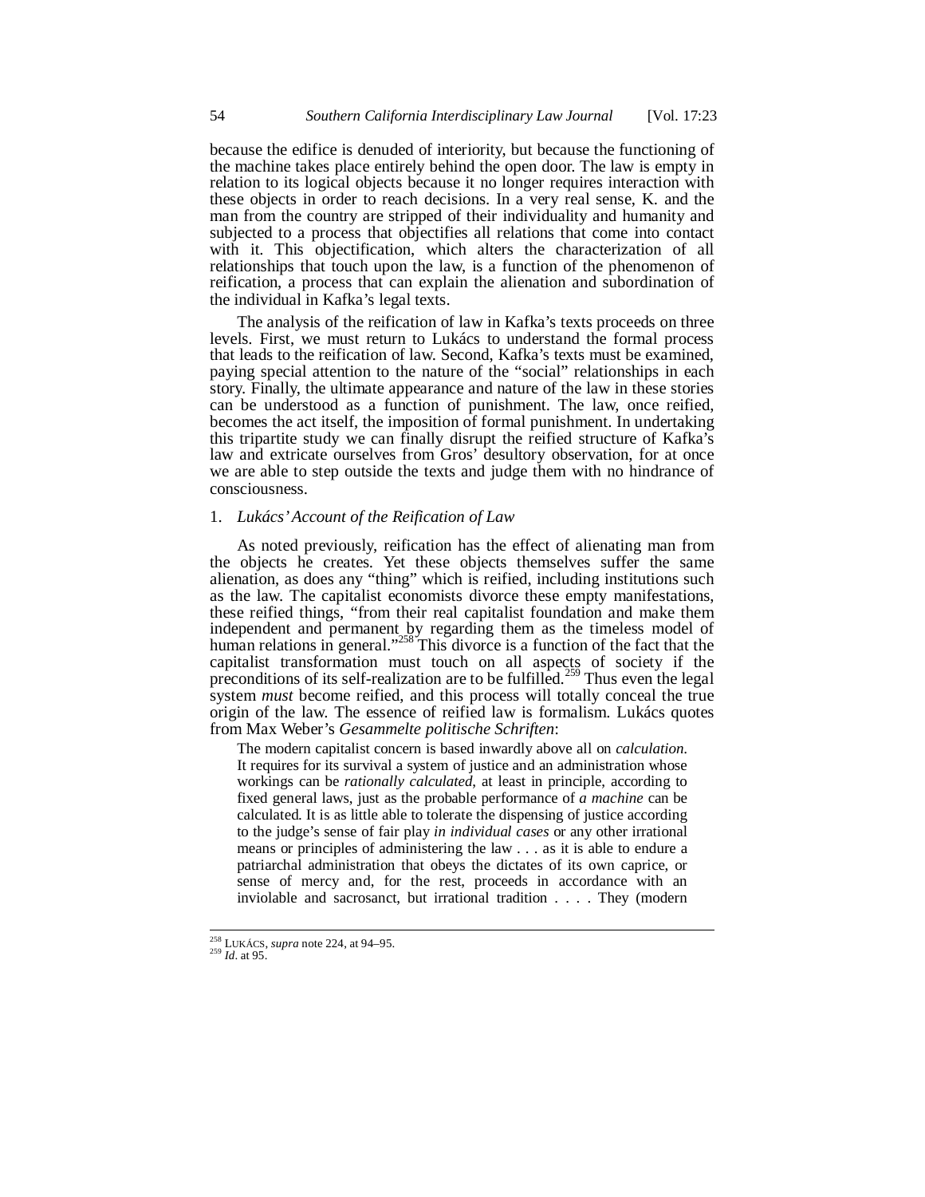because the edifice is denuded of interiority, but because the functioning of the machine takes place entirely behind the open door. The law is empty in relation to its logical objects because it no longer requires interaction with these objects in order to reach decisions. In a very real sense, K. and the man from the country are stripped of their individuality and humanity and subjected to a process that objectifies all relations that come into contact with it. This objectification, which alters the characterization of all relationships that touch upon the law, is a function of the phenomenon of reification, a process that can explain the alienation and subordination of the individual in Kafka's legal texts.

The analysis of the reification of law in Kafka's texts proceeds on three levels. First, we must return to Lukács to understand the formal process that leads to the reification of law. Second, Kafka's texts must be examined, paying special attention to the nature of the "social" relationships in each story. Finally, the ultimate appearance and nature of the law in these stories can be understood as a function of punishment. The law, once reified, becomes the act itself, the imposition of formal punishment. In undertaking this tripartite study we can finally disrupt the reified structure of Kafka's law and extricate ourselves from Gros' desultory observation, for at once we are able to step outside the texts and judge them with no hindrance of consciousness.

### 1. *Lukács' Account of the Reification of Law*

As noted previously, reification has the effect of alienating man from the objects he creates. Yet these objects themselves suffer the same alienation, as does any "thing" which is reified, including institutions such as the law. The capitalist economists divorce these empty manifestations, these reified things, "from their real capitalist foundation and make them independent and permanent by regarding them as the timeless model of human relations in general."[258] This divorce is a function of the fact that the capitalist transformation must touch on all aspects of society if the preconditions of its self-realization are to be fulfilled.[259] Thus even the legal system *must* become reified, and this process will totally conceal the true origin of the law. The essence of reified law is formalism. Lukács quotes from Max Weber's *Gesammelte politische Schriften*:

> The modern capitalist concern is based inwardly above all on *calculation*. It requires for its survival a system of justice and an administration whose workings can be *rationally calculated*, at least in principle, according to fixed general laws, just as the probable performance of *a machine* can be calculated. It is as little able to tolerate the dispensing of justice according to the judge's sense of fair play *in individual cases* or any other irrational means or principles of administering the law . . . as it is able to endure a patriarchal administration that obeys the dictates of its own caprice, or sense of mercy and, for the rest, proceeds in accordance with an inviolable and sacrosanct, but irrational tradition . . . . They (modern

---

[258] LUKÁCS, *supra* note 224, at 94–95.
[259] *Id.* at 95.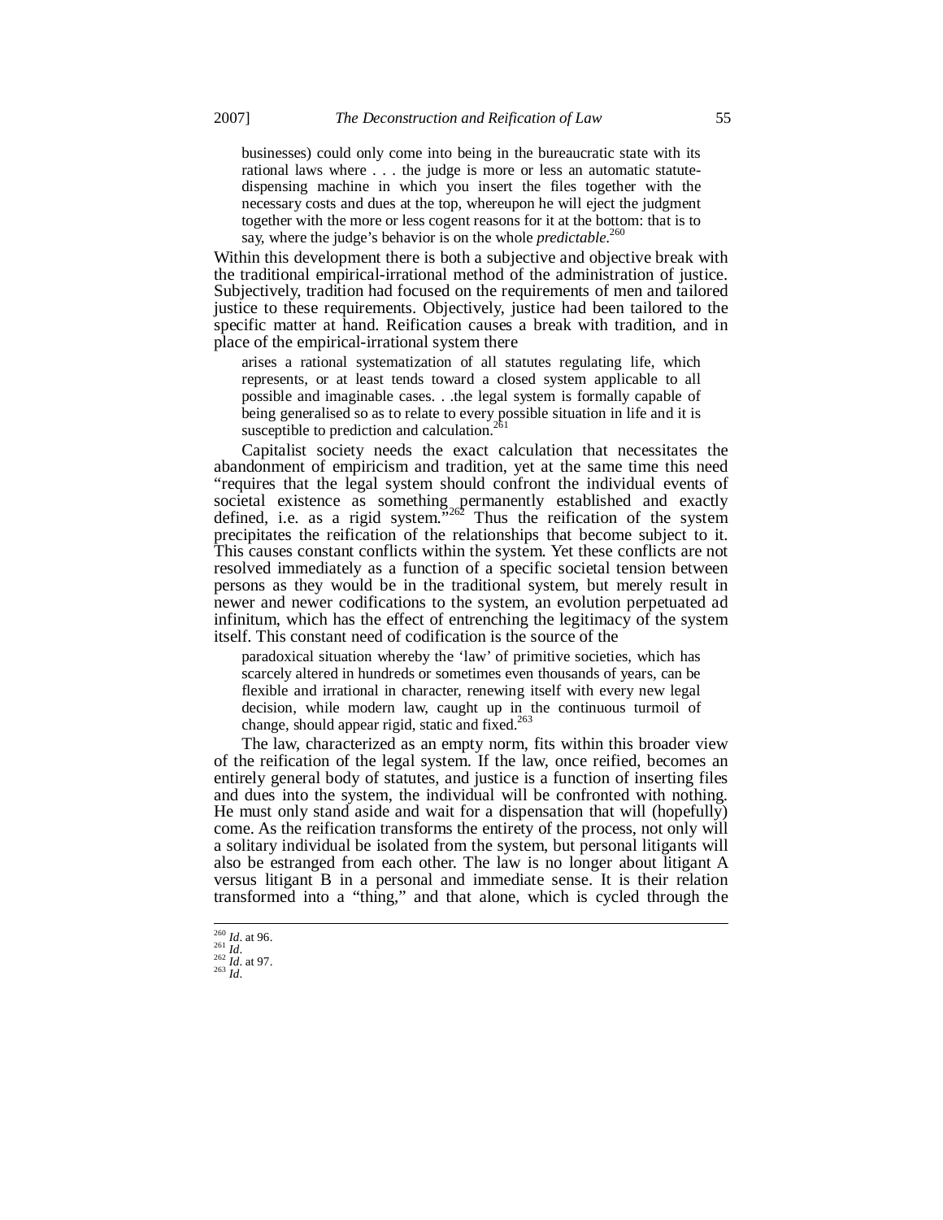> businesses) could only come into being in the bureaucratic state with its rational laws where . . . the judge is more or less an automatic statute-dispensing machine in which you insert the files together with the necessary costs and dues at the top, whereupon he will eject the judgment together with the more or less cogent reasons for it at the bottom: that is to say, where the judge's behavior is on the whole *predictable*.[260]

Within this development there is both a subjective and objective break with the traditional empirical-irrational method of the administration of justice. Subjectively, tradition had focused on the requirements of men and tailored justice to these requirements. Objectively, justice had been tailored to the specific matter at hand. Reification causes a break with tradition, and in place of the empirical-irrational system there

> arises a rational systematization of all statutes regulating life, which represents, or at least tends toward a closed system applicable to all possible and imaginable cases. . .the legal system is formally capable of being generalised so as to relate to every possible situation in life and it is susceptible to prediction and calculation.[261]

Capitalist society needs the exact calculation that necessitates the abandonment of empiricism and tradition, yet at the same time this need "requires that the legal system should confront the individual events of societal existence as something permanently established and exactly defined, i.e. as a rigid system."[262] Thus the reification of the system precipitates the reification of the relationships that become subject to it. This causes constant conflicts within the system. Yet these conflicts are not resolved immediately as a function of a specific societal tension between persons as they would be in the traditional system, but merely result in newer and newer codifications to the system, an evolution perpetuated ad infinitum, which has the effect of entrenching the legitimacy of the system itself. This constant need of codification is the source of the

> paradoxical situation whereby the 'law' of primitive societies, which has scarcely altered in hundreds or sometimes even thousands of years, can be flexible and irrational in character, renewing itself with every new legal decision, while modern law, caught up in the continuous turmoil of change, should appear rigid, static and fixed.[263]

The law, characterized as an empty norm, fits within this broader view of the reification of the legal system. If the law, once reified, becomes an entirely general body of statutes, and justice is a function of inserting files and dues into the system, the individual will be confronted with nothing. He must only stand aside and wait for a dispensation that will (hopefully) come. As the reification transforms the entirety of the process, not only will a solitary individual be isolated from the system, but personal litigants will also be estranged from each other. The law is no longer about litigant A versus litigant B in a personal and immediate sense. It is their relation transformed into a "thing," and that alone, which is cycled through the

---

[260] *Id*. at 96.
[261] *Id*.
[262] *Id*. at 97.
[263] *Id*.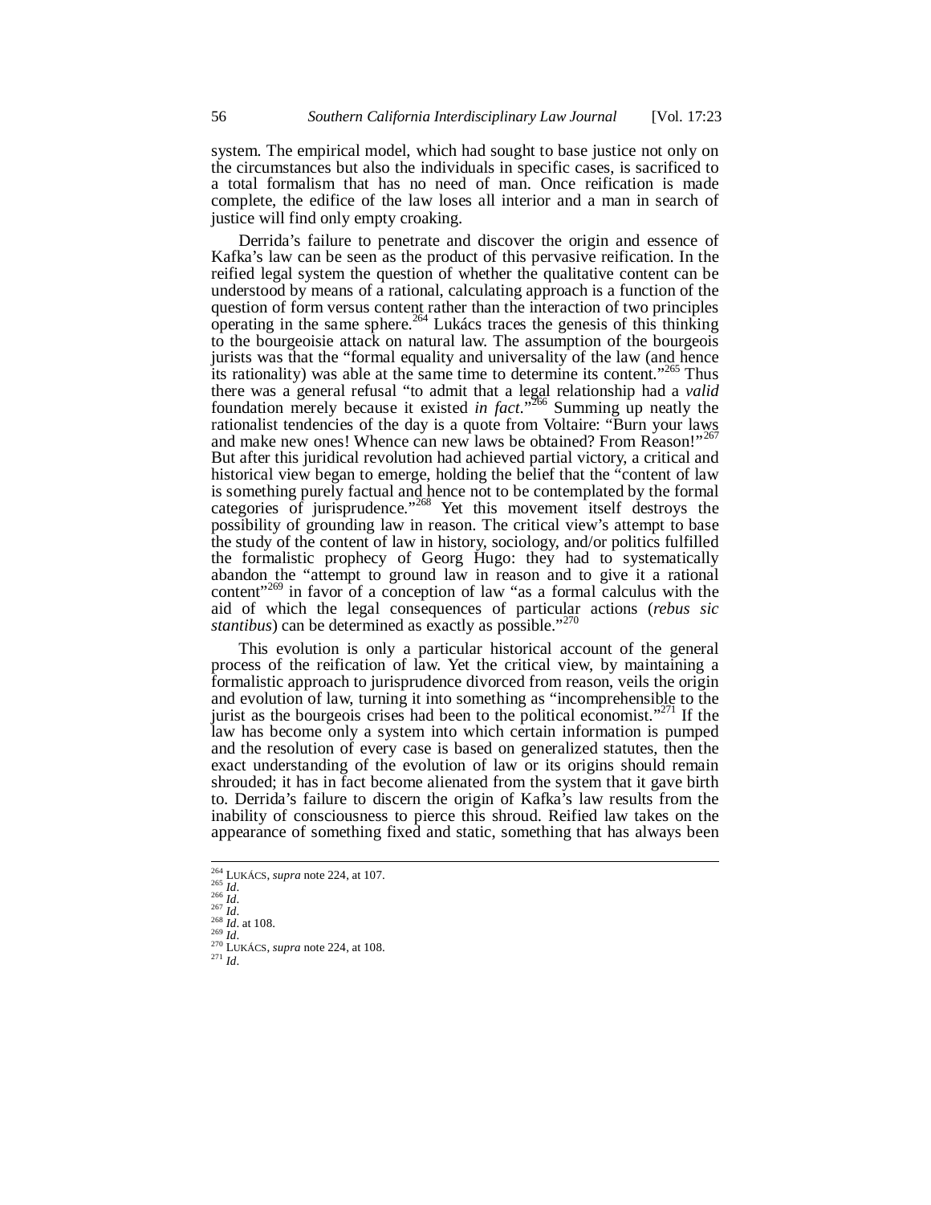system. The empirical model, which had sought to base justice not only on the circumstances but also the individuals in specific cases, is sacrificed to a total formalism that has no need of man. Once reification is made complete, the edifice of the law loses all interior and a man in search of justice will find only empty croaking.

Derrida's failure to penetrate and discover the origin and essence of Kafka's law can be seen as the product of this pervasive reification. In the reified legal system the question of whether the qualitative content can be understood by means of a rational, calculating approach is a function of the question of form versus content rather than the interaction of two principles operating in the same sphere.[264] Lukács traces the genesis of this thinking to the bourgeoisie attack on natural law. The assumption of the bourgeois jurists was that the "formal equality and universality of the law (and hence its rationality) was able at the same time to determine its content."[265] Thus there was a general refusal "to admit that a legal relationship had a *valid* foundation merely because it existed *in fact*."[266] Summing up neatly the rationalist tendencies of the day is a quote from Voltaire: "Burn your laws and make new ones! Whence can new laws be obtained? From Reason!"[267] But after this juridical revolution had achieved partial victory, a critical and historical view began to emerge, holding the belief that the "content of law is something purely factual and hence not to be contemplated by the formal categories of jurisprudence."[268] Yet this movement itself destroys the possibility of grounding law in reason. The critical view's attempt to base the study of the content of law in history, sociology, and/or politics fulfilled the formalistic prophecy of Georg Hugo: they had to systematically abandon the "attempt to ground law in reason and to give it a rational content"[269] in favor of a conception of law "as a formal calculus with the aid of which the legal consequences of particular actions (*rebus sic stantibus*) can be determined as exactly as possible."[270]

This evolution is only a particular historical account of the general process of the reification of law. Yet the critical view, by maintaining a formalistic approach to jurisprudence divorced from reason, veils the origin and evolution of law, turning it into something as "incomprehensible to the jurist as the bourgeois crises had been to the political economist."[271] If the law has become only a system into which certain information is pumped and the resolution of every case is based on generalized statutes, then the exact understanding of the evolution of law or its origins should remain shrouded; it has in fact become alienated from the system that it gave birth to. Derrida's failure to discern the origin of Kafka's law results from the inability of consciousness to pierce this shroud. Reified law takes on the appearance of something fixed and static, something that has always been

---

[264] LUKÁCS, *supra* note 224, at 107.
[265] *Id*.
[266] *Id*.
[267] *Id*.
[268] *Id*. at 108.
[269] *Id*.
[270] LUKÁCS, *supra* note 224, at 108.
[271] *Id*.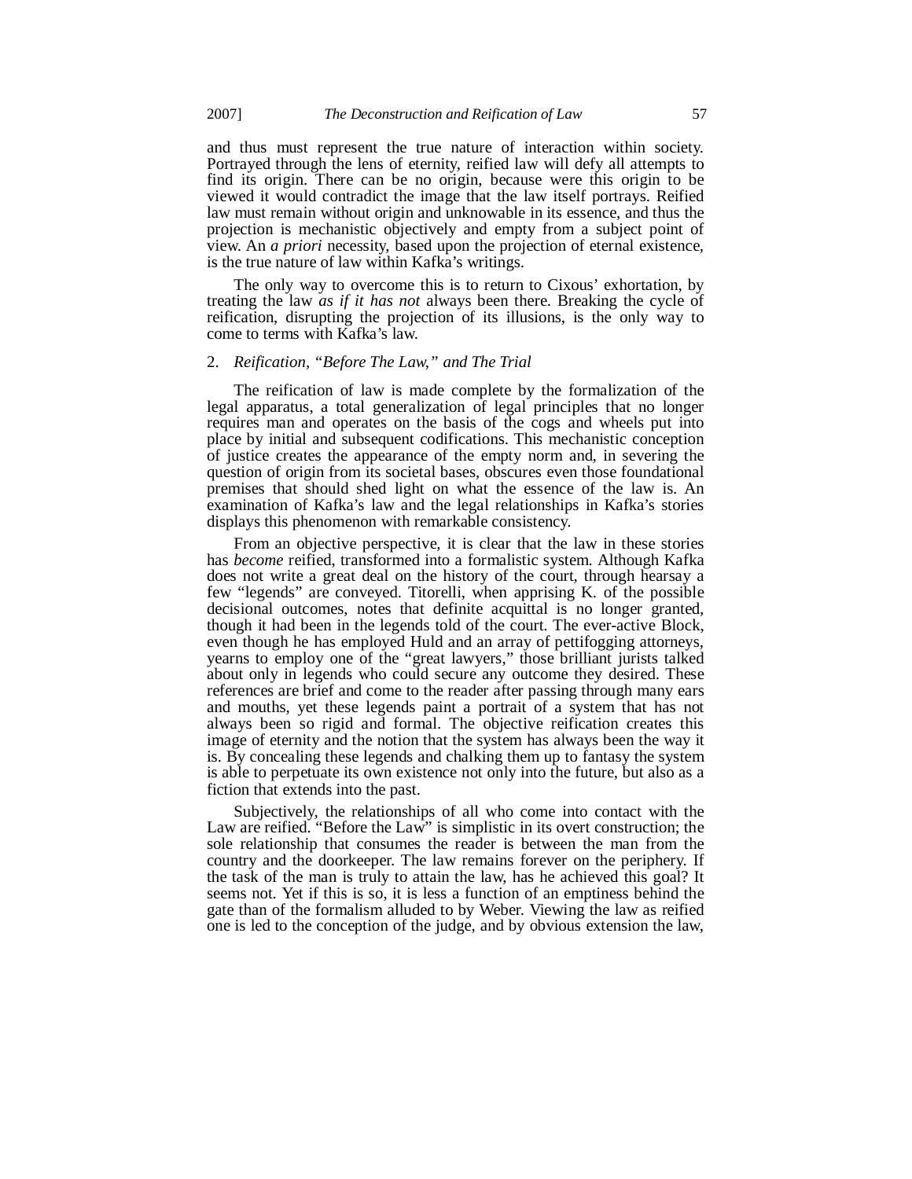and thus must represent the true nature of interaction within society. Portrayed through the lens of eternity, reified law will defy all attempts to find its origin. There can be no origin, because were this origin to be viewed it would contradict the image that the law itself portrays. Reified law must remain without origin and unknowable in its essence, and thus the projection is mechanistic objectively and empty from a subject point of view. An *a priori* necessity, based upon the projection of eternal existence, is the true nature of law within Kafka's writings.

The only way to overcome this is to return to Cixous' exhortation, by treating the law *as if it has not* always been there. Breaking the cycle of reification, disrupting the projection of its illusions, is the only way to come to terms with Kafka's law.

### 2. *Reification, "Before The Law," and The Trial*

The reification of law is made complete by the formalization of the legal apparatus, a total generalization of legal principles that no longer requires man and operates on the basis of the cogs and wheels put into place by initial and subsequent codifications. This mechanistic conception of justice creates the appearance of the empty norm and, in severing the question of origin from its societal bases, obscures even those foundational premises that should shed light on what the essence of the law is. An examination of Kafka's law and the legal relationships in Kafka's stories displays this phenomenon with remarkable consistency.

From an objective perspective, it is clear that the law in these stories has *become* reified, transformed into a formalistic system. Although Kafka does not write a great deal on the history of the court, through hearsay a few "legends" are conveyed. Titorelli, when apprising K. of the possible decisional outcomes, notes that definite acquittal is no longer granted, though it had been in the legends told of the court. The ever-active Block, even though he has employed Huld and an array of pettifogging attorneys, yearns to employ one of the "great lawyers," those brilliant jurists talked about only in legends who could secure any outcome they desired. These references are brief and come to the reader after passing through many ears and mouths, yet these legends paint a portrait of a system that has not always been so rigid and formal. The objective reification creates this image of eternity and the notion that the system has always been the way it is. By concealing these legends and chalking them up to fantasy the system is able to perpetuate its own existence not only into the future, but also as a fiction that extends into the past.

Subjectively, the relationships of all who come into contact with the Law are reified. "Before the Law" is simplistic in its overt construction; the sole relationship that consumes the reader is between the man from the country and the doorkeeper. The law remains forever on the periphery. If the task of the man is truly to attain the law, has he achieved this goal? It seems not. Yet if this is so, it is less a function of an emptiness behind the gate than of the formalism alluded to by Weber. Viewing the law as reified one is led to the conception of the judge, and by obvious extension the law,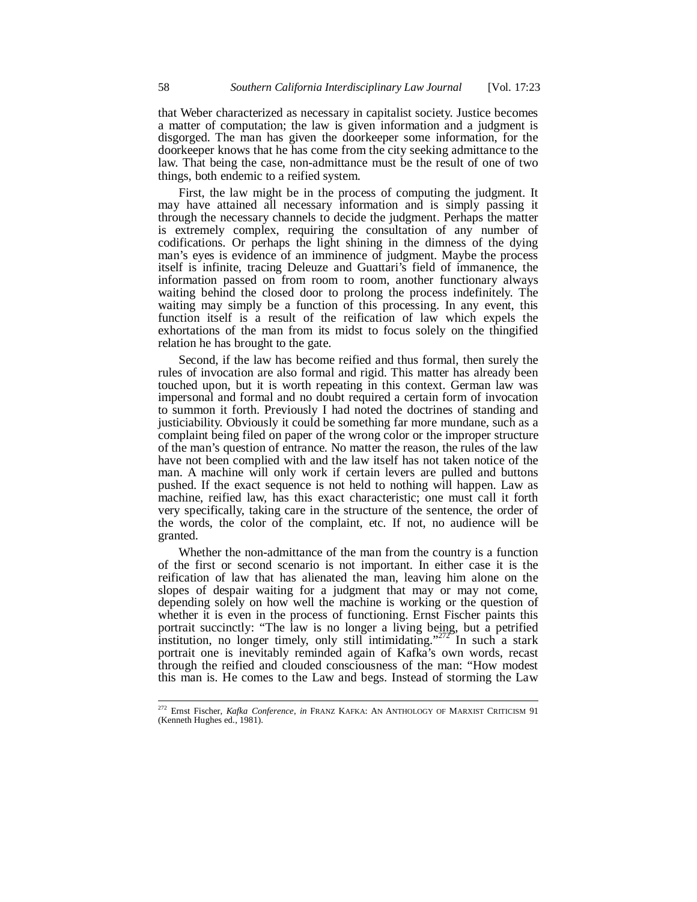that Weber characterized as necessary in capitalist society. Justice becomes a matter of computation; the law is given information and a judgment is disgorged. The man has given the doorkeeper some information, for the doorkeeper knows that he has come from the city seeking admittance to the law. That being the case, non-admittance must be the result of one of two things, both endemic to a reified system.

First, the law might be in the process of computing the judgment. It may have attained all necessary information and is simply passing it through the necessary channels to decide the judgment. Perhaps the matter is extremely complex, requiring the consultation of any number of codifications. Or perhaps the light shining in the dimness of the dying man's eyes is evidence of an imminence of judgment. Maybe the process itself is infinite, tracing Deleuze and Guattari's field of immanence, the information passed on from room to room, another functionary always waiting behind the closed door to prolong the process indefinitely. The waiting may simply be a function of this processing. In any event, this function itself is a result of the reification of law which expels the exhortations of the man from its midst to focus solely on the thingified relation he has brought to the gate.

Second, if the law has become reified and thus formal, then surely the rules of invocation are also formal and rigid. This matter has already been touched upon, but it is worth repeating in this context. German law was impersonal and formal and no doubt required a certain form of invocation to summon it forth. Previously I had noted the doctrines of standing and justiciability. Obviously it could be something far more mundane, such as a complaint being filed on paper of the wrong color or the improper structure of the man's question of entrance. No matter the reason, the rules of the law have not been complied with and the law itself has not taken notice of the man. A machine will only work if certain levers are pulled and buttons pushed. If the exact sequence is not held to nothing will happen. Law as machine, reified law, has this exact characteristic; one must call it forth very specifically, taking care in the structure of the sentence, the order of the words, the color of the complaint, etc. If not, no audience will be granted.

Whether the non-admittance of the man from the country is a function of the first or second scenario is not important. In either case it is the reification of law that has alienated the man, leaving him alone on the slopes of despair waiting for a judgment that may or may not come, depending solely on how well the machine is working or the question of whether it is even in the process of functioning. Ernst Fischer paints this portrait succinctly: "The law is no longer a living being, but a petrified institution, no longer timely, only still intimidating."[272] In such a stark portrait one is inevitably reminded again of Kafka's own words, recast through the reified and clouded consciousness of the man: "How modest this man is. He comes to the Law and begs. Instead of storming the Law

---

[272] Ernst Fischer, *Kafka Conference*, *in* FRANZ KAFKA: AN ANTHOLOGY OF MARXIST CRITICISM 91 (Kenneth Hughes ed., 1981).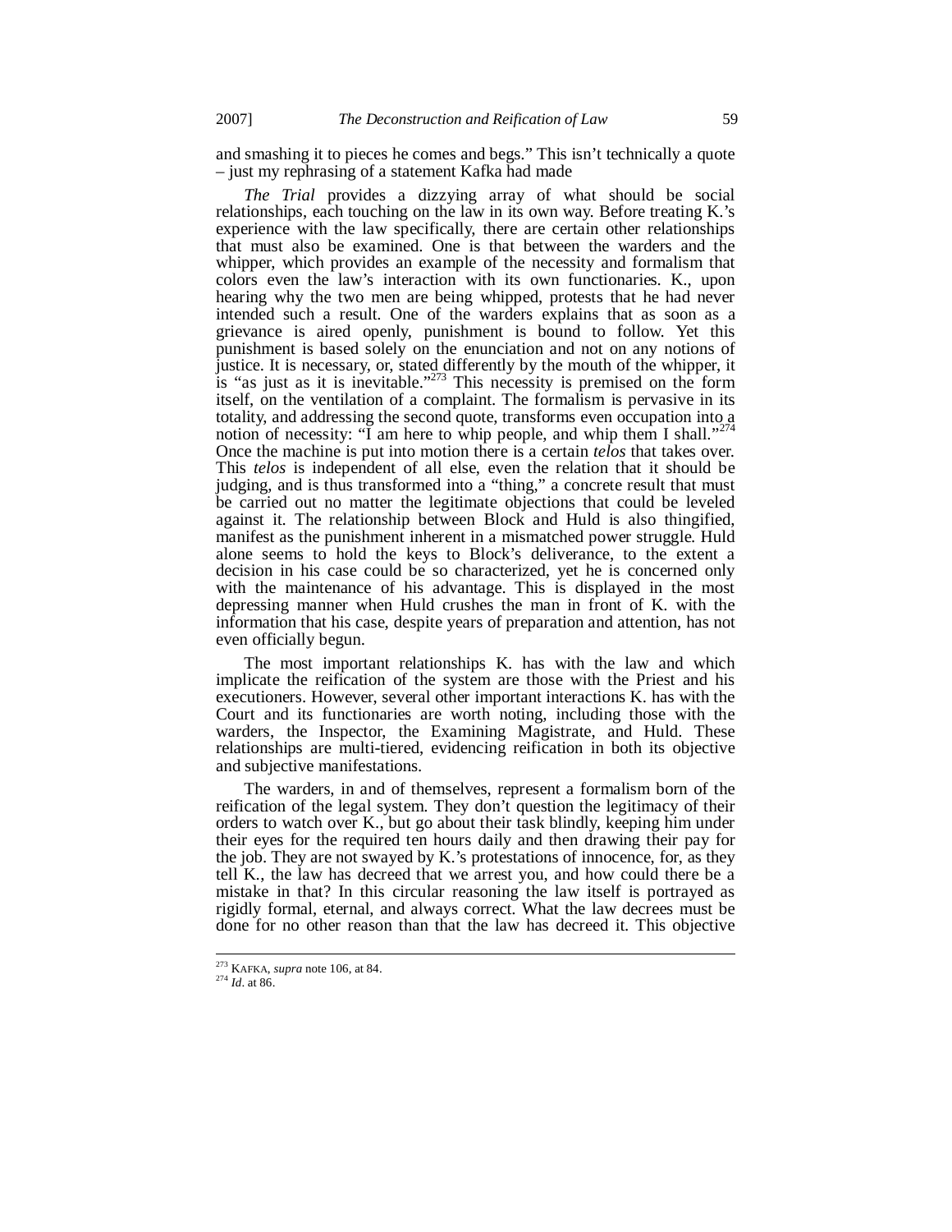and smashing it to pieces he comes and begs." This isn't technically a quote – just my rephrasing of a statement Kafka had made

*The Trial* provides a dizzying array of what should be social relationships, each touching on the law in its own way. Before treating K.'s experience with the law specifically, there are certain other relationships that must also be examined. One is that between the warders and the whipper, which provides an example of the necessity and formalism that colors even the law's interaction with its own functionaries. K., upon hearing why the two men are being whipped, protests that he had never intended such a result. One of the warders explains that as soon as a grievance is aired openly, punishment is bound to follow. Yet this punishment is based solely on the enunciation and not on any notions of justice. It is necessary, or, stated differently by the mouth of the whipper, it is "as just as it is inevitable."[273] This necessity is premised on the form itself, on the ventilation of a complaint. The formalism is pervasive in its totality, and addressing the second quote, transforms even occupation into a notion of necessity: "I am here to whip people, and whip them I shall."[274] Once the machine is put into motion there is a certain *telos* that takes over. This *telos* is independent of all else, even the relation that it should be judging, and is thus transformed into a "thing," a concrete result that must be carried out no matter the legitimate objections that could be leveled against it. The relationship between Block and Huld is also thingified, manifest as the punishment inherent in a mismatched power struggle. Huld alone seems to hold the keys to Block's deliverance, to the extent a decision in his case could be so characterized, yet he is concerned only with the maintenance of his advantage. This is displayed in the most depressing manner when Huld crushes the man in front of K. with the information that his case, despite years of preparation and attention, has not even officially begun.

The most important relationships K. has with the law and which implicate the reification of the system are those with the Priest and his executioners. However, several other important interactions K. has with the Court and its functionaries are worth noting, including those with the warders, the Inspector, the Examining Magistrate, and Huld. These relationships are multi-tiered, evidencing reification in both its objective and subjective manifestations.

The warders, in and of themselves, represent a formalism born of the reification of the legal system. They don't question the legitimacy of their orders to watch over K., but go about their task blindly, keeping him under their eyes for the required ten hours daily and then drawing their pay for the job. They are not swayed by K.'s protestations of innocence, for, as they tell K., the law has decreed that we arrest you, and how could there be a mistake in that? In this circular reasoning the law itself is portrayed as rigidly formal, eternal, and always correct. What the law decrees must be done for no other reason than that the law has decreed it. This objective

---

[273] KAFKA, *supra* note 106, at 84.

[274] *Id*. at 86.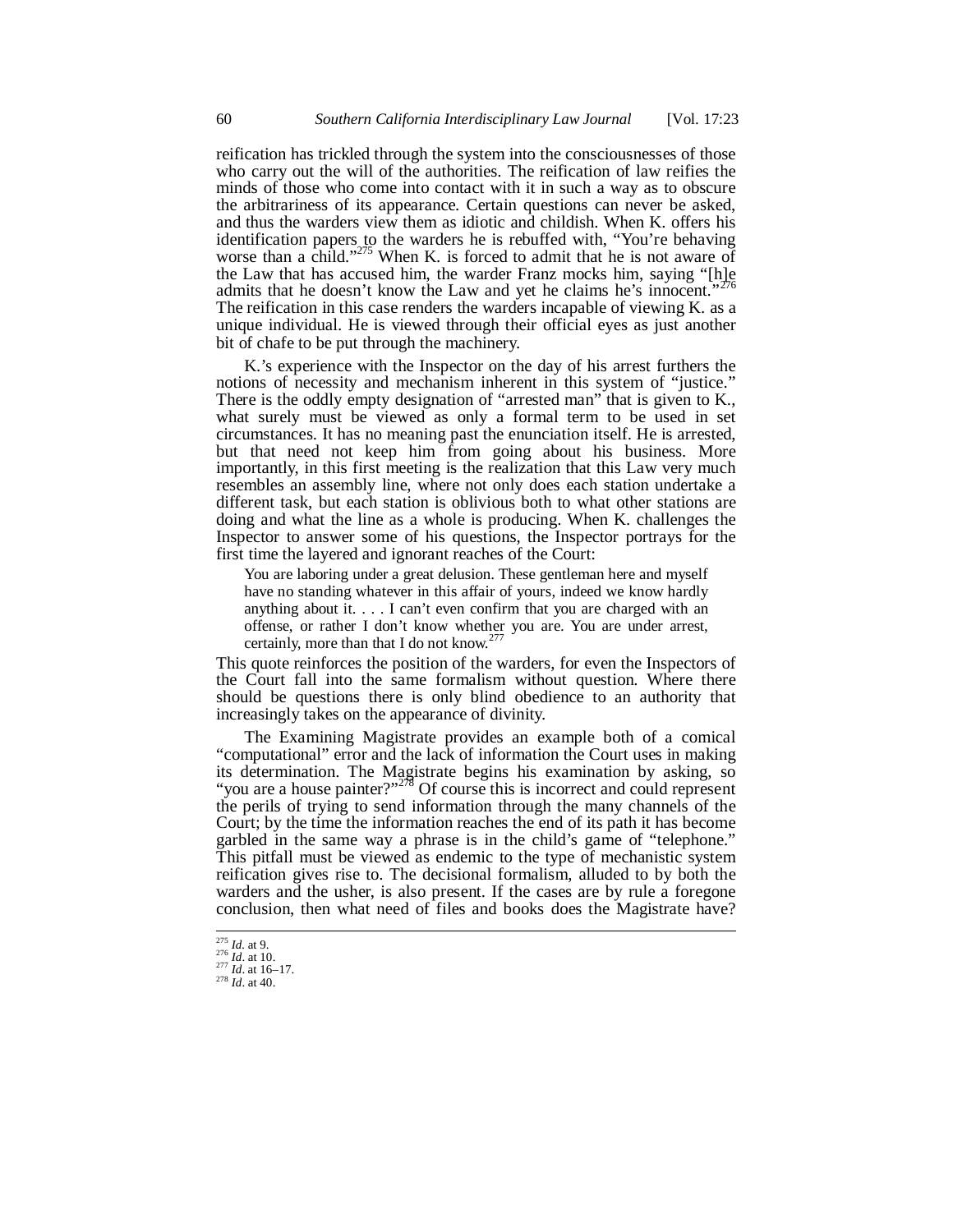reification has trickled through the system into the consciousnesses of those who carry out the will of the authorities. The reification of law reifies the minds of those who come into contact with it in such a way as to obscure the arbitrariness of its appearance. Certain questions can never be asked, and thus the warders view them as idiotic and childish. When K. offers his identification papers to the warders he is rebuffed with, "You're behaving worse than a child."[275] When K. is forced to admit that he is not aware of the Law that has accused him, the warder Franz mocks him, saying "[h]e admits that he doesn't know the Law and yet he claims he's innocent."[276] The reification in this case renders the warders incapable of viewing K. as a unique individual. He is viewed through their official eyes as just another bit of chafe to be put through the machinery.

K.'s experience with the Inspector on the day of his arrest furthers the notions of necessity and mechanism inherent in this system of "justice." There is the oddly empty designation of "arrested man" that is given to K., what surely must be viewed as only a formal term to be used in set circumstances. It has no meaning past the enunciation itself. He is arrested, but that need not keep him from going about his business. More importantly, in this first meeting is the realization that this Law very much resembles an assembly line, where not only does each station undertake a different task, but each station is oblivious both to what other stations are doing and what the line as a whole is producing. When K. challenges the Inspector to answer some of his questions, the Inspector portrays for the first time the layered and ignorant reaches of the Court:

> You are laboring under a great delusion. These gentleman here and myself have no standing whatever in this affair of yours, indeed we know hardly anything about it. . . . I can't even confirm that you are charged with an offense, or rather I don't know whether you are. You are under arrest, certainly, more than that I do not know.[277]

This quote reinforces the position of the warders, for even the Inspectors of the Court fall into the same formalism without question. Where there should be questions there is only blind obedience to an authority that increasingly takes on the appearance of divinity.

The Examining Magistrate provides an example both of a comical "computational" error and the lack of information the Court uses in making its determination. The Magistrate begins his examination by asking, so "you are a house painter?"[278] Of course this is incorrect and could represent the perils of trying to send information through the many channels of the Court; by the time the information reaches the end of its path it has become garbled in the same way a phrase is in the child's game of "telephone." This pitfall must be viewed as endemic to the type of mechanistic system reification gives rise to. The decisional formalism, alluded to by both the warders and the usher, is also present. If the cases are by rule a foregone conclusion, then what need of files and books does the Magistrate have?

---

[275] *Id.* at 9.
[276] *Id.* at 10.
[277] *Id.* at 16–17.
[278] *Id.* at 40.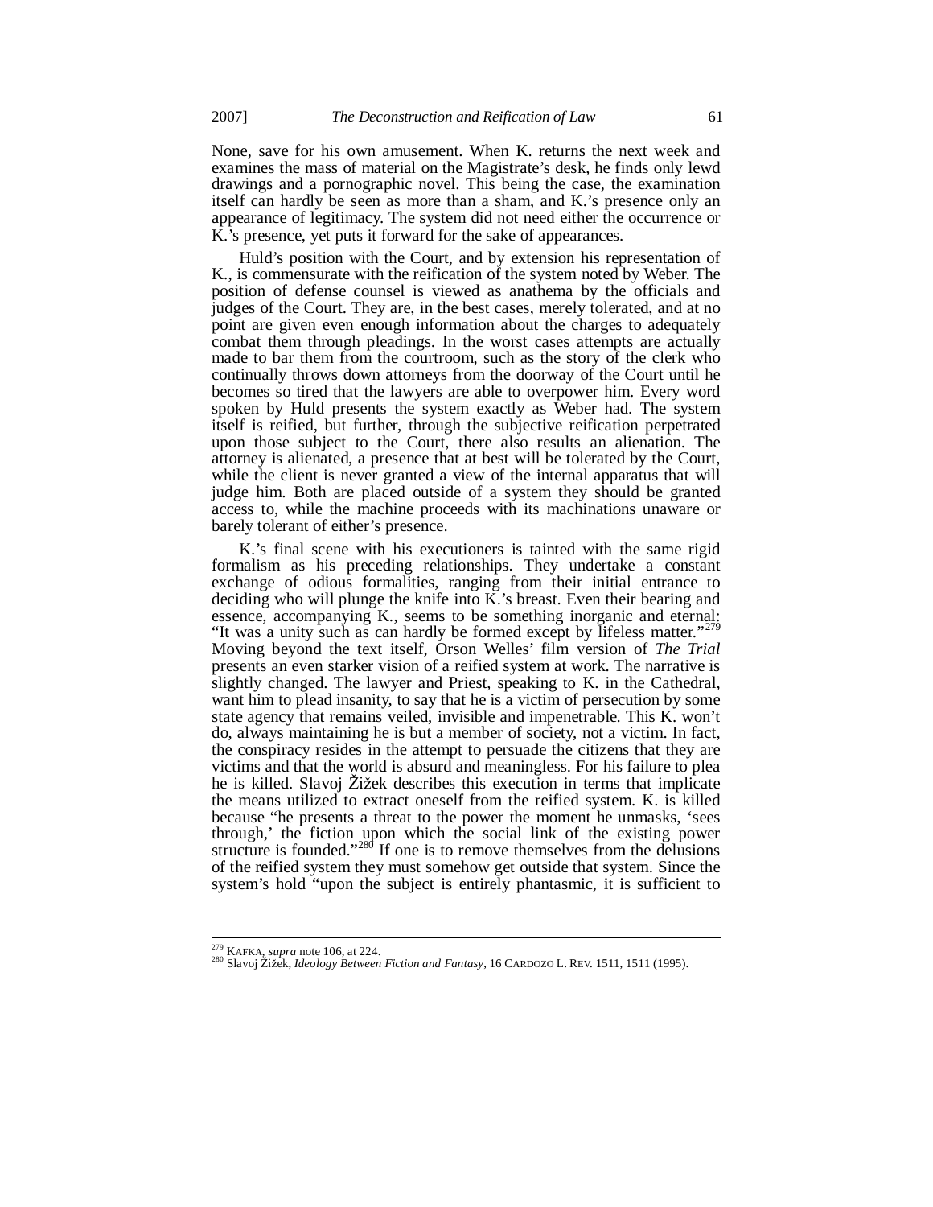None, save for his own amusement. When K. returns the next week and examines the mass of material on the Magistrate's desk, he finds only lewd drawings and a pornographic novel. This being the case, the examination itself can hardly be seen as more than a sham, and K.'s presence only an appearance of legitimacy. The system did not need either the occurrence or K.'s presence, yet puts it forward for the sake of appearances.

Huld's position with the Court, and by extension his representation of K., is commensurate with the reification of the system noted by Weber. The position of defense counsel is viewed as anathema by the officials and judges of the Court. They are, in the best cases, merely tolerated, and at no point are given even enough information about the charges to adequately combat them through pleadings. In the worst cases attempts are actually made to bar them from the courtroom, such as the story of the clerk who continually throws down attorneys from the doorway of the Court until he becomes so tired that the lawyers are able to overpower him. Every word spoken by Huld presents the system exactly as Weber had. The system itself is reified, but further, through the subjective reification perpetrated upon those subject to the Court, there also results an alienation. The attorney is alienated, a presence that at best will be tolerated by the Court, while the client is never granted a view of the internal apparatus that will judge him. Both are placed outside of a system they should be granted access to, while the machine proceeds with its machinations unaware or barely tolerant of either's presence.

K.'s final scene with his executioners is tainted with the same rigid formalism as his preceding relationships. They undertake a constant exchange of odious formalities, ranging from their initial entrance to deciding who will plunge the knife into K.'s breast. Even their bearing and essence, accompanying K., seems to be something inorganic and eternal: "It was a unity such as can hardly be formed except by lifeless matter."[279] Moving beyond the text itself, Orson Welles' film version of *The Trial* presents an even starker vision of a reified system at work. The narrative is slightly changed. The lawyer and Priest, speaking to K. in the Cathedral, want him to plead insanity, to say that he is a victim of persecution by some state agency that remains veiled, invisible and impenetrable. This K. won't do, always maintaining he is but a member of society, not a victim. In fact, the conspiracy resides in the attempt to persuade the citizens that they are victims and that the world is absurd and meaningless. For his failure to plea he is killed. Slavoj Žižek describes this execution in terms that implicate the means utilized to extract oneself from the reified system. K. is killed because "he presents a threat to the power the moment he unmasks, 'sees through,' the fiction upon which the social link of the existing power structure is founded."[280] If one is to remove themselves from the delusions of the reified system they must somehow get outside that system. Since the system's hold "upon the subject is entirely phantasmic, it is sufficient to

---

[279] KAFKA, *supra* note 106, at 224.

[280] Slavoj Žižek, *Ideology Between Fiction and Fantasy*, 16 CARDOZO L. REV. 1511, 1511 (1995).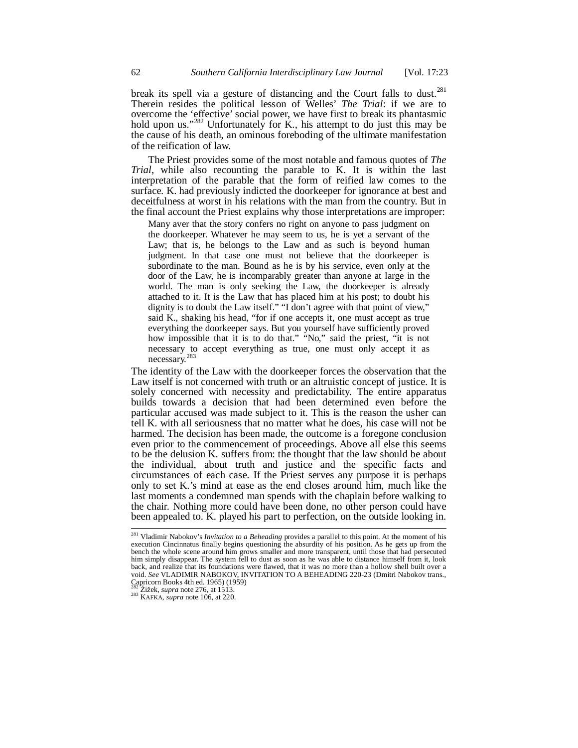break its spell via a gesture of distancing and the Court falls to dust.[281] Therein resides the political lesson of Welles' *The Trial*: if we are to overcome the 'effective' social power, we have first to break its phantasmic hold upon us."[282] Unfortunately for K., his attempt to do just this may be the cause of his death, an ominous foreboding of the ultimate manifestation of the reification of law.

The Priest provides some of the most notable and famous quotes of *The Trial*, while also recounting the parable to K. It is within the last interpretation of the parable that the form of reified law comes to the surface. K. had previously indicted the doorkeeper for ignorance at best and deceitfulness at worst in his relations with the man from the country. But in the final account the Priest explains why those interpretations are improper:

> Many aver that the story confers no right on anyone to pass judgment on the doorkeeper. Whatever he may seem to us, he is yet a servant of the Law; that is, he belongs to the Law and as such is beyond human judgment. In that case one must not believe that the doorkeeper is subordinate to the man. Bound as he is by his service, even only at the door of the Law, he is incomparably greater than anyone at large in the world. The man is only seeking the Law, the doorkeeper is already attached to it. It is the Law that has placed him at his post; to doubt his dignity is to doubt the Law itself." "I don't agree with that point of view," said K., shaking his head, "for if one accepts it, one must accept as true everything the doorkeeper says. But you yourself have sufficiently proved how impossible that it is to do that." "No," said the priest, "it is not necessary to accept everything as true, one must only accept it as necessary.[283]

The identity of the Law with the doorkeeper forces the observation that the Law itself is not concerned with truth or an altruistic concept of justice. It is solely concerned with necessity and predictability. The entire apparatus builds towards a decision that had been determined even before the particular accused was made subject to it. This is the reason the usher can tell K. with all seriousness that no matter what he does, his case will not be harmed. The decision has been made, the outcome is a foregone conclusion even prior to the commencement of proceedings. Above all else this seems to be the delusion K. suffers from: the thought that the law should be about the individual, about truth and justice and the specific facts and circumstances of each case. If the Priest serves any purpose it is perhaps only to set K.'s mind at ease as the end closes around him, much like the last moments a condemned man spends with the chaplain before walking to the chair. Nothing more could have been done, no other person could have been appealed to. K. played his part to perfection, on the outside looking in.

---

[281] Vladimir Nabokov's *Invitation to a Beheading* provides a parallel to this point. At the moment of his execution Cincinnatus finally begins questioning the absurdity of his position. As he gets up from the bench the whole scene around him grows smaller and more transparent, until those that had persecuted him simply disappear. The system fell to dust as soon as he was able to distance himself from it, look back, and realize that its foundations were flawed, that it was no more than a hollow shell built over a void. *See* VLADIMIR NABOKOV, INVITATION TO A BEHEADING 220-23 (Dmitri Nabokov trans., Capricorn Books 4th ed. 1965) (1959)

[282] Žižek, *supra* note 276, at 1513.

[283] KAFKA, *supra* note 106, at 220.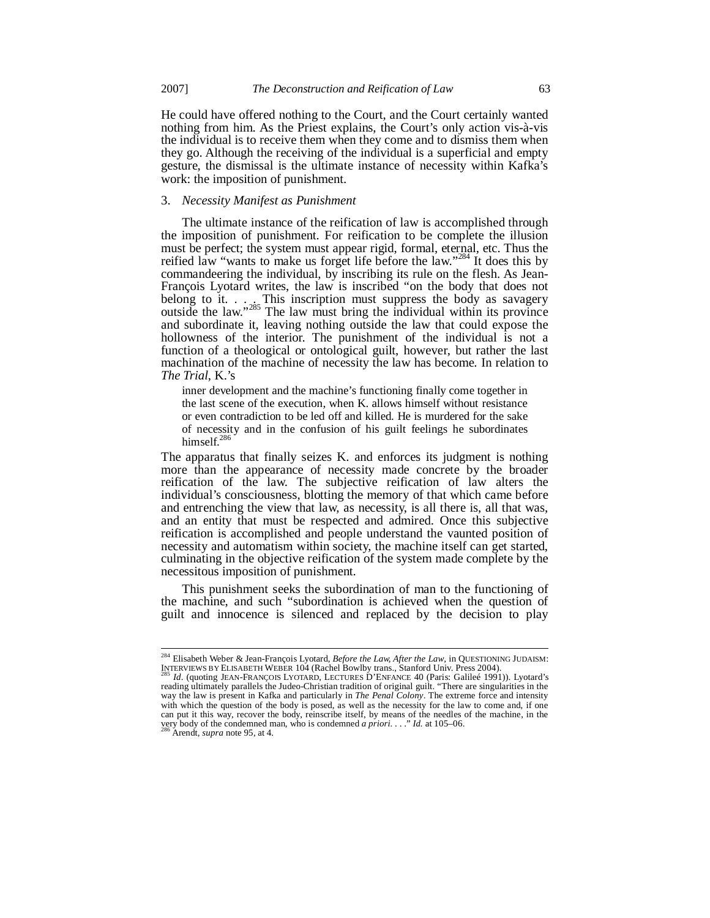He could have offered nothing to the Court, and the Court certainly wanted nothing from him. As the Priest explains, the Court's only action vis-à-vis the individual is to receive them when they come and to dismiss them when they go. Although the receiving of the individual is a superficial and empty gesture, the dismissal is the ultimate instance of necessity within Kafka's work: the imposition of punishment.

### 3. *Necessity Manifest as Punishment*

The ultimate instance of the reification of law is accomplished through the imposition of punishment. For reification to be complete the illusion must be perfect; the system must appear rigid, formal, eternal, etc. Thus the reified law "wants to make us forget life before the law."[284] It does this by commandeering the individual, by inscribing its rule on the flesh. As Jean-François Lyotard writes, the law is inscribed "on the body that does not belong to it. . . . This inscription must suppress the body as savagery outside the law."[285] The law must bring the individual within its province and subordinate it, leaving nothing outside the law that could expose the hollowness of the interior. The punishment of the individual is not a function of a theological or ontological guilt, however, but rather the last machination of the machine of necessity the law has become. In relation to *The Trial*, K.'s

> inner development and the machine's functioning finally come together in the last scene of the execution, when K. allows himself without resistance or even contradiction to be led off and killed. He is murdered for the sake of necessity and in the confusion of his guilt feelings he subordinates himself.[286]

The apparatus that finally seizes K. and enforces its judgment is nothing more than the appearance of necessity made concrete by the broader reification of the law. The subjective reification of law alters the individual's consciousness, blotting the memory of that which came before and entrenching the view that law, as necessity, is all there is, all that was, and an entity that must be respected and admired. Once this subjective reification is accomplished and people understand the vaunted position of necessity and automatism within society, the machine itself can get started, culminating in the objective reification of the system made complete by the necessitous imposition of punishment.

This punishment seeks the subordination of man to the functioning of the machine, and such "subordination is achieved when the question of guilt and innocence is silenced and replaced by the decision to play

---

[284] Elisabeth Weber & Jean-François Lyotard, *Before the Law, After the Law*, in QUESTIONING JUDAISM: INTERVIEWS BY ELISABETH WEBER 104 (Rachel Bowlby trans., Stanford Univ. Press 2004).

[285] *Id*. (quoting JEAN-FRANÇOIS LYOTARD, LECTURES D'ENFANCE 40 (Paris: Galileé 1991)). Lyotard's reading ultimately parallels the Judeo-Christian tradition of original guilt. "There are singularities in the way the law is present in Kafka and particularly in *The Penal Colony*. The extreme force and intensity with which the question of the body is posed, as well as the necessity for the law to come and, if one can put it this way, recover the body, reinscribe itself, by means of the needles of the machine, in the very body of the condemned man, who is condemned *a priori*. . . ." *Id.* at 105–06.

[286] Arendt, *supra* note 95, at 4.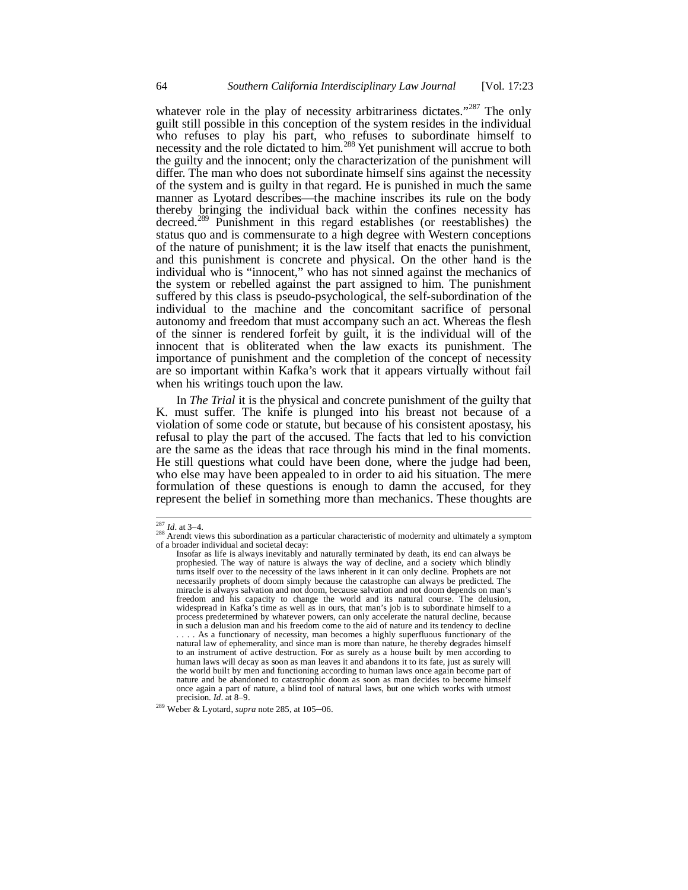whatever role in the play of necessity arbitrariness dictates."[287] The only guilt still possible in this conception of the system resides in the individual who refuses to play his part, who refuses to subordinate himself to necessity and the role dictated to him.[288] Yet punishment will accrue to both the guilty and the innocent; only the characterization of the punishment will differ. The man who does not subordinate himself sins against the necessity of the system and is guilty in that regard. He is punished in much the same manner as Lyotard describes—the machine inscribes its rule on the body thereby bringing the individual back within the confines necessity has decreed.[289] Punishment in this regard establishes (or reestablishes) the status quo and is commensurate to a high degree with Western conceptions of the nature of punishment; it is the law itself that enacts the punishment, and this punishment is concrete and physical. On the other hand is the individual who is "innocent," who has not sinned against the mechanics of the system or rebelled against the part assigned to him. The punishment suffered by this class is pseudo-psychological, the self-subordination of the individual to the machine and the concomitant sacrifice of personal autonomy and freedom that must accompany such an act. Whereas the flesh of the sinner is rendered forfeit by guilt, it is the individual will of the innocent that is obliterated when the law exacts its punishment. The importance of punishment and the completion of the concept of necessity are so important within Kafka's work that it appears virtually without fail when his writings touch upon the law.

In *The Trial* it is the physical and concrete punishment of the guilty that K. must suffer. The knife is plunged into his breast not because of a violation of some code or statute, but because of his consistent apostasy, his refusal to play the part of the accused. The facts that led to his conviction are the same as the ideas that race through his mind in the final moments. He still questions what could have been done, where the judge had been, who else may have been appealed to in order to aid his situation. The mere formulation of these questions is enough to damn the accused, for they represent the belief in something more than mechanics. These thoughts are

---

[287] *Id*. at 3–4.

[288] Arendt views this subordination as a particular characteristic of modernity and ultimately a symptom of a broader individual and societal decay:

> Insofar as life is always inevitably and naturally terminated by death, its end can always be prophesied. The way of nature is always the way of decline, and a society which blindly turns itself over to the necessity of the laws inherent in it can only decline. Prophets are not necessarily prophets of doom simply because the catastrophe can always be predicted. The miracle is always salvation and not doom, because salvation and not doom depends on man's freedom and his capacity to change the world and its natural course. The delusion, widespread in Kafka's time as well as in ours, that man's job is to subordinate himself to a process predetermined by whatever powers, can only accelerate the natural decline, because in such a delusion man and his freedom come to the aid of nature and its tendency to decline . . . . As a functionary of necessity, man becomes a highly superfluous functionary of the natural law of ephemerality, and since man is more than nature, he thereby degrades himself to an instrument of active destruction. For as surely as a house built by men according to human laws will decay as soon as man leaves it and abandons it to its fate, just as surely will the world built by men and functioning according to human laws once again become part of nature and be abandoned to catastrophic doom as soon as man decides to become himself once again a part of nature, a blind tool of natural laws, but one which works with utmost precision. *Id*. at 8–9.

[289] Weber & Lyotard, *supra* note 285, at 105–06.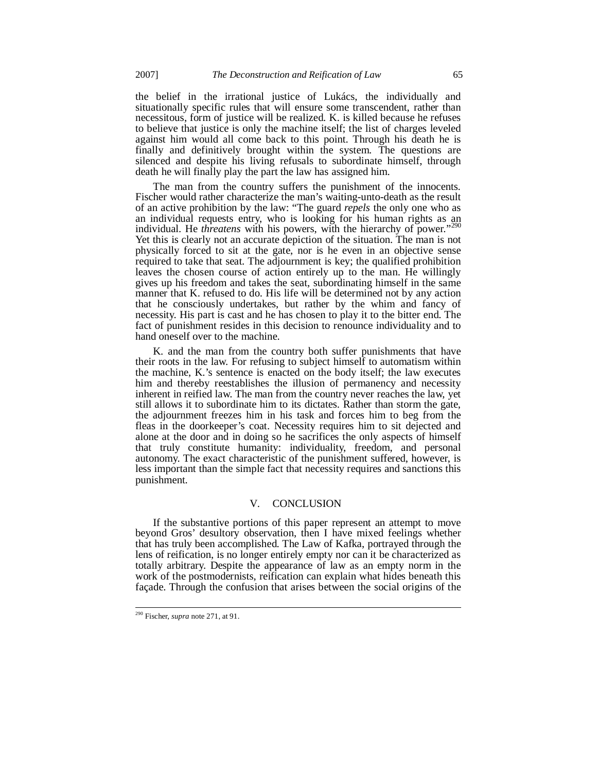the belief in the irrational justice of Lukács, the individually and situationally specific rules that will ensure some transcendent, rather than necessitous, form of justice will be realized. K. is killed because he refuses to believe that justice is only the machine itself; the list of charges leveled against him would all come back to this point. Through his death he is finally and definitively brought within the system. The questions are silenced and despite his living refusals to subordinate himself, through death he will finally play the part the law has assigned him.

The man from the country suffers the punishment of the innocents. Fischer would rather characterize the man's waiting-unto-death as the result of an active prohibition by the law: "The guard *repels* the only one who as an individual requests entry, who is looking for his human rights as an individual. He *threatens* with his powers, with the hierarchy of power."[290] Yet this is clearly not an accurate depiction of the situation. The man is not physically forced to sit at the gate, nor is he even in an objective sense required to take that seat. The adjournment is key; the qualified prohibition leaves the chosen course of action entirely up to the man. He willingly gives up his freedom and takes the seat, subordinating himself in the same manner that K. refused to do. His life will be determined not by any action that he consciously undertakes, but rather by the whim and fancy of necessity. His part is cast and he has chosen to play it to the bitter end. The fact of punishment resides in this decision to renounce individuality and to hand oneself over to the machine.

K. and the man from the country both suffer punishments that have their roots in the law. For refusing to subject himself to automatism within the machine, K.'s sentence is enacted on the body itself; the law executes him and thereby reestablishes the illusion of permanency and necessity inherent in reified law. The man from the country never reaches the law, yet still allows it to subordinate him to its dictates. Rather than storm the gate, the adjournment freezes him in his task and forces him to beg from the fleas in the doorkeeper's coat. Necessity requires him to sit dejected and alone at the door and in doing so he sacrifices the only aspects of himself that truly constitute humanity: individuality, freedom, and personal autonomy. The exact characteristic of the punishment suffered, however, is less important than the simple fact that necessity requires and sanctions this punishment.

## V. CONCLUSION

If the substantive portions of this paper represent an attempt to move beyond Gros' desultory observation, then I have mixed feelings whether that has truly been accomplished. The Law of Kafka, portrayed through the lens of reification, is no longer entirely empty nor can it be characterized as totally arbitrary. Despite the appearance of law as an empty norm in the work of the postmodernists, reification can explain what hides beneath this façade. Through the confusion that arises between the social origins of the

---

[290] Fischer, *supra* note 271, at 91.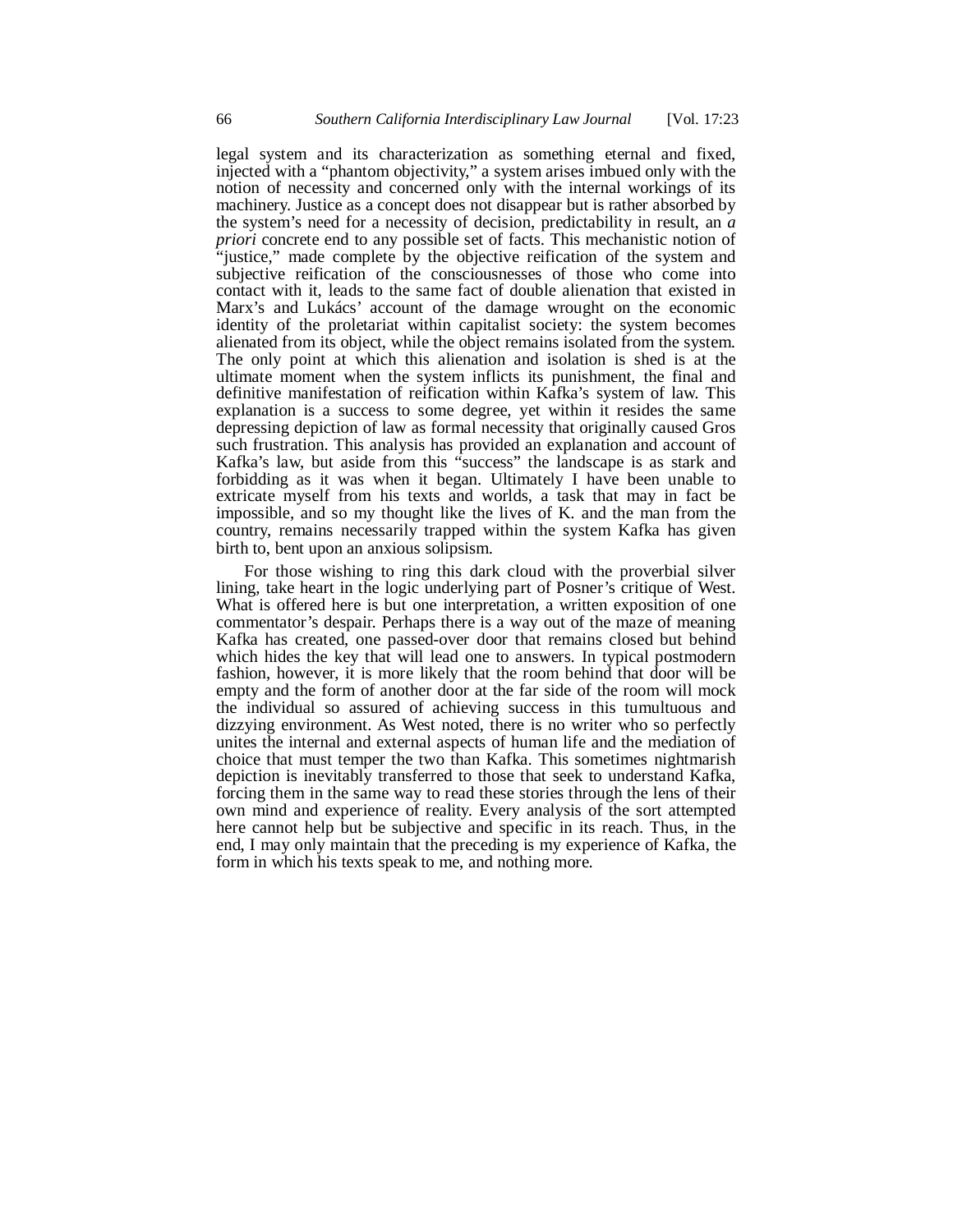legal system and its characterization as something eternal and fixed, injected with a "phantom objectivity," a system arises imbued only with the notion of necessity and concerned only with the internal workings of its machinery. Justice as a concept does not disappear but is rather absorbed by the system's need for a necessity of decision, predictability in result, an *a priori* concrete end to any possible set of facts. This mechanistic notion of "justice," made complete by the objective reification of the system and subjective reification of the consciousnesses of those who come into contact with it, leads to the same fact of double alienation that existed in Marx's and Lukács' account of the damage wrought on the economic identity of the proletariat within capitalist society: the system becomes alienated from its object, while the object remains isolated from the system. The only point at which this alienation and isolation is shed is at the ultimate moment when the system inflicts its punishment, the final and definitive manifestation of reification within Kafka's system of law. This explanation is a success to some degree, yet within it resides the same depressing depiction of law as formal necessity that originally caused Gros such frustration. This analysis has provided an explanation and account of Kafka's law, but aside from this "success" the landscape is as stark and forbidding as it was when it began. Ultimately I have been unable to extricate myself from his texts and worlds, a task that may in fact be impossible, and so my thought like the lives of K. and the man from the country, remains necessarily trapped within the system Kafka has given birth to, bent upon an anxious solipsism.

For those wishing to ring this dark cloud with the proverbial silver lining, take heart in the logic underlying part of Posner's critique of West. What is offered here is but one interpretation, a written exposition of one commentator's despair. Perhaps there is a way out of the maze of meaning Kafka has created, one passed-over door that remains closed but behind which hides the key that will lead one to answers. In typical postmodern fashion, however, it is more likely that the room behind that door will be empty and the form of another door at the far side of the room will mock the individual so assured of achieving success in this tumultuous and dizzying environment. As West noted, there is no writer who so perfectly unites the internal and external aspects of human life and the mediation of choice that must temper the two than Kafka. This sometimes nightmarish depiction is inevitably transferred to those that seek to understand Kafka, forcing them in the same way to read these stories through the lens of their own mind and experience of reality. Every analysis of the sort attempted here cannot help but be subjective and specific in its reach. Thus, in the end, I may only maintain that the preceding is my experience of Kafka, the form in which his texts speak to me, and nothing more.